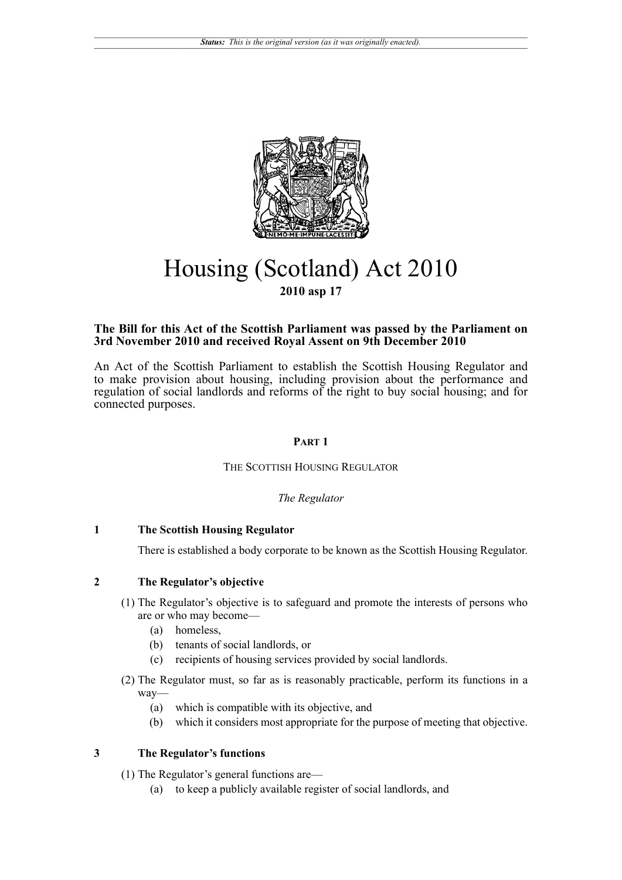*Status: This is the original version (as it was originally enacted).*

# Housing (Scotland) Act 2010

**2010 asp 17**

**The Bill for this Act of the Scottish Parliament was passed by the Parliament on 3rd November 2010 and received Royal Assent on 9th December 2010**

An Act of the Scottish Parliament to establish the Scottish Housing Regulator and to make provision about housing, including provision about the performance and regulation of social landlords and reforms of the right to buy social housing; and for connected purposes.

## PART 1

### THE SCOTTISH HOUSING REGULATOR

*The Regulator*

**1 The Scottish Housing Regulator**

There is established a body corporate to be known as the Scottish Housing Regulator.

**2 The Regulator's objective**

(1) The Regulator's objective is to safeguard and promote the interests of persons who are or who may become—

(a) homeless,

(b) tenants of social landlords, or

(c) recipients of housing services provided by social landlords.

(2) The Regulator must, so far as is reasonably practicable, perform its functions in a way—

(a) which is compatible with its objective, and

(b) which it considers most appropriate for the purpose of meeting that objective.

**3 The Regulator's functions**

(1) The Regulator's general functions are—

(a) to keep a publicly available register of social landlords, and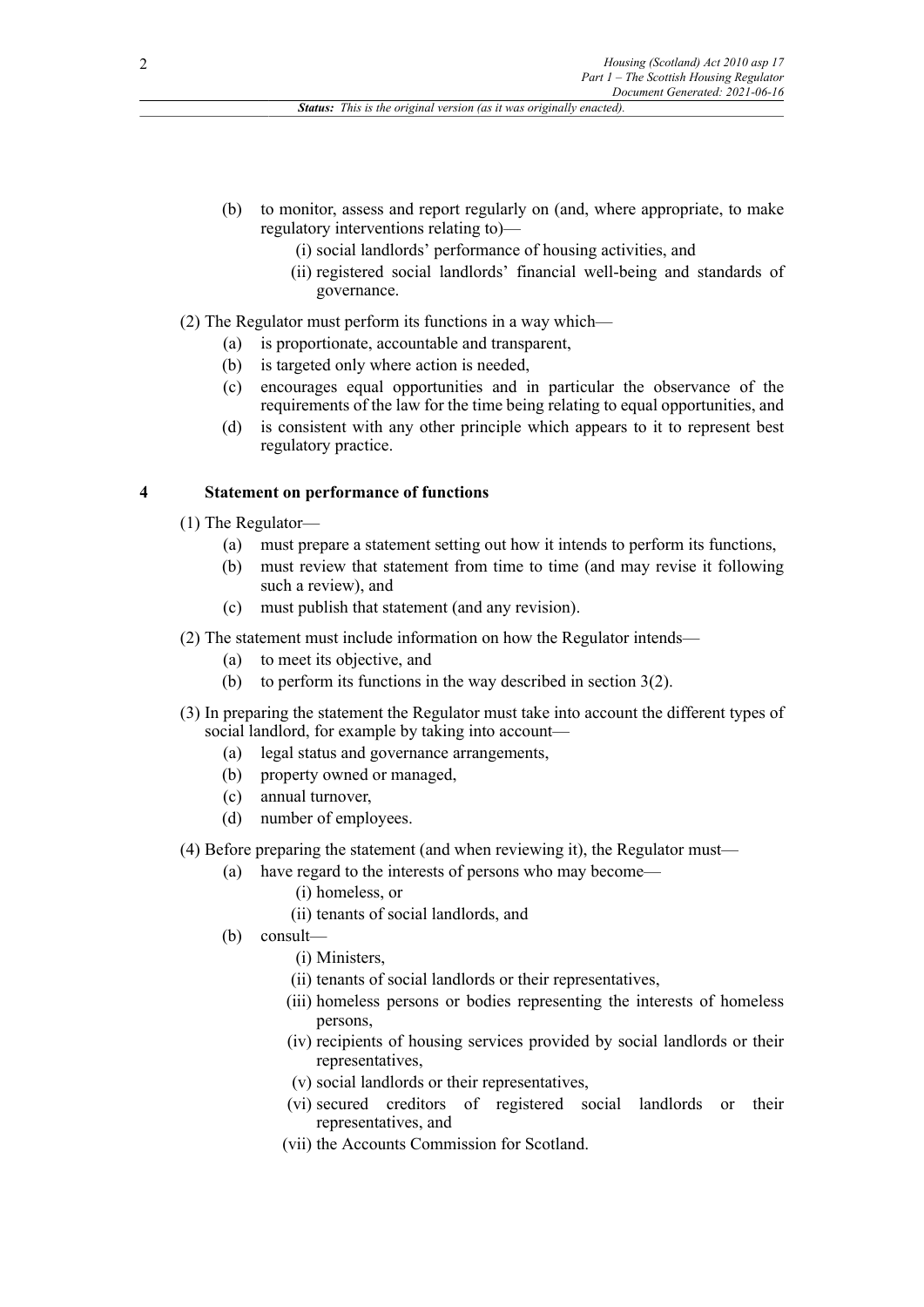(b) to monitor, assess and report regularly on (and, where appropriate, to make regulatory interventions relating to)—

   (i) social landlords' performance of housing activities, and

   (ii) registered social landlords' financial well-being and standards of governance.

(2) The Regulator must perform its functions in a way which—

(a) is proportionate, accountable and transparent,

(b) is targeted only where action is needed,

(c) encourages equal opportunities and in particular the observance of the requirements of the law for the time being relating to equal opportunities, and

(d) is consistent with any other principle which appears to it to represent best regulatory practice.

## 4 Statement on performance of functions

(1) The Regulator—

(a) must prepare a statement setting out how it intends to perform its functions,

(b) must review that statement from time to time (and may revise it following such a review), and

(c) must publish that statement (and any revision).

(2) The statement must include information on how the Regulator intends—

(a) to meet its objective, and

(b) to perform its functions in the way described in section 3(2).

(3) In preparing the statement the Regulator must take into account the different types of social landlord, for example by taking into account—

(a) legal status and governance arrangements,

(b) property owned or managed,

(c) annual turnover,

(d) number of employees.

(4) Before preparing the statement (and when reviewing it), the Regulator must—

(a) have regard to the interests of persons who may become—

   (i) homeless, or

   (ii) tenants of social landlords, and

(b) consult—

   (i) Ministers,

   (ii) tenants of social landlords or their representatives,

   (iii) homeless persons or bodies representing the interests of homeless persons,

   (iv) recipients of housing services provided by social landlords or their representatives,

   (v) social landlords or their representatives,

   (vi) secured creditors of registered social landlords or their representatives, and

   (vii) the Accounts Commission for Scotland.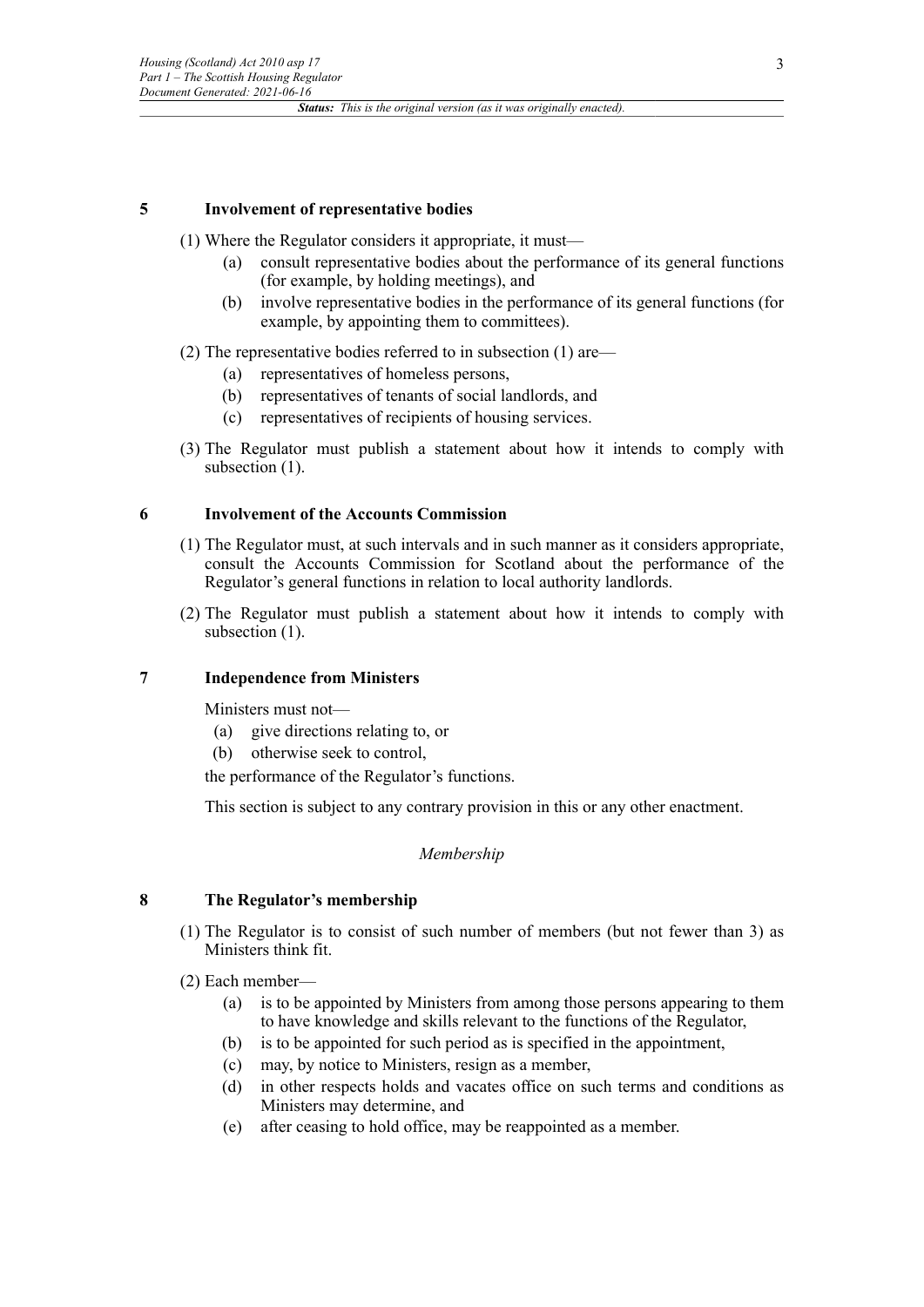### 5 Involvement of representative bodies

(1) Where the Regulator considers it appropriate, it must—

- (a) consult representative bodies about the performance of its general functions (for example, by holding meetings), and
- (b) involve representative bodies in the performance of its general functions (for example, by appointing them to committees).

(2) The representative bodies referred to in subsection (1) are—

- (a) representatives of homeless persons,
- (b) representatives of tenants of social landlords, and
- (c) representatives of recipients of housing services.

(3) The Regulator must publish a statement about how it intends to comply with subsection (1).

### 6 Involvement of the Accounts Commission

(1) The Regulator must, at such intervals and in such manner as it considers appropriate, consult the Accounts Commission for Scotland about the performance of the Regulator's general functions in relation to local authority landlords.

(2) The Regulator must publish a statement about how it intends to comply with subsection (1).

### 7 Independence from Ministers

Ministers must not—

- (a) give directions relating to, or
- (b) otherwise seek to control,

the performance of the Regulator's functions.

This section is subject to any contrary provision in this or any other enactment.

*Membership*

### 8 The Regulator's membership

(1) The Regulator is to consist of such number of members (but not fewer than 3) as Ministers think fit.

(2) Each member—

- (a) is to be appointed by Ministers from among those persons appearing to them to have knowledge and skills relevant to the functions of the Regulator,
- (b) is to be appointed for such period as is specified in the appointment,
- (c) may, by notice to Ministers, resign as a member,
- (d) in other respects holds and vacates office on such terms and conditions as Ministers may determine, and
- (e) after ceasing to hold office, may be reappointed as a member.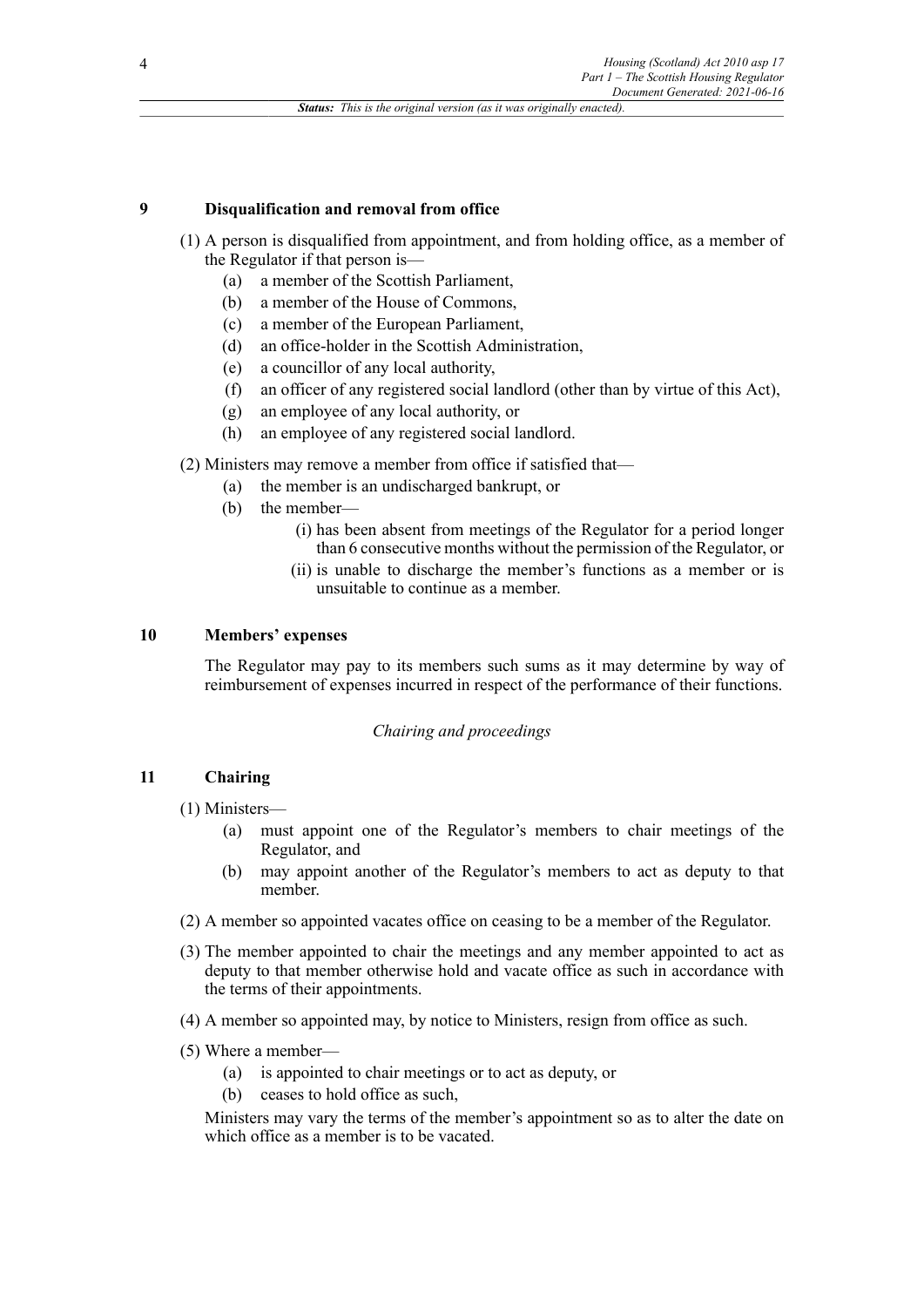## 9 Disqualification and removal from office

(1) A person is disqualified from appointment, and from holding office, as a member of the Regulator if that person is—

- (a) a member of the Scottish Parliament,
- (b) a member of the House of Commons,
- (c) a member of the European Parliament,
- (d) an office-holder in the Scottish Administration,
- (e) a councillor of any local authority,
- (f) an officer of any registered social landlord (other than by virtue of this Act),
- (g) an employee of any local authority, or
- (h) an employee of any registered social landlord.

(2) Ministers may remove a member from office if satisfied that—

- (a) the member is an undischarged bankrupt, or
- (b) the member—
  - (i) has been absent from meetings of the Regulator for a period longer than 6 consecutive months without the permission of the Regulator, or
  - (ii) is unable to discharge the member's functions as a member or is unsuitable to continue as a member.

## 10 Members' expenses

The Regulator may pay to its members such sums as it may determine by way of reimbursement of expenses incurred in respect of the performance of their functions.

*Chairing and proceedings*

## 11 Chairing

(1) Ministers—

- (a) must appoint one of the Regulator's members to chair meetings of the Regulator, and
- (b) may appoint another of the Regulator's members to act as deputy to that member.

(2) A member so appointed vacates office on ceasing to be a member of the Regulator.

(3) The member appointed to chair the meetings and any member appointed to act as deputy to that member otherwise hold and vacate office as such in accordance with the terms of their appointments.

(4) A member so appointed may, by notice to Ministers, resign from office as such.

(5) Where a member—

- (a) is appointed to chair meetings or to act as deputy, or
- (b) ceases to hold office as such,

Ministers may vary the terms of the member's appointment so as to alter the date on which office as a member is to be vacated.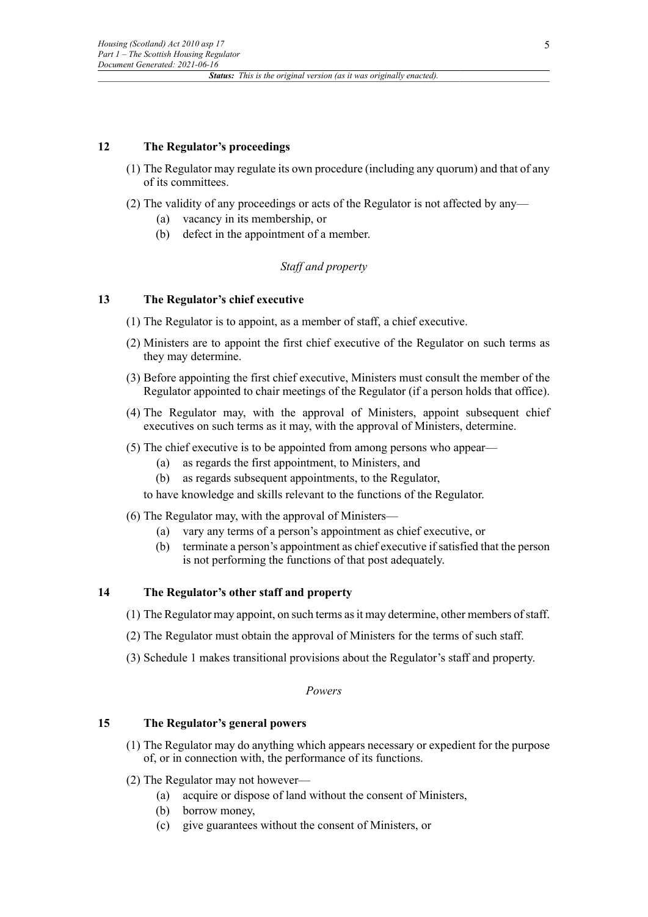## 12 The Regulator's proceedings

(1) The Regulator may regulate its own procedure (including any quorum) and that of any of its committees.

(2) The validity of any proceedings or acts of the Regulator is not affected by any—

(a) vacancy in its membership, or

(b) defect in the appointment of a member.

*Staff and property*

## 13 The Regulator's chief executive

(1) The Regulator is to appoint, as a member of staff, a chief executive.

(2) Ministers are to appoint the first chief executive of the Regulator on such terms as they may determine.

(3) Before appointing the first chief executive, Ministers must consult the member of the Regulator appointed to chair meetings of the Regulator (if a person holds that office).

(4) The Regulator may, with the approval of Ministers, appoint subsequent chief executives on such terms as it may, with the approval of Ministers, determine.

(5) The chief executive is to be appointed from among persons who appear—

(a) as regards the first appointment, to Ministers, and

(b) as regards subsequent appointments, to the Regulator,

to have knowledge and skills relevant to the functions of the Regulator.

(6) The Regulator may, with the approval of Ministers—

(a) vary any terms of a person's appointment as chief executive, or

(b) terminate a person's appointment as chief executive if satisfied that the person is not performing the functions of that post adequately.

## 14 The Regulator's other staff and property

(1) The Regulator may appoint, on such terms as it may determine, other members of staff.

(2) The Regulator must obtain the approval of Ministers for the terms of such staff.

(3) Schedule 1 makes transitional provisions about the Regulator's staff and property.

*Powers*

## 15 The Regulator's general powers

(1) The Regulator may do anything which appears necessary or expedient for the purpose of, or in connection with, the performance of its functions.

(2) The Regulator may not however—

(a) acquire or dispose of land without the consent of Ministers,

(b) borrow money,

(c) give guarantees without the consent of Ministers, or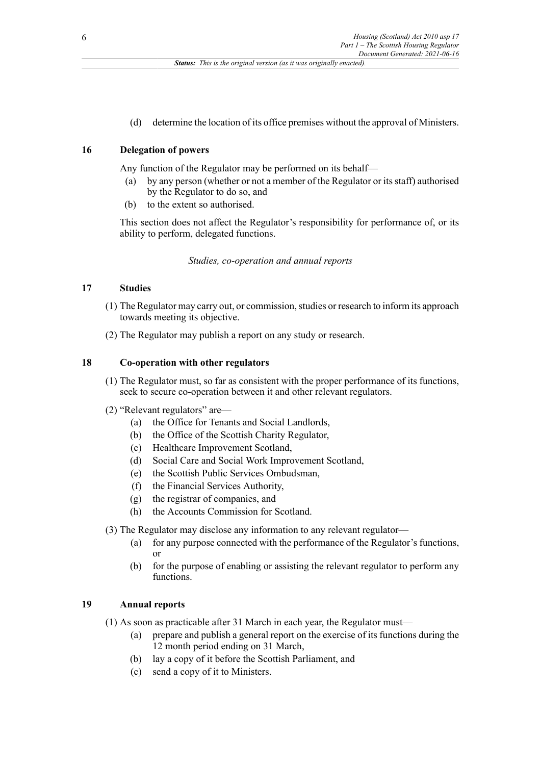(d) determine the location of its office premises without the approval of Ministers.

### 16 Delegation of powers

Any function of the Regulator may be performed on its behalf—

- (a) by any person (whether or not a member of the Regulator or its staff) authorised by the Regulator to do so, and
- (b) to the extent so authorised.

This section does not affect the Regulator's responsibility for performance of, or its ability to perform, delegated functions.

*Studies, co-operation and annual reports*

### 17 Studies

(1) The Regulator may carry out, or commission, studies or research to inform its approach towards meeting its objective.

(2) The Regulator may publish a report on any study or research.

### 18 Co-operation with other regulators

(1) The Regulator must, so far as consistent with the proper performance of its functions, seek to secure co-operation between it and other relevant regulators.

(2) "Relevant regulators" are—

- (a) the Office for Tenants and Social Landlords,
- (b) the Office of the Scottish Charity Regulator,
- (c) Healthcare Improvement Scotland,
- (d) Social Care and Social Work Improvement Scotland,
- (e) the Scottish Public Services Ombudsman,
- (f) the Financial Services Authority,
- (g) the registrar of companies, and
- (h) the Accounts Commission for Scotland.

(3) The Regulator may disclose any information to any relevant regulator—

- (a) for any purpose connected with the performance of the Regulator's functions, or
- (b) for the purpose of enabling or assisting the relevant regulator to perform any functions.

### 19 Annual reports

(1) As soon as practicable after 31 March in each year, the Regulator must—

- (a) prepare and publish a general report on the exercise of its functions during the 12 month period ending on 31 March,
- (b) lay a copy of it before the Scottish Parliament, and
- (c) send a copy of it to Ministers.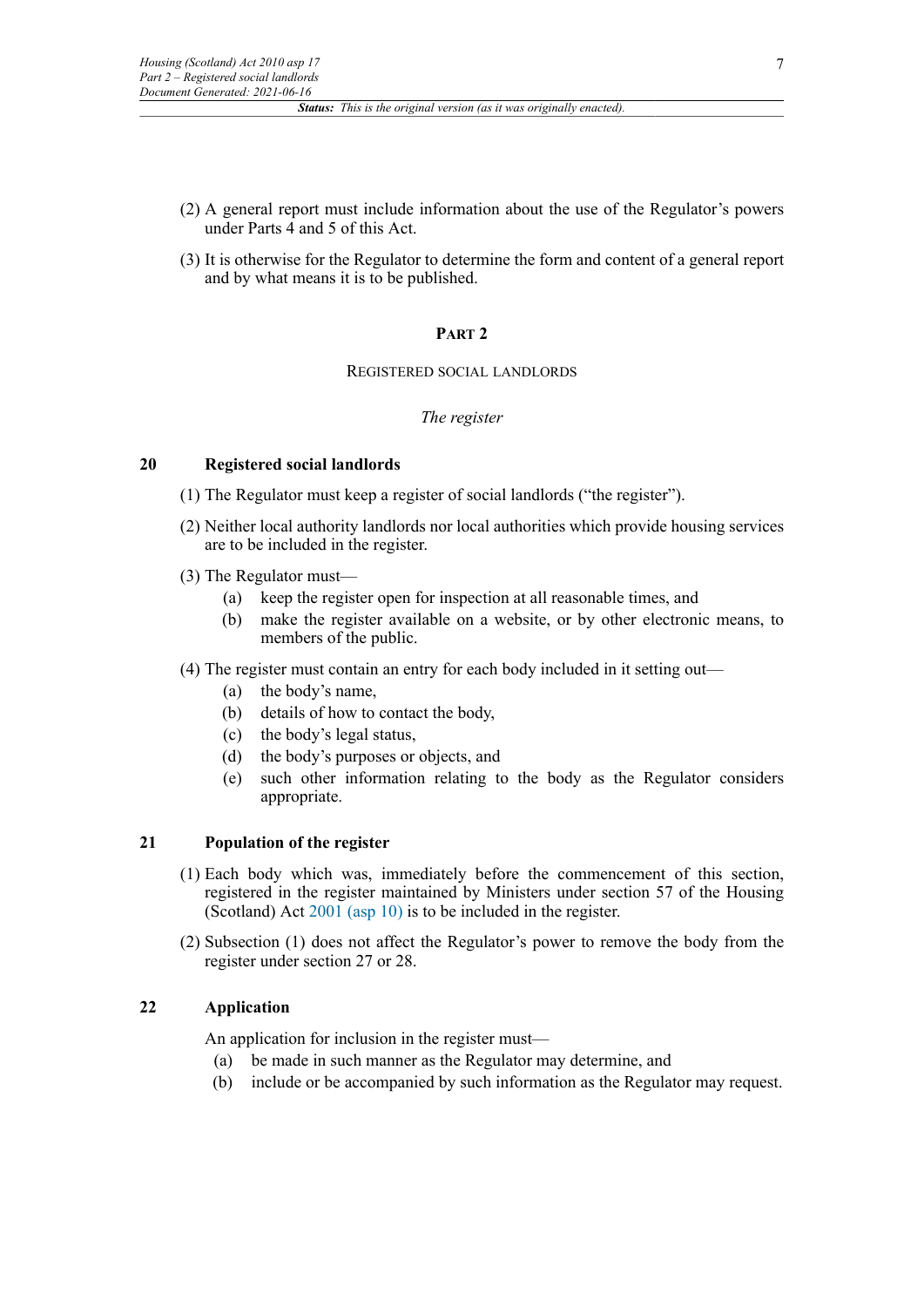(2) A general report must include information about the use of the Regulator's powers under Parts 4 and 5 of this Act.

(3) It is otherwise for the Regulator to determine the form and content of a general report and by what means it is to be published.

## PART 2

### REGISTERED SOCIAL LANDLORDS

*The register*

#### 20 Registered social landlords

(1) The Regulator must keep a register of social landlords ("the register").

(2) Neither local authority landlords nor local authorities which provide housing services are to be included in the register.

(3) The Regulator must—

- (a) keep the register open for inspection at all reasonable times, and
- (b) make the register available on a website, or by other electronic means, to members of the public.

(4) The register must contain an entry for each body included in it setting out—

- (a) the body's name,
- (b) details of how to contact the body,
- (c) the body's legal status,
- (d) the body's purposes or objects, and
- (e) such other information relating to the body as the Regulator considers appropriate.

#### 21 Population of the register

(1) Each body which was, immediately before the commencement of this section, registered in the register maintained by Ministers under section 57 of the Housing (Scotland) Act 2001 (asp 10) is to be included in the register.

(2) Subsection (1) does not affect the Regulator's power to remove the body from the register under section 27 or 28.

#### 22 Application

An application for inclusion in the register must—

- (a) be made in such manner as the Regulator may determine, and
- (b) include or be accompanied by such information as the Regulator may request.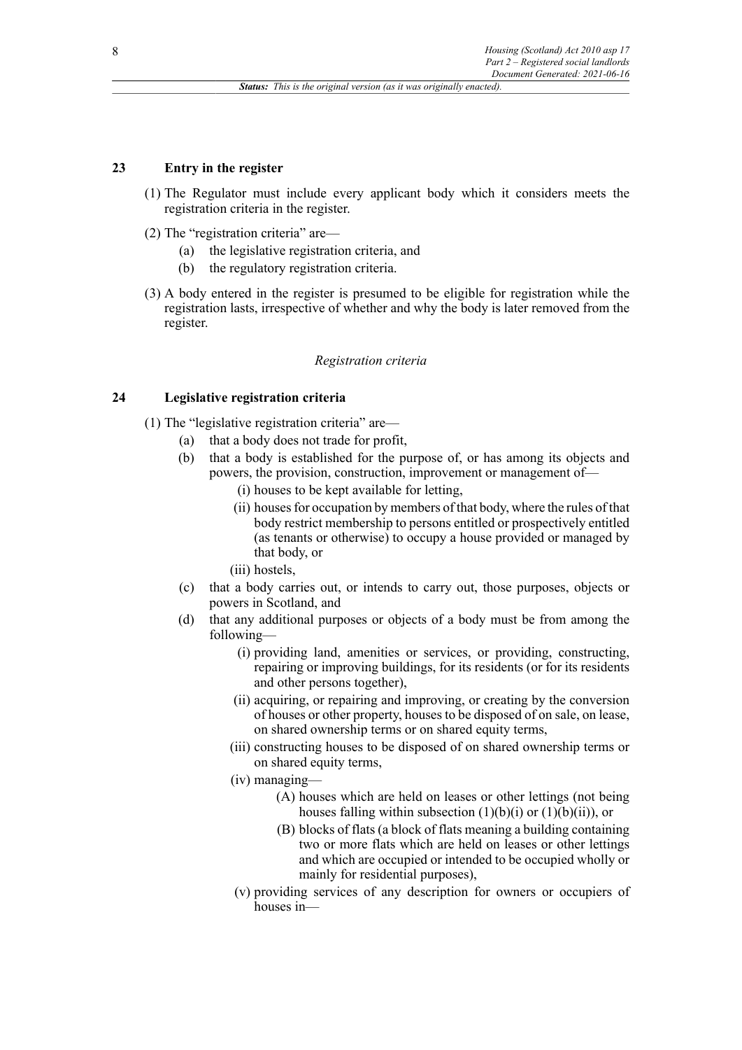### 23 Entry in the register

(1) The Regulator must include every applicant body which it considers meets the registration criteria in the register.

(2) The "registration criteria" are—

- (a) the legislative registration criteria, and
- (b) the regulatory registration criteria.

(3) A body entered in the register is presumed to be eligible for registration while the registration lasts, irrespective of whether and why the body is later removed from the register.

*Registration criteria*

### 24 Legislative registration criteria

(1) The "legislative registration criteria" are—

- (a) that a body does not trade for profit,
- (b) that a body is established for the purpose of, or has among its objects and powers, the provision, construction, improvement or management of—
  - (i) houses to be kept available for letting,
  - (ii) houses for occupation by members of that body, where the rules of that body restrict membership to persons entitled or prospectively entitled (as tenants or otherwise) to occupy a house provided or managed by that body, or
  - (iii) hostels,
- (c) that a body carries out, or intends to carry out, those purposes, objects or powers in Scotland, and
- (d) that any additional purposes or objects of a body must be from among the following—
  - (i) providing land, amenities or services, or providing, constructing, repairing or improving buildings, for its residents (or for its residents and other persons together),
  - (ii) acquiring, or repairing and improving, or creating by the conversion of houses or other property, houses to be disposed of on sale, on lease, on shared ownership terms or on shared equity terms,
  - (iii) constructing houses to be disposed of on shared ownership terms or on shared equity terms,
  - (iv) managing—
    - (A) houses which are held on leases or other lettings (not being houses falling within subsection (1)(b)(i) or (1)(b)(ii)), or
    - (B) blocks of flats (a block of flats meaning a building containing two or more flats which are held on leases or other lettings and which are occupied or intended to be occupied wholly or mainly for residential purposes),
  - (v) providing services of any description for owners or occupiers of houses in—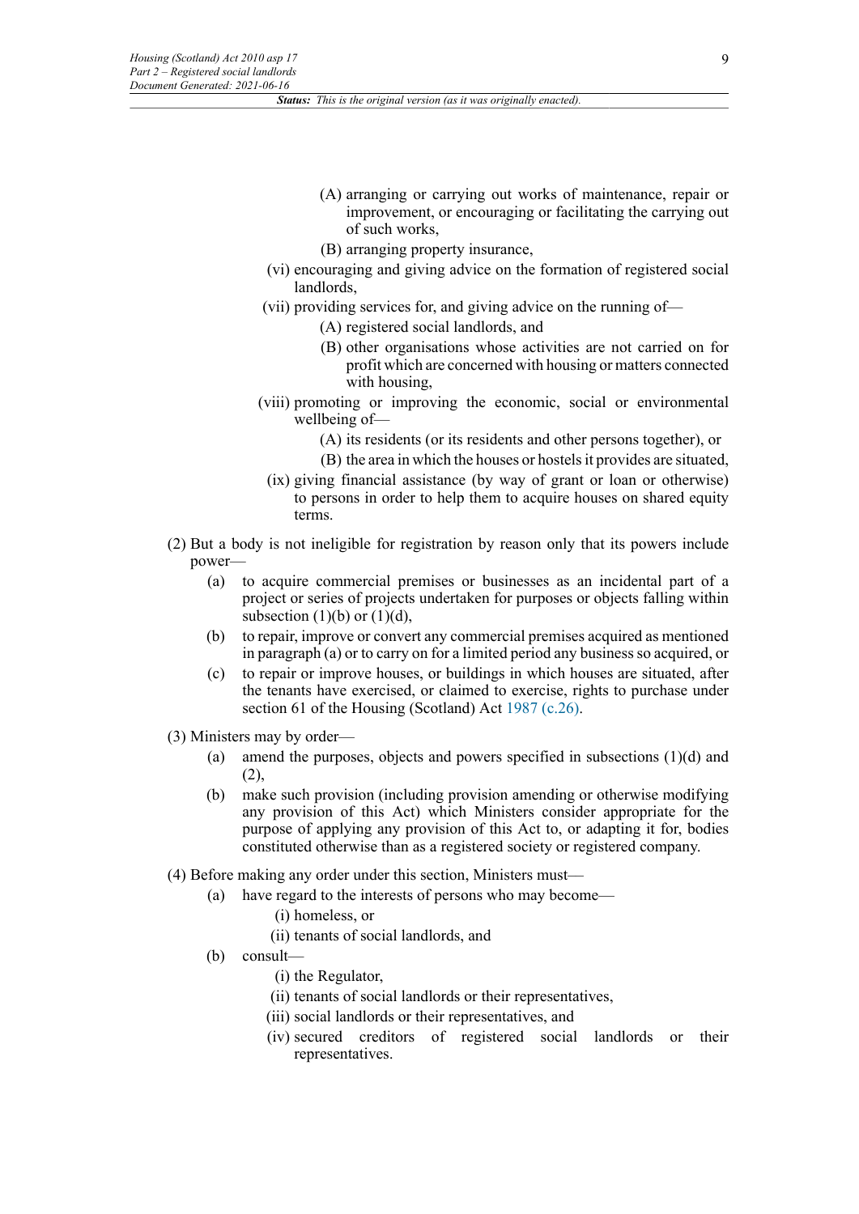(A) arranging or carrying out works of maintenance, repair or improvement, or encouraging or facilitating the carrying out of such works,

(B) arranging property insurance,

(vi) encouraging and giving advice on the formation of registered social landlords,

(vii) providing services for, and giving advice on the running of—

(A) registered social landlords, and

(B) other organisations whose activities are not carried on for profit which are concerned with housing or matters connected with housing,

(viii) promoting or improving the economic, social or environmental wellbeing of—

(A) its residents (or its residents and other persons together), or

(B) the area in which the houses or hostels it provides are situated,

(ix) giving financial assistance (by way of grant or loan or otherwise) to persons in order to help them to acquire houses on shared equity terms.

(2) But a body is not ineligible for registration by reason only that its powers include power—

(a) to acquire commercial premises or businesses as an incidental part of a project or series of projects undertaken for purposes or objects falling within subsection (1)(b) or (1)(d),

(b) to repair, improve or convert any commercial premises acquired as mentioned in paragraph (a) or to carry on for a limited period any business so acquired, or

(c) to repair or improve houses, or buildings in which houses are situated, after the tenants have exercised, or claimed to exercise, rights to purchase under section 61 of the Housing (Scotland) Act 1987 (c.26).

(3) Ministers may by order—

(a) amend the purposes, objects and powers specified in subsections (1)(d) and (2),

(b) make such provision (including provision amending or otherwise modifying any provision of this Act) which Ministers consider appropriate for the purpose of applying any provision of this Act to, or adapting it for, bodies constituted otherwise than as a registered society or registered company.

(4) Before making any order under this section, Ministers must—

(a) have regard to the interests of persons who may become—

(i) homeless, or

(ii) tenants of social landlords, and

(b) consult—

(i) the Regulator,

(ii) tenants of social landlords or their representatives,

(iii) social landlords or their representatives, and

(iv) secured creditors of registered social landlords or their representatives.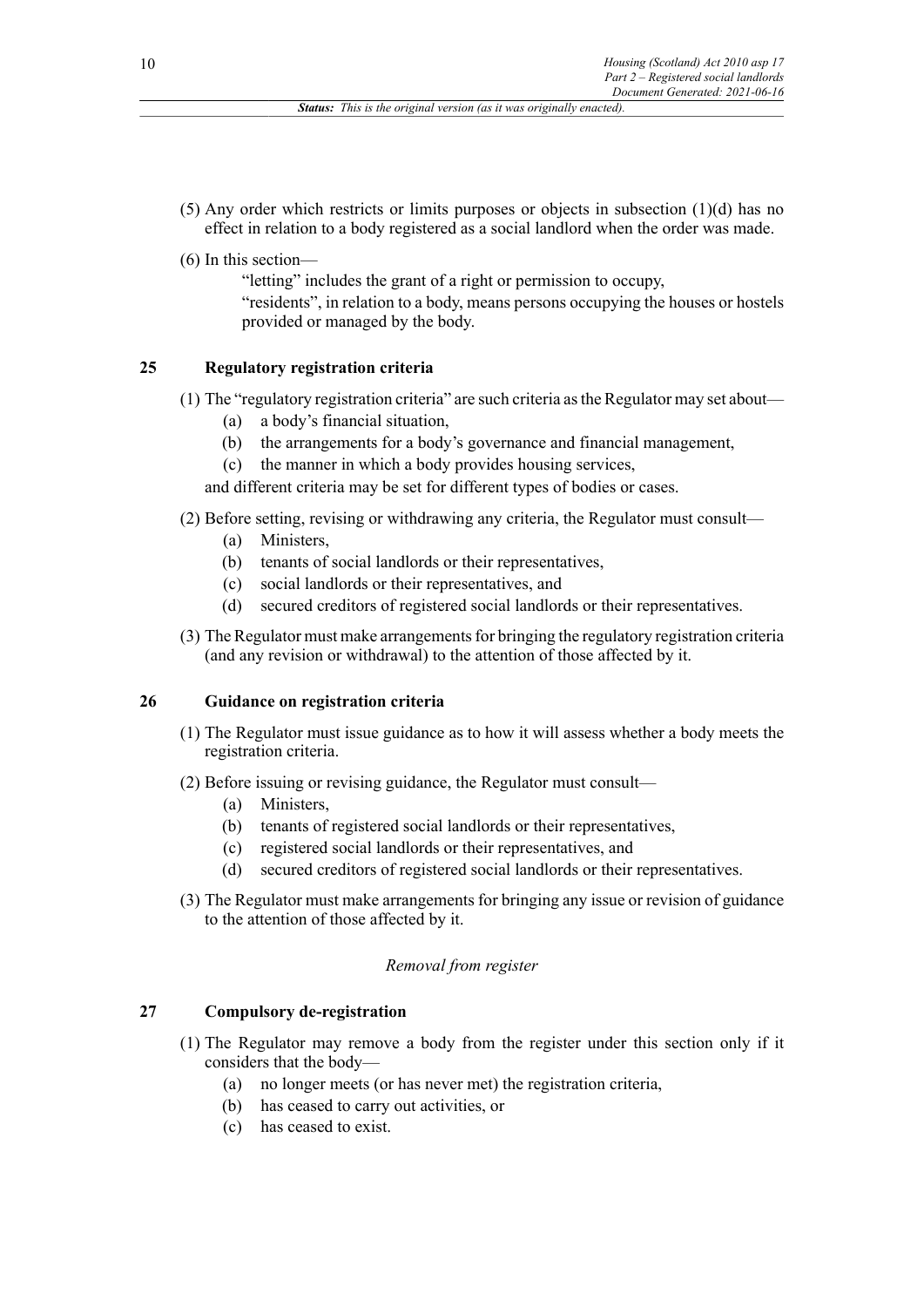(5) Any order which restricts or limits purposes or objects in subsection (1)(d) has no effect in relation to a body registered as a social landlord when the order was made.

(6) In this section—

"letting" includes the grant of a right or permission to occupy,

"residents", in relation to a body, means persons occupying the houses or hostels provided or managed by the body.

## 25 Regulatory registration criteria

(1) The "regulatory registration criteria" are such criteria as the Regulator may set about—

- (a) a body's financial situation,
- (b) the arrangements for a body's governance and financial management,
- (c) the manner in which a body provides housing services,

and different criteria may be set for different types of bodies or cases.

(2) Before setting, revising or withdrawing any criteria, the Regulator must consult—

- (a) Ministers,
- (b) tenants of social landlords or their representatives,
- (c) social landlords or their representatives, and
- (d) secured creditors of registered social landlords or their representatives.

(3) The Regulator must make arrangements for bringing the regulatory registration criteria (and any revision or withdrawal) to the attention of those affected by it.

## 26 Guidance on registration criteria

(1) The Regulator must issue guidance as to how it will assess whether a body meets the registration criteria.

(2) Before issuing or revising guidance, the Regulator must consult—

- (a) Ministers,
- (b) tenants of registered social landlords or their representatives,
- (c) registered social landlords or their representatives, and
- (d) secured creditors of registered social landlords or their representatives.

(3) The Regulator must make arrangements for bringing any issue or revision of guidance to the attention of those affected by it.

*Removal from register*

## 27 Compulsory de-registration

(1) The Regulator may remove a body from the register under this section only if it considers that the body—

- (a) no longer meets (or has never met) the registration criteria,
- (b) has ceased to carry out activities, or
- (c) has ceased to exist.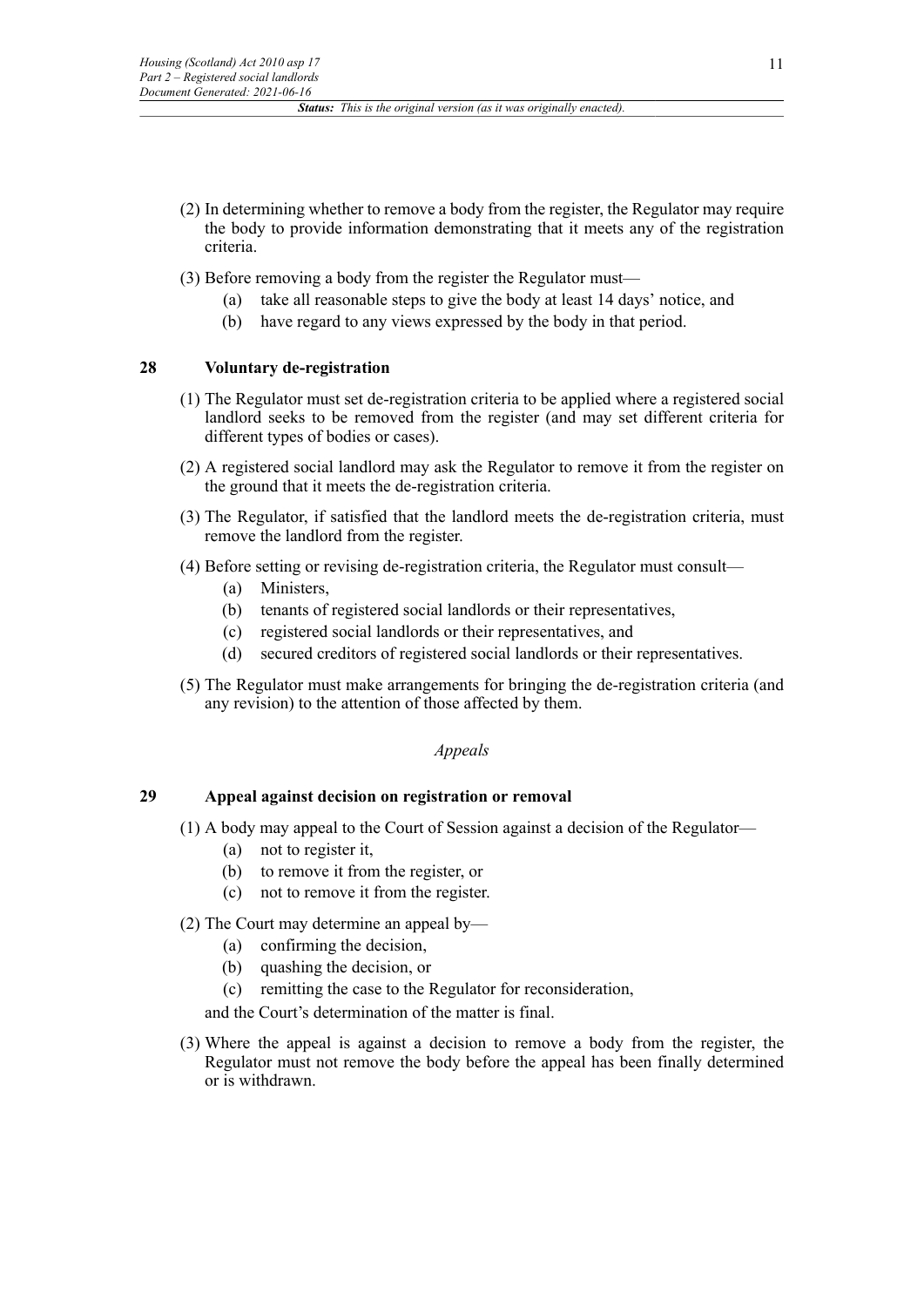(2) In determining whether to remove a body from the register, the Regulator may require the body to provide information demonstrating that it meets any of the registration criteria.

(3) Before removing a body from the register the Regulator must—

- (a) take all reasonable steps to give the body at least 14 days' notice, and
- (b) have regard to any views expressed by the body in that period.

### 28 Voluntary de-registration

(1) The Regulator must set de-registration criteria to be applied where a registered social landlord seeks to be removed from the register (and may set different criteria for different types of bodies or cases).

(2) A registered social landlord may ask the Regulator to remove it from the register on the ground that it meets the de-registration criteria.

(3) The Regulator, if satisfied that the landlord meets the de-registration criteria, must remove the landlord from the register.

(4) Before setting or revising de-registration criteria, the Regulator must consult—

- (a) Ministers,
- (b) tenants of registered social landlords or their representatives,
- (c) registered social landlords or their representatives, and
- (d) secured creditors of registered social landlords or their representatives.

(5) The Regulator must make arrangements for bringing the de-registration criteria (and any revision) to the attention of those affected by them.

*Appeals*

### 29 Appeal against decision on registration or removal

(1) A body may appeal to the Court of Session against a decision of the Regulator—

- (a) not to register it,
- (b) to remove it from the register, or
- (c) not to remove it from the register.

(2) The Court may determine an appeal by—

- (a) confirming the decision,
- (b) quashing the decision, or
- (c) remitting the case to the Regulator for reconsideration,

and the Court's determination of the matter is final.

(3) Where the appeal is against a decision to remove a body from the register, the Regulator must not remove the body before the appeal has been finally determined or is withdrawn.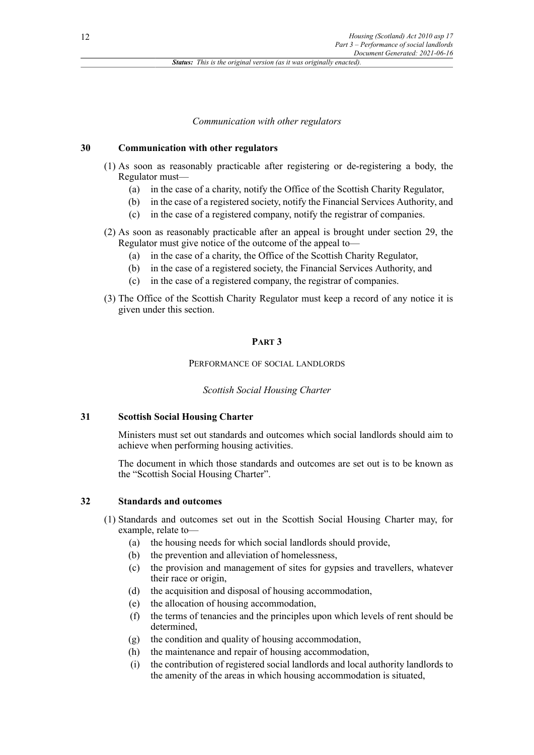*Communication with other regulators*

### 30 Communication with other regulators

(1) As soon as reasonably practicable after registering or de-registering a body, the Regulator must—

- (a) in the case of a charity, notify the Office of the Scottish Charity Regulator,
- (b) in the case of a registered society, notify the Financial Services Authority, and
- (c) in the case of a registered company, notify the registrar of companies.

(2) As soon as reasonably practicable after an appeal is brought under section 29, the Regulator must give notice of the outcome of the appeal to—

- (a) in the case of a charity, the Office of the Scottish Charity Regulator,
- (b) in the case of a registered society, the Financial Services Authority, and
- (c) in the case of a registered company, the registrar of companies.

(3) The Office of the Scottish Charity Regulator must keep a record of any notice it is given under this section.

## PART 3

## PERFORMANCE OF SOCIAL LANDLORDS

*Scottish Social Housing Charter*

### 31 Scottish Social Housing Charter

Ministers must set out standards and outcomes which social landlords should aim to achieve when performing housing activities.

The document in which those standards and outcomes are set out is to be known as the "Scottish Social Housing Charter".

### 32 Standards and outcomes

(1) Standards and outcomes set out in the Scottish Social Housing Charter may, for example, relate to—

- (a) the housing needs for which social landlords should provide,
- (b) the prevention and alleviation of homelessness,
- (c) the provision and management of sites for gypsies and travellers, whatever their race or origin,
- (d) the acquisition and disposal of housing accommodation,
- (e) the allocation of housing accommodation,
- (f) the terms of tenancies and the principles upon which levels of rent should be determined,
- (g) the condition and quality of housing accommodation,
- (h) the maintenance and repair of housing accommodation,
- (i) the contribution of registered social landlords and local authority landlords to the amenity of the areas in which housing accommodation is situated,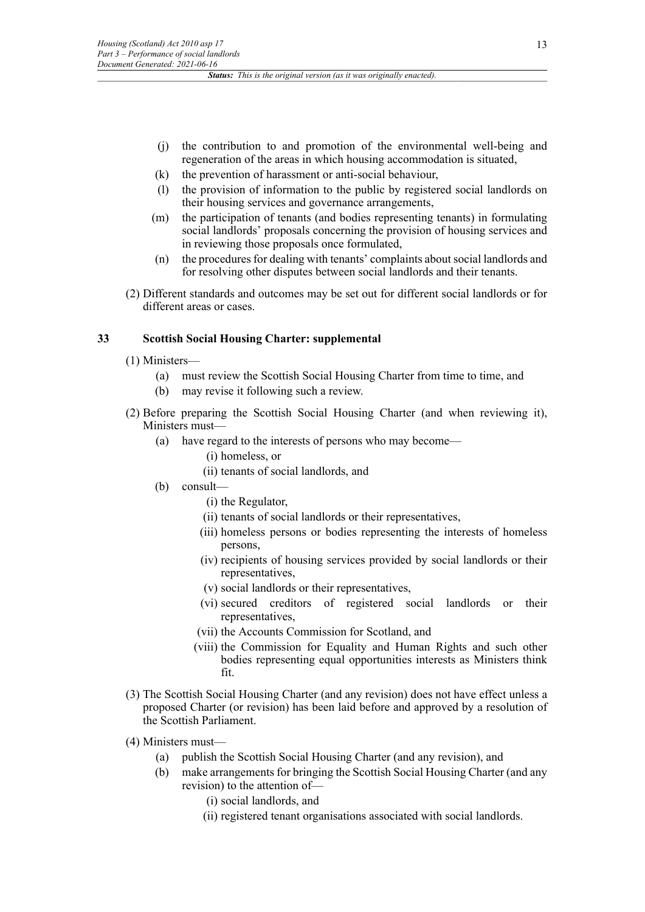- (j) the contribution to and promotion of the environmental well-being and regeneration of the areas in which housing accommodation is situated,
- (k) the prevention of harassment or anti-social behaviour,
- (l) the provision of information to the public by registered social landlords on their housing services and governance arrangements,
- (m) the participation of tenants (and bodies representing tenants) in formulating social landlords' proposals concerning the provision of housing services and in reviewing those proposals once formulated,
- (n) the procedures for dealing with tenants' complaints about social landlords and for resolving other disputes between social landlords and their tenants.

(2) Different standards and outcomes may be set out for different social landlords or for different areas or cases.

### 33 Scottish Social Housing Charter: supplemental

(1) Ministers—

- (a) must review the Scottish Social Housing Charter from time to time, and
- (b) may revise it following such a review.

(2) Before preparing the Scottish Social Housing Charter (and when reviewing it), Ministers must—

- (a) have regard to the interests of persons who may become—
  - (i) homeless, or
  - (ii) tenants of social landlords, and
- (b) consult—
  - (i) the Regulator,
  - (ii) tenants of social landlords or their representatives,
  - (iii) homeless persons or bodies representing the interests of homeless persons,
  - (iv) recipients of housing services provided by social landlords or their representatives,
  - (v) social landlords or their representatives,
  - (vi) secured creditors of registered social landlords or their representatives,
  - (vii) the Accounts Commission for Scotland, and
  - (viii) the Commission for Equality and Human Rights and such other bodies representing equal opportunities interests as Ministers think fit.

(3) The Scottish Social Housing Charter (and any revision) does not have effect unless a proposed Charter (or revision) has been laid before and approved by a resolution of the Scottish Parliament.

(4) Ministers must—

- (a) publish the Scottish Social Housing Charter (and any revision), and
- (b) make arrangements for bringing the Scottish Social Housing Charter (and any revision) to the attention of—
  - (i) social landlords, and
  - (ii) registered tenant organisations associated with social landlords.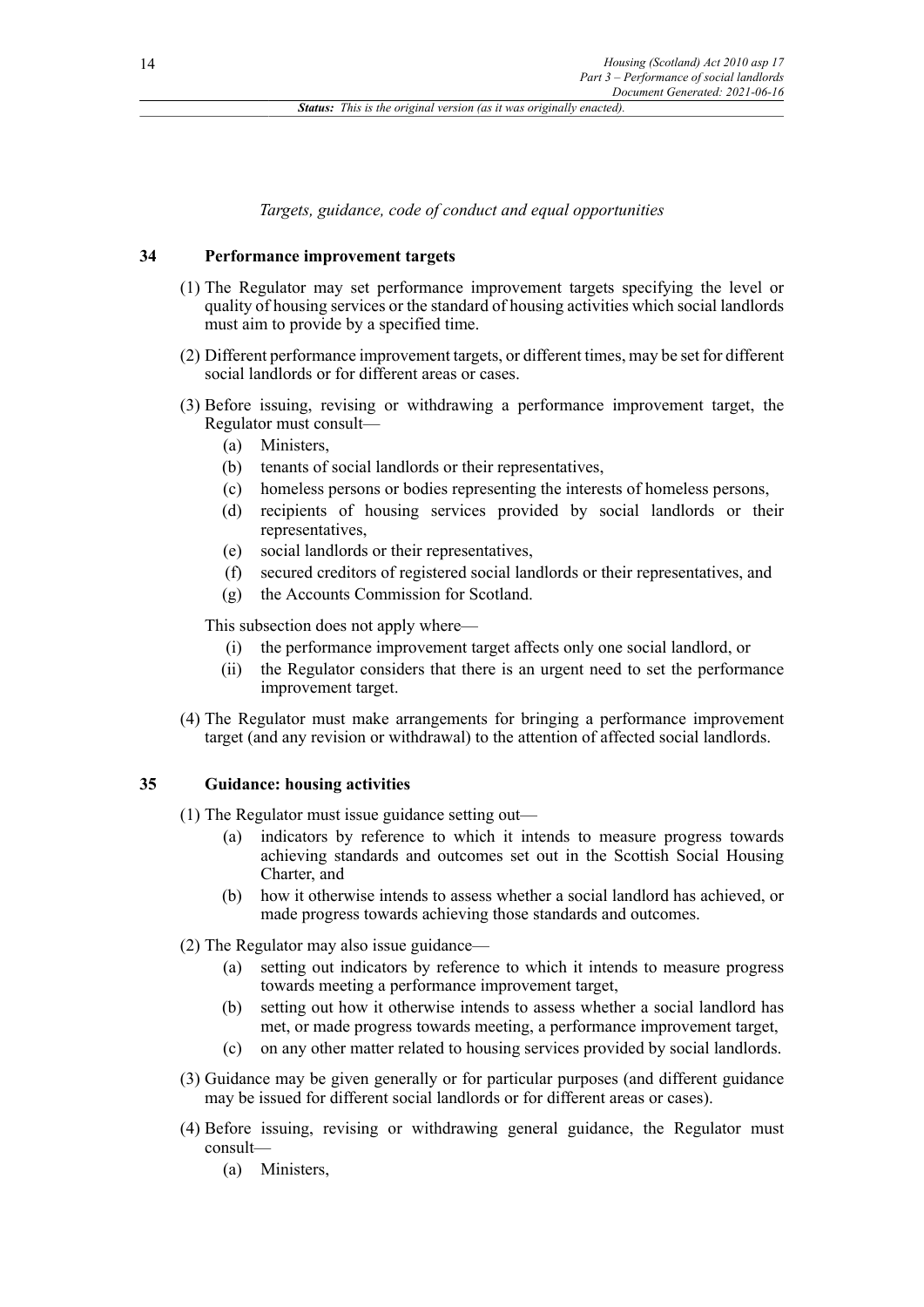*Targets, guidance, code of conduct and equal opportunities*

### 34 Performance improvement targets

(1) The Regulator may set performance improvement targets specifying the level or quality of housing services or the standard of housing activities which social landlords must aim to provide by a specified time.

(2) Different performance improvement targets, or different times, may be set for different social landlords or for different areas or cases.

(3) Before issuing, revising or withdrawing a performance improvement target, the Regulator must consult—

- (a) Ministers,
- (b) tenants of social landlords or their representatives,
- (c) homeless persons or bodies representing the interests of homeless persons,
- (d) recipients of housing services provided by social landlords or their representatives,
- (e) social landlords or their representatives,
- (f) secured creditors of registered social landlords or their representatives, and
- (g) the Accounts Commission for Scotland.

This subsection does not apply where—

- (i) the performance improvement target affects only one social landlord, or
- (ii) the Regulator considers that there is an urgent need to set the performance improvement target.

(4) The Regulator must make arrangements for bringing a performance improvement target (and any revision or withdrawal) to the attention of affected social landlords.

### 35 Guidance: housing activities

(1) The Regulator must issue guidance setting out—

- (a) indicators by reference to which it intends to measure progress towards achieving standards and outcomes set out in the Scottish Social Housing Charter, and
- (b) how it otherwise intends to assess whether a social landlord has achieved, or made progress towards achieving those standards and outcomes.

(2) The Regulator may also issue guidance—

- (a) setting out indicators by reference to which it intends to measure progress towards meeting a performance improvement target,
- (b) setting out how it otherwise intends to assess whether a social landlord has met, or made progress towards meeting, a performance improvement target,
- (c) on any other matter related to housing services provided by social landlords.

(3) Guidance may be given generally or for particular purposes (and different guidance may be issued for different social landlords or for different areas or cases).

(4) Before issuing, revising or withdrawing general guidance, the Regulator must consult—

- (a) Ministers,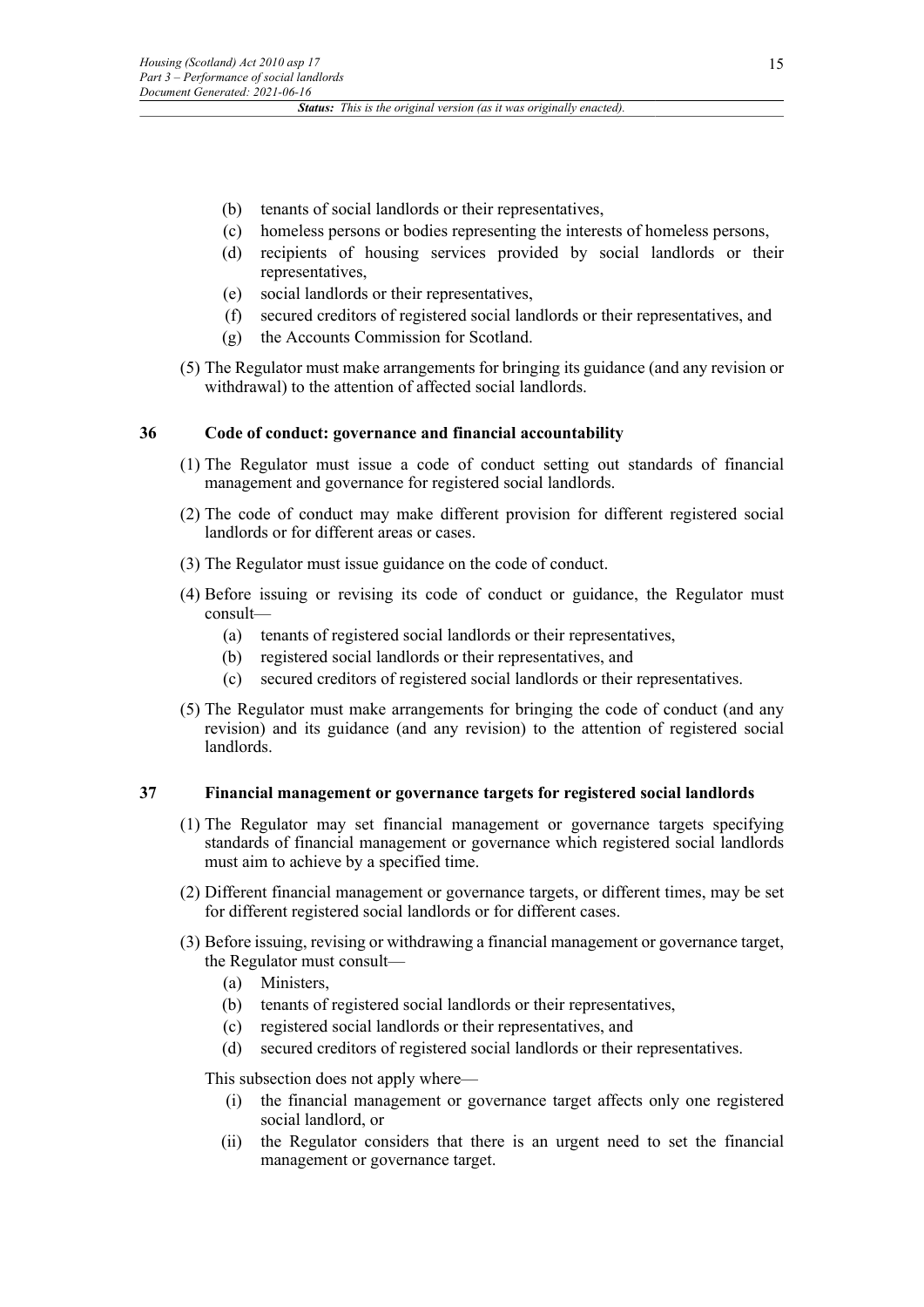- (b) tenants of social landlords or their representatives,
- (c) homeless persons or bodies representing the interests of homeless persons,
- (d) recipients of housing services provided by social landlords or their representatives,
- (e) social landlords or their representatives,
- (f) secured creditors of registered social landlords or their representatives, and
- (g) the Accounts Commission for Scotland.

(5) The Regulator must make arrangements for bringing its guidance (and any revision or withdrawal) to the attention of affected social landlords.

### 36 Code of conduct: governance and financial accountability

(1) The Regulator must issue a code of conduct setting out standards of financial management and governance for registered social landlords.

(2) The code of conduct may make different provision for different registered social landlords or for different areas or cases.

(3) The Regulator must issue guidance on the code of conduct.

(4) Before issuing or revising its code of conduct or guidance, the Regulator must consult—

- (a) tenants of registered social landlords or their representatives,
- (b) registered social landlords or their representatives, and
- (c) secured creditors of registered social landlords or their representatives.

(5) The Regulator must make arrangements for bringing the code of conduct (and any revision) and its guidance (and any revision) to the attention of registered social landlords.

### 37 Financial management or governance targets for registered social landlords

(1) The Regulator may set financial management or governance targets specifying standards of financial management or governance which registered social landlords must aim to achieve by a specified time.

(2) Different financial management or governance targets, or different times, may be set for different registered social landlords or for different cases.

(3) Before issuing, revising or withdrawing a financial management or governance target, the Regulator must consult—

- (a) Ministers,
- (b) tenants of registered social landlords or their representatives,
- (c) registered social landlords or their representatives, and
- (d) secured creditors of registered social landlords or their representatives.

This subsection does not apply where—

- (i) the financial management or governance target affects only one registered social landlord, or
- (ii) the Regulator considers that there is an urgent need to set the financial management or governance target.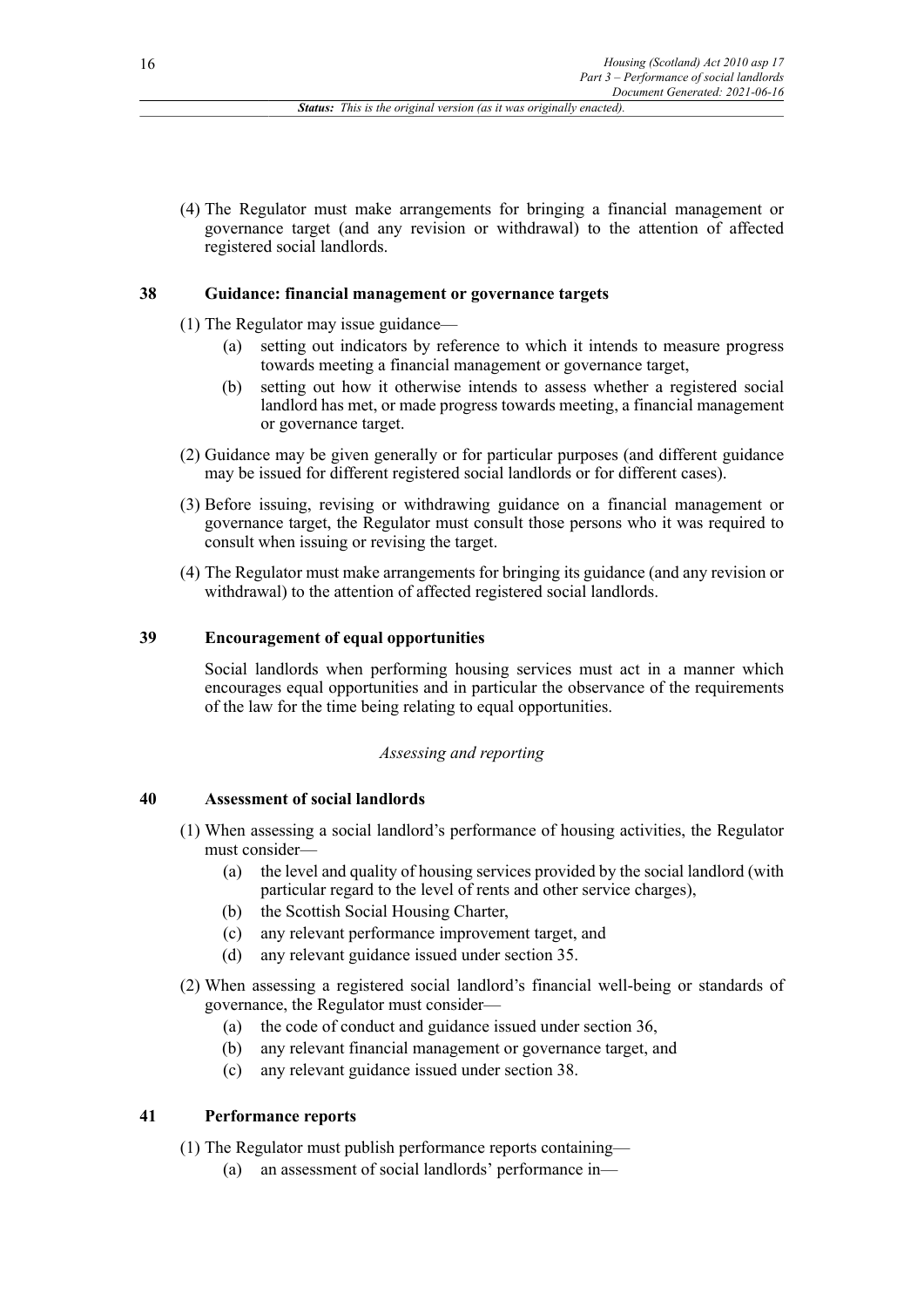(4) The Regulator must make arrangements for bringing a financial management or governance target (and any revision or withdrawal) to the attention of affected registered social landlords.

### 38 Guidance: financial management or governance targets

(1) The Regulator may issue guidance—

- (a) setting out indicators by reference to which it intends to measure progress towards meeting a financial management or governance target,
- (b) setting out how it otherwise intends to assess whether a registered social landlord has met, or made progress towards meeting, a financial management or governance target.

(2) Guidance may be given generally or for particular purposes (and different guidance may be issued for different registered social landlords or for different cases).

(3) Before issuing, revising or withdrawing guidance on a financial management or governance target, the Regulator must consult those persons who it was required to consult when issuing or revising the target.

(4) The Regulator must make arrangements for bringing its guidance (and any revision or withdrawal) to the attention of affected registered social landlords.

### 39 Encouragement of equal opportunities

Social landlords when performing housing services must act in a manner which encourages equal opportunities and in particular the observance of the requirements of the law for the time being relating to equal opportunities.

*Assessing and reporting*

### 40 Assessment of social landlords

(1) When assessing a social landlord's performance of housing activities, the Regulator must consider—

- (a) the level and quality of housing services provided by the social landlord (with particular regard to the level of rents and other service charges),
- (b) the Scottish Social Housing Charter,
- (c) any relevant performance improvement target, and
- (d) any relevant guidance issued under section 35.

(2) When assessing a registered social landlord's financial well-being or standards of governance, the Regulator must consider—

- (a) the code of conduct and guidance issued under section 36,
- (b) any relevant financial management or governance target, and
- (c) any relevant guidance issued under section 38.

### 41 Performance reports

(1) The Regulator must publish performance reports containing—

- (a) an assessment of social landlords' performance in—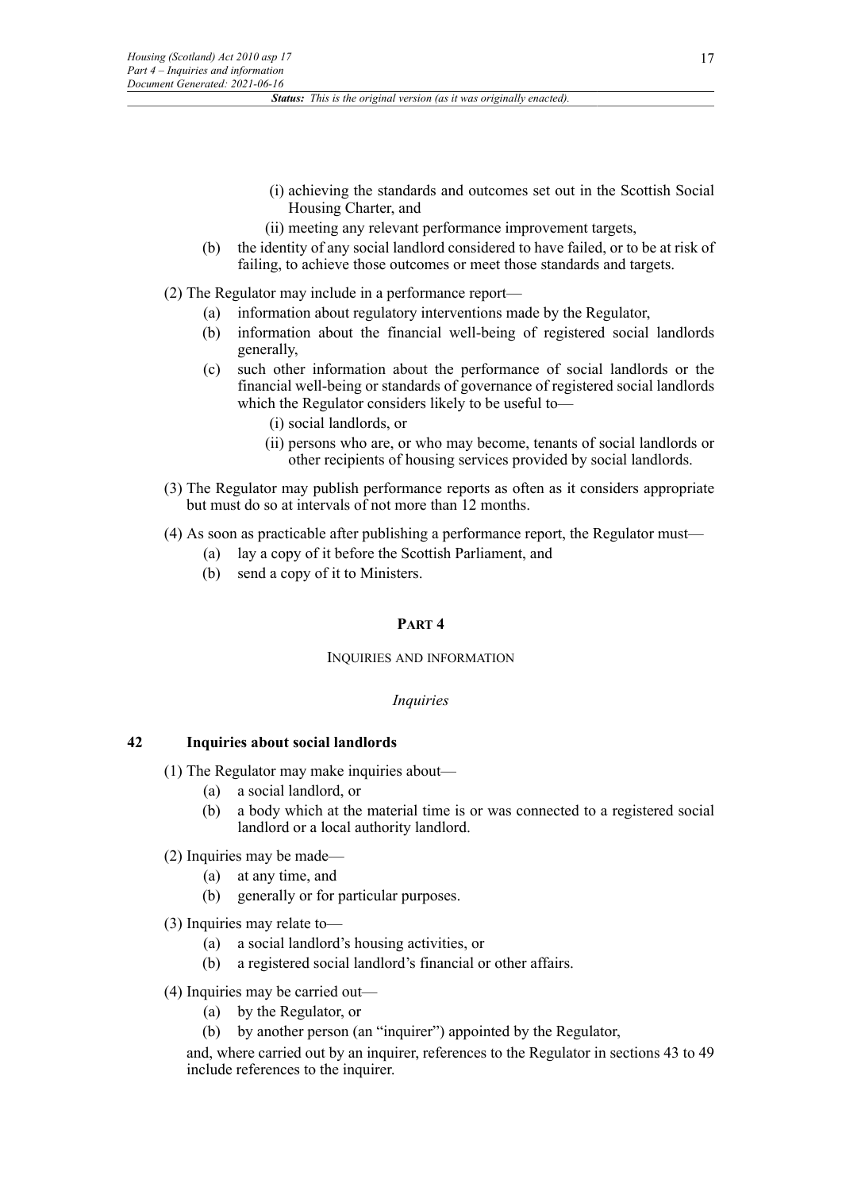(i) achieving the standards and outcomes set out in the Scottish Social Housing Charter, and

(ii) meeting any relevant performance improvement targets,

(b) the identity of any social landlord considered to have failed, or to be at risk of failing, to achieve those outcomes or meet those standards and targets.

(2) The Regulator may include in a performance report—

(a) information about regulatory interventions made by the Regulator,

(b) information about the financial well-being of registered social landlords generally,

(c) such other information about the performance of social landlords or the financial well-being or standards of governance of registered social landlords which the Regulator considers likely to be useful to—

(i) social landlords, or

(ii) persons who are, or who may become, tenants of social landlords or other recipients of housing services provided by social landlords.

(3) The Regulator may publish performance reports as often as it considers appropriate but must do so at intervals of not more than 12 months.

(4) As soon as practicable after publishing a performance report, the Regulator must—

(a) lay a copy of it before the Scottish Parliament, and

(b) send a copy of it to Ministers.

## PART 4

## INQUIRIES AND INFORMATION

*Inquiries*

### 42 Inquiries about social landlords

(1) The Regulator may make inquiries about—

(a) a social landlord, or

(b) a body which at the material time is or was connected to a registered social landlord or a local authority landlord.

(2) Inquiries may be made—

(a) at any time, and

(b) generally or for particular purposes.

(3) Inquiries may relate to—

(a) a social landlord's housing activities, or

(b) a registered social landlord's financial or other affairs.

(4) Inquiries may be carried out—

(a) by the Regulator, or

(b) by another person (an "inquirer") appointed by the Regulator,

and, where carried out by an inquirer, references to the Regulator in sections 43 to 49 include references to the inquirer.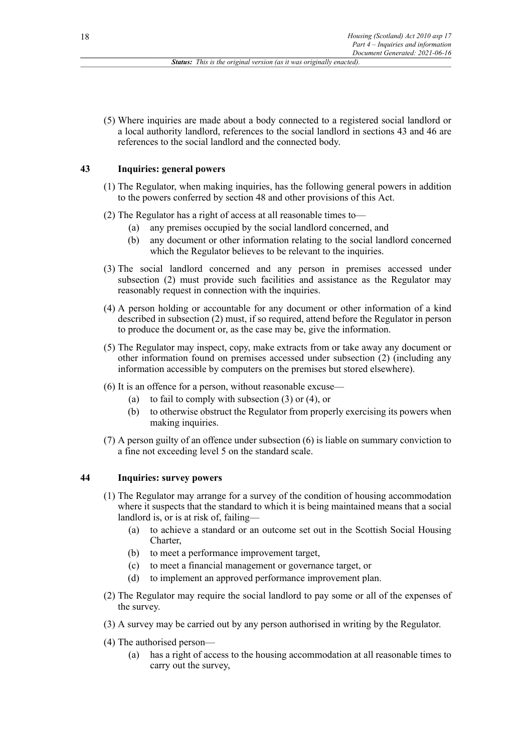(5) Where inquiries are made about a body connected to a registered social landlord or a local authority landlord, references to the social landlord in sections 43 and 46 are references to the social landlord and the connected body.

## 43 Inquiries: general powers

(1) The Regulator, when making inquiries, has the following general powers in addition to the powers conferred by section 48 and other provisions of this Act.

(2) The Regulator has a right of access at all reasonable times to—

- (a) any premises occupied by the social landlord concerned, and
- (b) any document or other information relating to the social landlord concerned which the Regulator believes to be relevant to the inquiries.

(3) The social landlord concerned and any person in premises accessed under subsection (2) must provide such facilities and assistance as the Regulator may reasonably request in connection with the inquiries.

(4) A person holding or accountable for any document or other information of a kind described in subsection (2) must, if so required, attend before the Regulator in person to produce the document or, as the case may be, give the information.

(5) The Regulator may inspect, copy, make extracts from or take away any document or other information found on premises accessed under subsection (2) (including any information accessible by computers on the premises but stored elsewhere).

(6) It is an offence for a person, without reasonable excuse—

- (a) to fail to comply with subsection (3) or (4), or
- (b) to otherwise obstruct the Regulator from properly exercising its powers when making inquiries.

(7) A person guilty of an offence under subsection (6) is liable on summary conviction to a fine not exceeding level 5 on the standard scale.

## 44 Inquiries: survey powers

(1) The Regulator may arrange for a survey of the condition of housing accommodation where it suspects that the standard to which it is being maintained means that a social landlord is, or is at risk of, failing—

- (a) to achieve a standard or an outcome set out in the Scottish Social Housing Charter,
- (b) to meet a performance improvement target,
- (c) to meet a financial management or governance target, or
- (d) to implement an approved performance improvement plan.

(2) The Regulator may require the social landlord to pay some or all of the expenses of the survey.

(3) A survey may be carried out by any person authorised in writing by the Regulator.

(4) The authorised person—

- (a) has a right of access to the housing accommodation at all reasonable times to carry out the survey,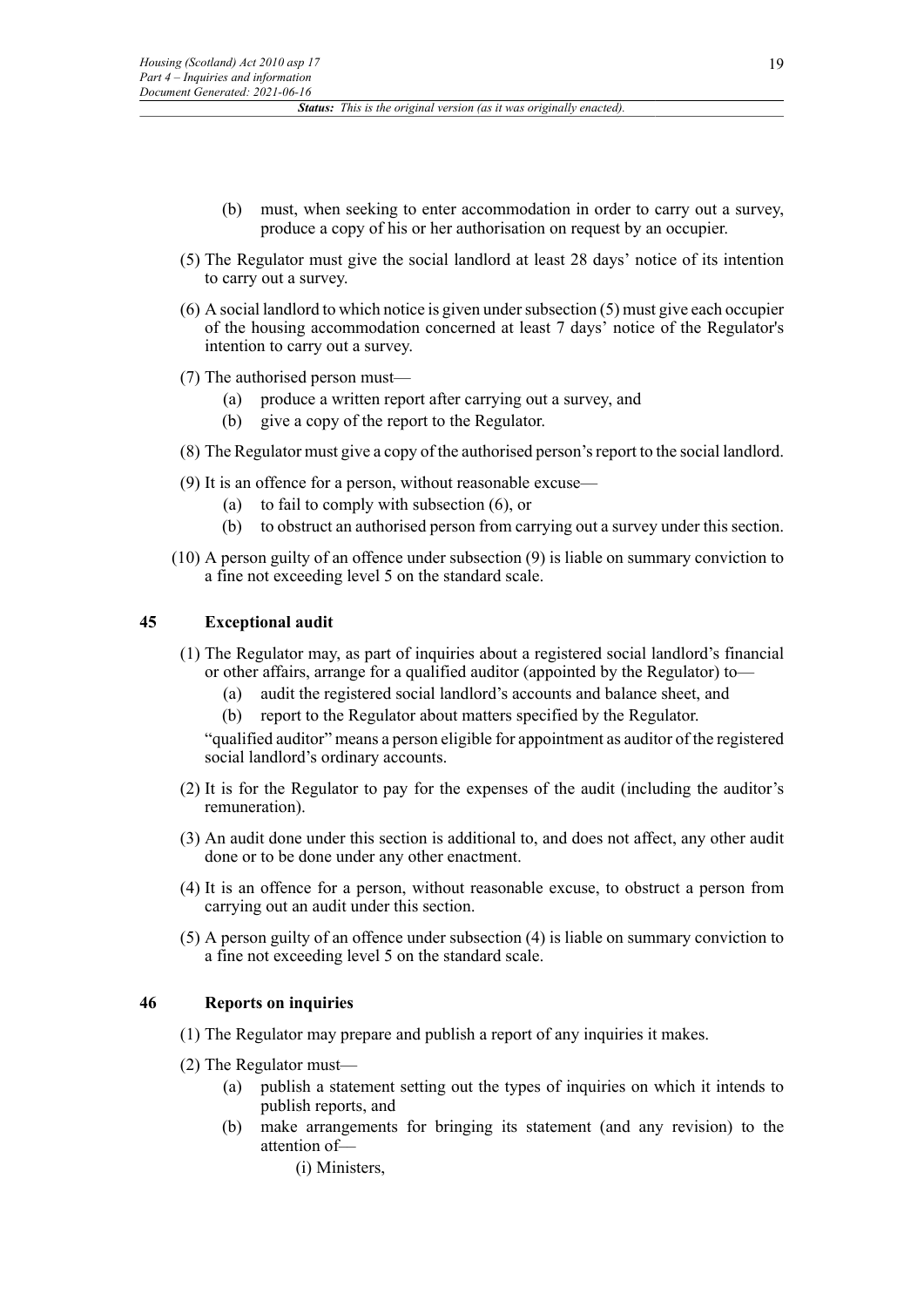(b) must, when seeking to enter accommodation in order to carry out a survey, produce a copy of his or her authorisation on request by an occupier.

(5) The Regulator must give the social landlord at least 28 days' notice of its intention to carry out a survey.

(6) A social landlord to which notice is given under subsection (5) must give each occupier of the housing accommodation concerned at least 7 days' notice of the Regulator's intention to carry out a survey.

(7) The authorised person must—

(a) produce a written report after carrying out a survey, and

(b) give a copy of the report to the Regulator.

(8) The Regulator must give a copy of the authorised person's report to the social landlord.

(9) It is an offence for a person, without reasonable excuse—

(a) to fail to comply with subsection (6), or

(b) to obstruct an authorised person from carrying out a survey under this section.

(10) A person guilty of an offence under subsection (9) is liable on summary conviction to a fine not exceeding level 5 on the standard scale.

## 45 Exceptional audit

(1) The Regulator may, as part of inquiries about a registered social landlord's financial or other affairs, arrange for a qualified auditor (appointed by the Regulator) to—

(a) audit the registered social landlord's accounts and balance sheet, and

(b) report to the Regulator about matters specified by the Regulator.

"qualified auditor" means a person eligible for appointment as auditor of the registered social landlord's ordinary accounts.

(2) It is for the Regulator to pay for the expenses of the audit (including the auditor's remuneration).

(3) An audit done under this section is additional to, and does not affect, any other audit done or to be done under any other enactment.

(4) It is an offence for a person, without reasonable excuse, to obstruct a person from carrying out an audit under this section.

(5) A person guilty of an offence under subsection (4) is liable on summary conviction to a fine not exceeding level 5 on the standard scale.

## 46 Reports on inquiries

(1) The Regulator may prepare and publish a report of any inquiries it makes.

(2) The Regulator must—

(a) publish a statement setting out the types of inquiries on which it intends to publish reports, and

(b) make arrangements for bringing its statement (and any revision) to the attention of—

(i) Ministers,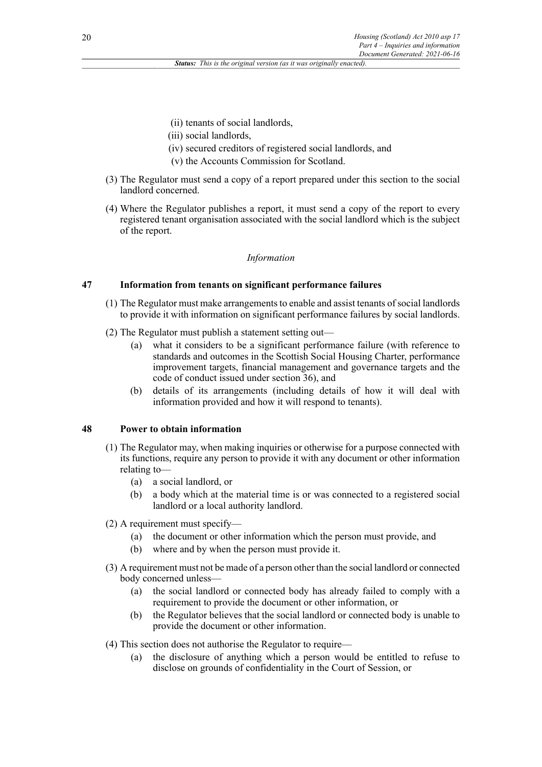(ii) tenants of social landlords,

(iii) social landlords,

(iv) secured creditors of registered social landlords, and

(v) the Accounts Commission for Scotland.

(3) The Regulator must send a copy of a report prepared under this section to the social landlord concerned.

(4) Where the Regulator publishes a report, it must send a copy of the report to every registered tenant organisation associated with the social landlord which is the subject of the report.

*Information*

### 47 Information from tenants on significant performance failures

(1) The Regulator must make arrangements to enable and assist tenants of social landlords to provide it with information on significant performance failures by social landlords.

(2) The Regulator must publish a statement setting out—

(a) what it considers to be a significant performance failure (with reference to standards and outcomes in the Scottish Social Housing Charter, performance improvement targets, financial management and governance targets and the code of conduct issued under section 36), and

(b) details of its arrangements (including details of how it will deal with information provided and how it will respond to tenants).

### 48 Power to obtain information

(1) The Regulator may, when making inquiries or otherwise for a purpose connected with its functions, require any person to provide it with any document or other information relating to—

(a) a social landlord, or

(b) a body which at the material time is or was connected to a registered social landlord or a local authority landlord.

(2) A requirement must specify—

(a) the document or other information which the person must provide, and

(b) where and by when the person must provide it.

(3) A requirement must not be made of a person other than the social landlord or connected body concerned unless—

(a) the social landlord or connected body has already failed to comply with a requirement to provide the document or other information, or

(b) the Regulator believes that the social landlord or connected body is unable to provide the document or other information.

(4) This section does not authorise the Regulator to require—

(a) the disclosure of anything which a person would be entitled to refuse to disclose on grounds of confidentiality in the Court of Session, or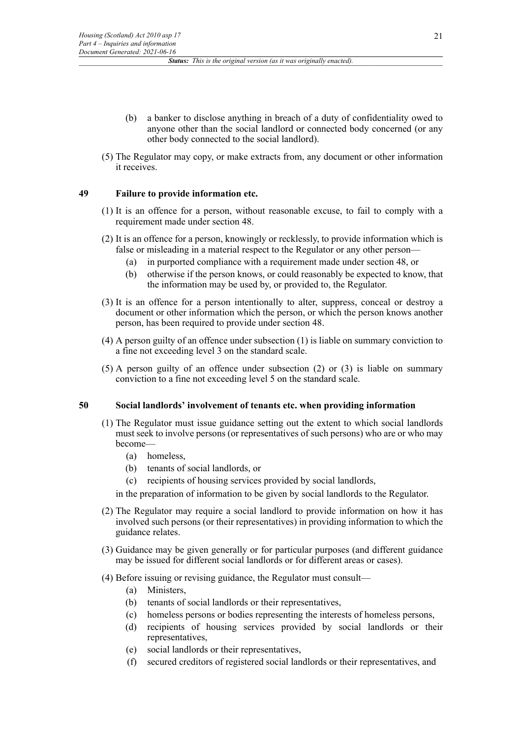(b) a banker to disclose anything in breach of a duty of confidentiality owed to anyone other than the social landlord or connected body concerned (or any other body connected to the social landlord).

(5) The Regulator may copy, or make extracts from, any document or other information it receives.

## 49 Failure to provide information etc.

(1) It is an offence for a person, without reasonable excuse, to fail to comply with a requirement made under section 48.

(2) It is an offence for a person, knowingly or recklessly, to provide information which is false or misleading in a material respect to the Regulator or any other person—

(a) in purported compliance with a requirement made under section 48, or

(b) otherwise if the person knows, or could reasonably be expected to know, that the information may be used by, or provided to, the Regulator.

(3) It is an offence for a person intentionally to alter, suppress, conceal or destroy a document or other information which the person, or which the person knows another person, has been required to provide under section 48.

(4) A person guilty of an offence under subsection (1) is liable on summary conviction to a fine not exceeding level 3 on the standard scale.

(5) A person guilty of an offence under subsection (2) or (3) is liable on summary conviction to a fine not exceeding level 5 on the standard scale.

## 50 Social landlords' involvement of tenants etc. when providing information

(1) The Regulator must issue guidance setting out the extent to which social landlords must seek to involve persons (or representatives of such persons) who are or who may become—

(a) homeless,

(b) tenants of social landlords, or

(c) recipients of housing services provided by social landlords,

in the preparation of information to be given by social landlords to the Regulator.

(2) The Regulator may require a social landlord to provide information on how it has involved such persons (or their representatives) in providing information to which the guidance relates.

(3) Guidance may be given generally or for particular purposes (and different guidance may be issued for different social landlords or for different areas or cases).

(4) Before issuing or revising guidance, the Regulator must consult—

(a) Ministers,

(b) tenants of social landlords or their representatives,

(c) homeless persons or bodies representing the interests of homeless persons,

(d) recipients of housing services provided by social landlords or their representatives,

(e) social landlords or their representatives,

(f) secured creditors of registered social landlords or their representatives, and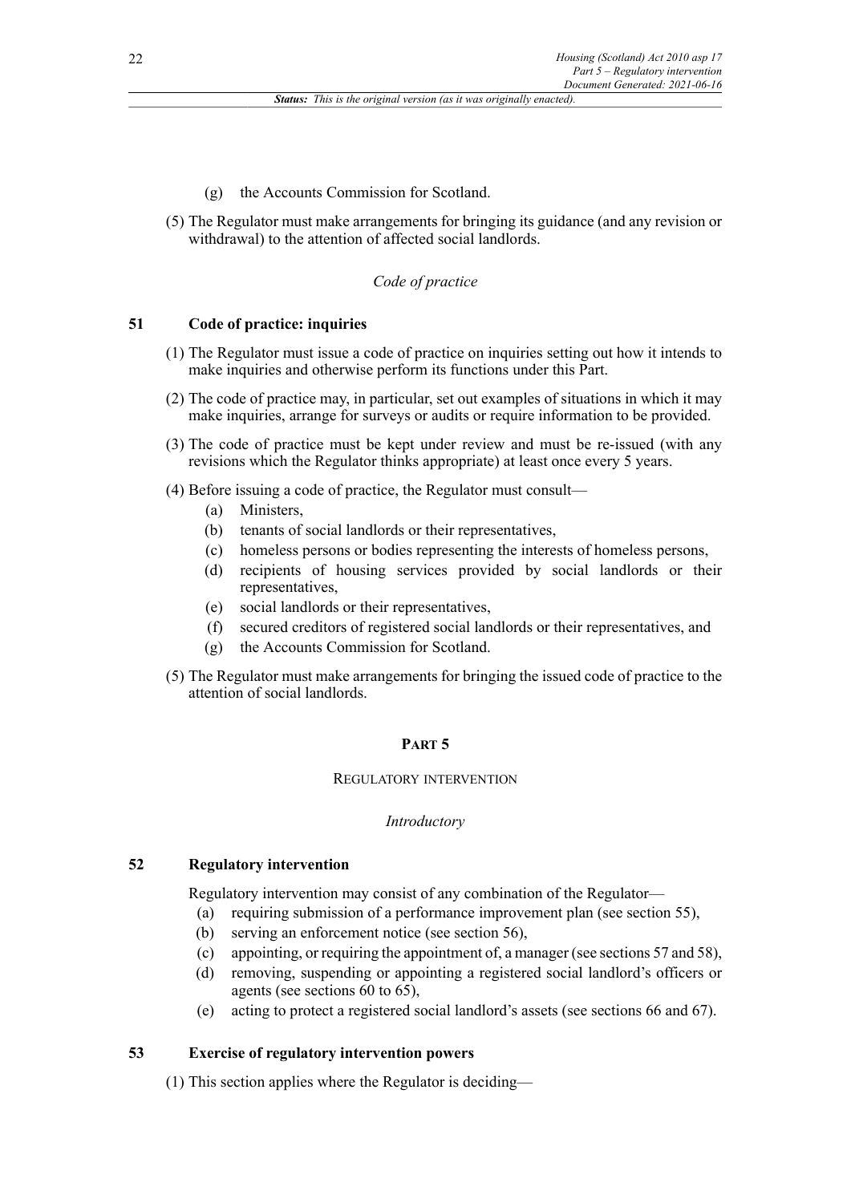(g) the Accounts Commission for Scotland.

(5) The Regulator must make arrangements for bringing its guidance (and any revision or withdrawal) to the attention of affected social landlords.

*Code of practice*

### 51 Code of practice: inquiries

(1) The Regulator must issue a code of practice on inquiries setting out how it intends to make inquiries and otherwise perform its functions under this Part.

(2) The code of practice may, in particular, set out examples of situations in which it may make inquiries, arrange for surveys or audits or require information to be provided.

(3) The code of practice must be kept under review and must be re-issued (with any revisions which the Regulator thinks appropriate) at least once every 5 years.

(4) Before issuing a code of practice, the Regulator must consult—

- (a) Ministers,
- (b) tenants of social landlords or their representatives,
- (c) homeless persons or bodies representing the interests of homeless persons,
- (d) recipients of housing services provided by social landlords or their representatives,
- (e) social landlords or their representatives,
- (f) secured creditors of registered social landlords or their representatives, and
- (g) the Accounts Commission for Scotland.

(5) The Regulator must make arrangements for bringing the issued code of practice to the attention of social landlords.

## PART 5

## REGULATORY INTERVENTION

*Introductory*

### 52 Regulatory intervention

Regulatory intervention may consist of any combination of the Regulator—

- (a) requiring submission of a performance improvement plan (see section 55),
- (b) serving an enforcement notice (see section 56),
- (c) appointing, or requiring the appointment of, a manager (see sections 57 and 58),
- (d) removing, suspending or appointing a registered social landlord's officers or agents (see sections 60 to 65),
- (e) acting to protect a registered social landlord's assets (see sections 66 and 67).

### 53 Exercise of regulatory intervention powers

(1) This section applies where the Regulator is deciding—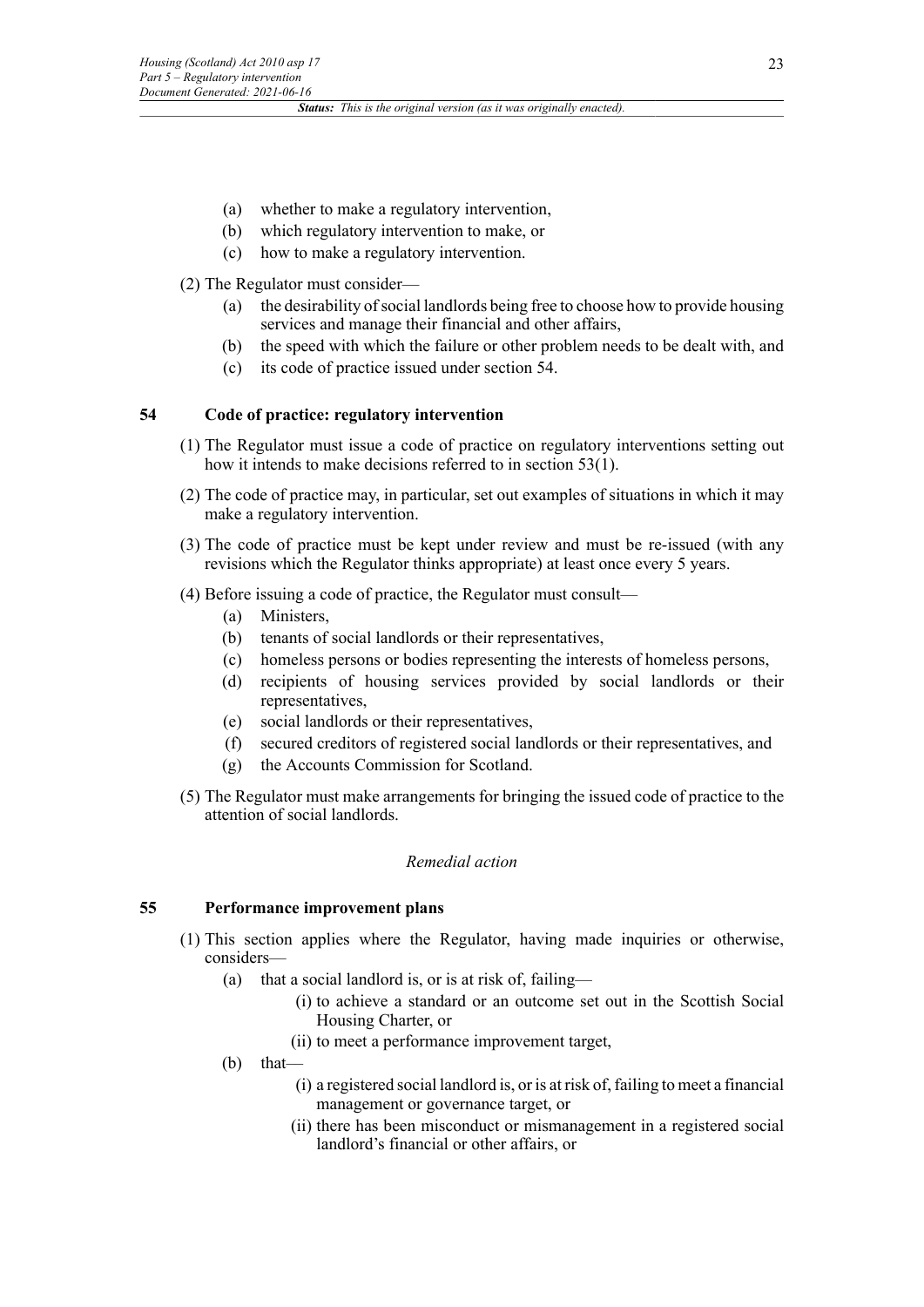(a) whether to make a regulatory intervention,

(b) which regulatory intervention to make, or

(c) how to make a regulatory intervention.

(2) The Regulator must consider—

(a) the desirability of social landlords being free to choose how to provide housing services and manage their financial and other affairs,

(b) the speed with which the failure or other problem needs to be dealt with, and

(c) its code of practice issued under section 54.

### 54 Code of practice: regulatory intervention

(1) The Regulator must issue a code of practice on regulatory interventions setting out how it intends to make decisions referred to in section 53(1).

(2) The code of practice may, in particular, set out examples of situations in which it may make a regulatory intervention.

(3) The code of practice must be kept under review and must be re-issued (with any revisions which the Regulator thinks appropriate) at least once every 5 years.

(4) Before issuing a code of practice, the Regulator must consult—

(a) Ministers,

(b) tenants of social landlords or their representatives,

(c) homeless persons or bodies representing the interests of homeless persons,

(d) recipients of housing services provided by social landlords or their representatives,

(e) social landlords or their representatives,

(f) secured creditors of registered social landlords or their representatives, and

(g) the Accounts Commission for Scotland.

(5) The Regulator must make arrangements for bringing the issued code of practice to the attention of social landlords.

*Remedial action*

### 55 Performance improvement plans

(1) This section applies where the Regulator, having made inquiries or otherwise, considers—

(a) that a social landlord is, or is at risk of, failing—

(i) to achieve a standard or an outcome set out in the Scottish Social Housing Charter, or

(ii) to meet a performance improvement target,

(b) that—

(i) a registered social landlord is, or is at risk of, failing to meet a financial management or governance target, or

(ii) there has been misconduct or mismanagement in a registered social landlord's financial or other affairs, or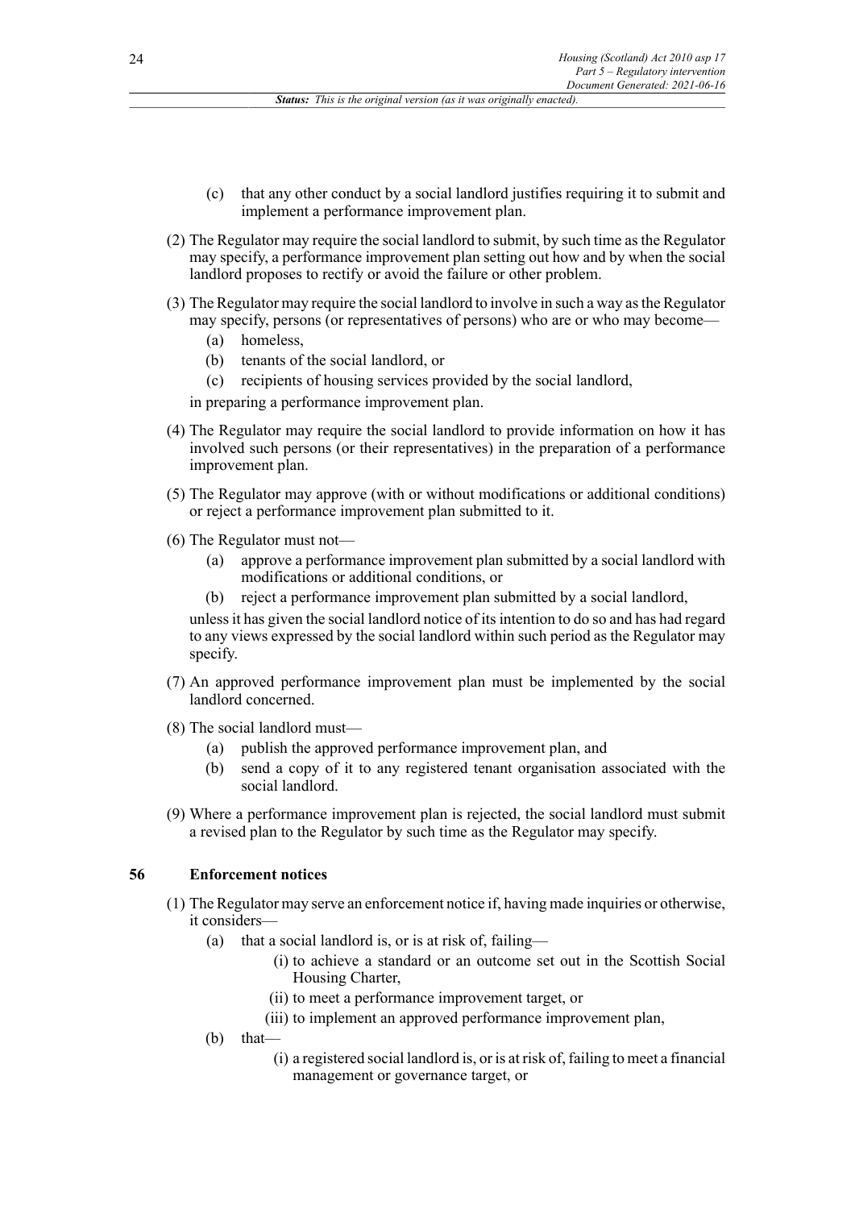(c) that any other conduct by a social landlord justifies requiring it to submit and implement a performance improvement plan.

(2) The Regulator may require the social landlord to submit, by such time as the Regulator may specify, a performance improvement plan setting out how and by when the social landlord proposes to rectify or avoid the failure or other problem.

(3) The Regulator may require the social landlord to involve in such a way as the Regulator may specify, persons (or representatives of persons) who are or who may become—

(a) homeless,

(b) tenants of the social landlord, or

(c) recipients of housing services provided by the social landlord,

in preparing a performance improvement plan.

(4) The Regulator may require the social landlord to provide information on how it has involved such persons (or their representatives) in the preparation of a performance improvement plan.

(5) The Regulator may approve (with or without modifications or additional conditions) or reject a performance improvement plan submitted to it.

(6) The Regulator must not—

(a) approve a performance improvement plan submitted by a social landlord with modifications or additional conditions, or

(b) reject a performance improvement plan submitted by a social landlord,

unless it has given the social landlord notice of its intention to do so and has had regard to any views expressed by the social landlord within such period as the Regulator may specify.

(7) An approved performance improvement plan must be implemented by the social landlord concerned.

(8) The social landlord must—

(a) publish the approved performance improvement plan, and

(b) send a copy of it to any registered tenant organisation associated with the social landlord.

(9) Where a performance improvement plan is rejected, the social landlord must submit a revised plan to the Regulator by such time as the Regulator may specify.

### 56 Enforcement notices

(1) The Regulator may serve an enforcement notice if, having made inquiries or otherwise, it considers—

(a) that a social landlord is, or is at risk of, failing—

(i) to achieve a standard or an outcome set out in the Scottish Social Housing Charter,

(ii) to meet a performance improvement target, or

(iii) to implement an approved performance improvement plan,

(b) that—

(i) a registered social landlord is, or is at risk of, failing to meet a financial management or governance target, or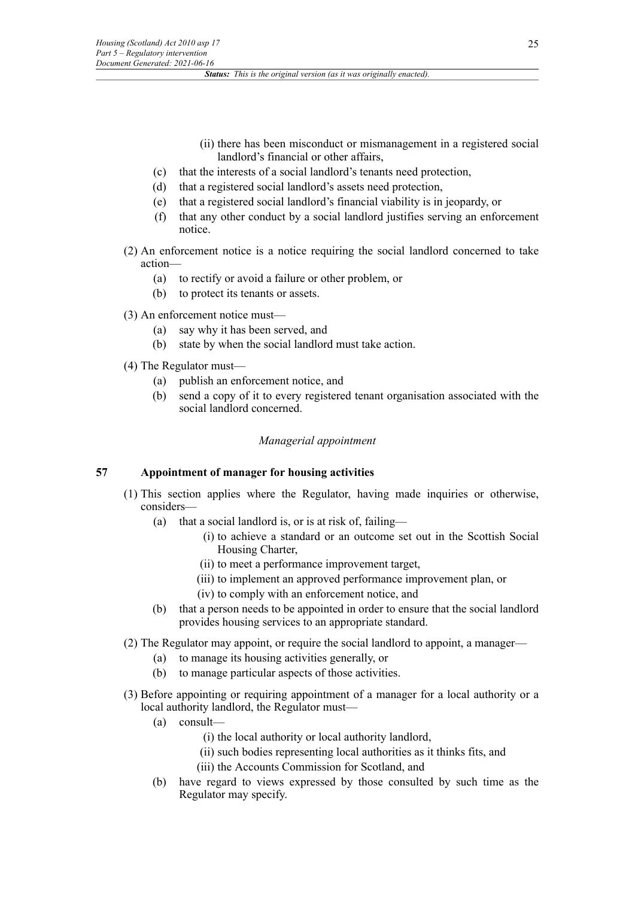(ii) there has been misconduct or mismanagement in a registered social landlord's financial or other affairs,

(c) that the interests of a social landlord's tenants need protection,

(d) that a registered social landlord's assets need protection,

(e) that a registered social landlord's financial viability is in jeopardy, or

(f) that any other conduct by a social landlord justifies serving an enforcement notice.

(2) An enforcement notice is a notice requiring the social landlord concerned to take action—

(a) to rectify or avoid a failure or other problem, or

(b) to protect its tenants or assets.

(3) An enforcement notice must—

(a) say why it has been served, and

(b) state by when the social landlord must take action.

(4) The Regulator must—

(a) publish an enforcement notice, and

(b) send a copy of it to every registered tenant organisation associated with the social landlord concerned.

*Managerial appointment*

### 57 Appointment of manager for housing activities

(1) This section applies where the Regulator, having made inquiries or otherwise, considers—

(a) that a social landlord is, or is at risk of, failing—

(i) to achieve a standard or an outcome set out in the Scottish Social Housing Charter,

(ii) to meet a performance improvement target,

(iii) to implement an approved performance improvement plan, or

(iv) to comply with an enforcement notice, and

(b) that a person needs to be appointed in order to ensure that the social landlord provides housing services to an appropriate standard.

(2) The Regulator may appoint, or require the social landlord to appoint, a manager—

(a) to manage its housing activities generally, or

(b) to manage particular aspects of those activities.

(3) Before appointing or requiring appointment of a manager for a local authority or a local authority landlord, the Regulator must—

(a) consult—

(i) the local authority or local authority landlord,

(ii) such bodies representing local authorities as it thinks fits, and

(iii) the Accounts Commission for Scotland, and

(b) have regard to views expressed by those consulted by such time as the Regulator may specify.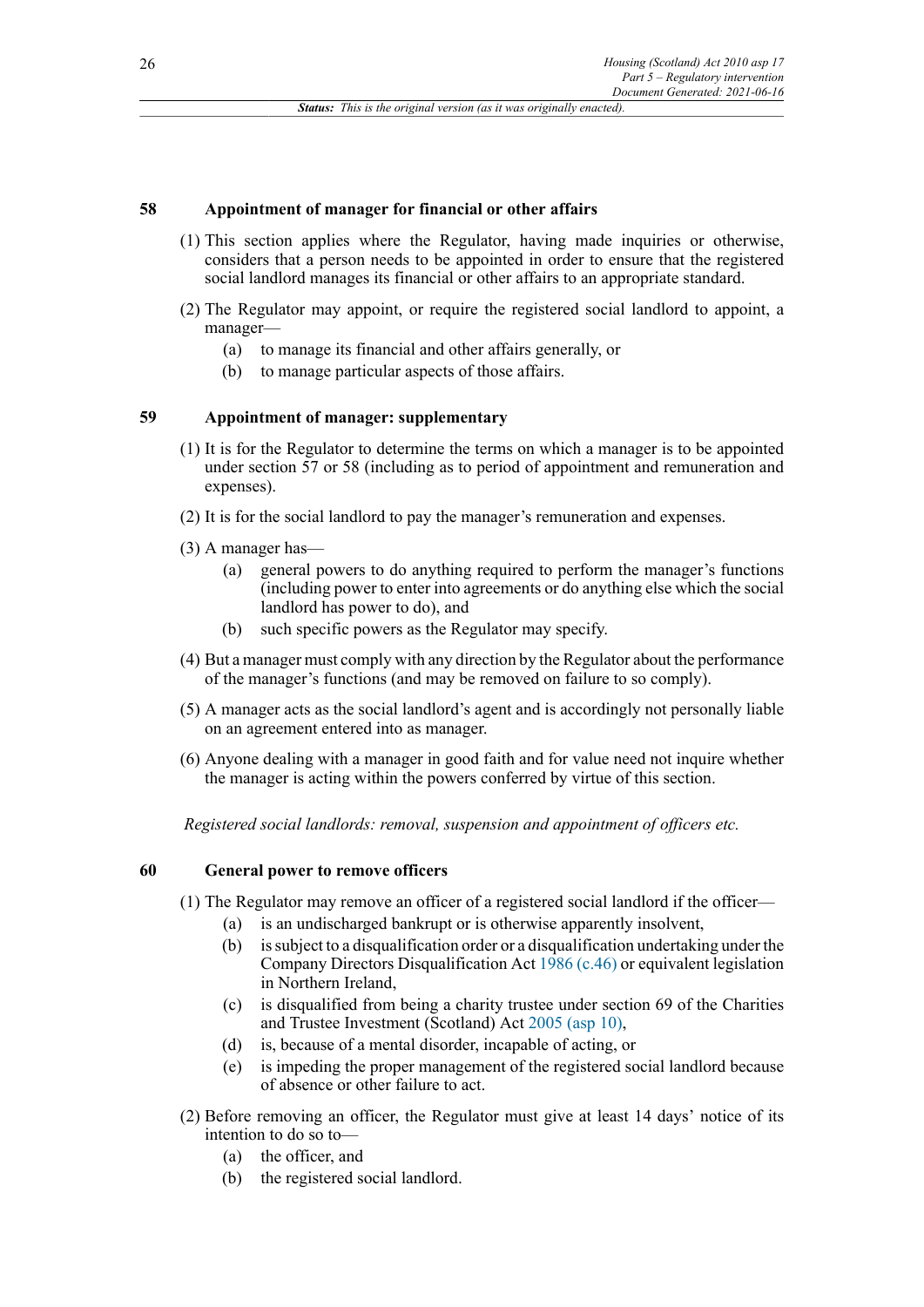### 58 Appointment of manager for financial or other affairs

(1) This section applies where the Regulator, having made inquiries or otherwise, considers that a person needs to be appointed in order to ensure that the registered social landlord manages its financial or other affairs to an appropriate standard.

(2) The Regulator may appoint, or require the registered social landlord to appoint, a manager—

- (a) to manage its financial and other affairs generally, or
- (b) to manage particular aspects of those affairs.

### 59 Appointment of manager: supplementary

(1) It is for the Regulator to determine the terms on which a manager is to be appointed under section 57 or 58 (including as to period of appointment and remuneration and expenses).

(2) It is for the social landlord to pay the manager's remuneration and expenses.

(3) A manager has—

- (a) general powers to do anything required to perform the manager's functions (including power to enter into agreements or do anything else which the social landlord has power to do), and
- (b) such specific powers as the Regulator may specify.

(4) But a manager must comply with any direction by the Regulator about the performance of the manager's functions (and may be removed on failure to so comply).

(5) A manager acts as the social landlord's agent and is accordingly not personally liable on an agreement entered into as manager.

(6) Anyone dealing with a manager in good faith and for value need not inquire whether the manager is acting within the powers conferred by virtue of this section.

*Registered social landlords: removal, suspension and appointment of officers etc.*

### 60 General power to remove officers

(1) The Regulator may remove an officer of a registered social landlord if the officer—

- (a) is an undischarged bankrupt or is otherwise apparently insolvent,
- (b) is subject to a disqualification order or a disqualification undertaking under the Company Directors Disqualification Act 1986 (c.46) or equivalent legislation in Northern Ireland,
- (c) is disqualified from being a charity trustee under section 69 of the Charities and Trustee Investment (Scotland) Act 2005 (asp 10),
- (d) is, because of a mental disorder, incapable of acting, or
- (e) is impeding the proper management of the registered social landlord because of absence or other failure to act.

(2) Before removing an officer, the Regulator must give at least 14 days' notice of its intention to do so to—

- (a) the officer, and
- (b) the registered social landlord.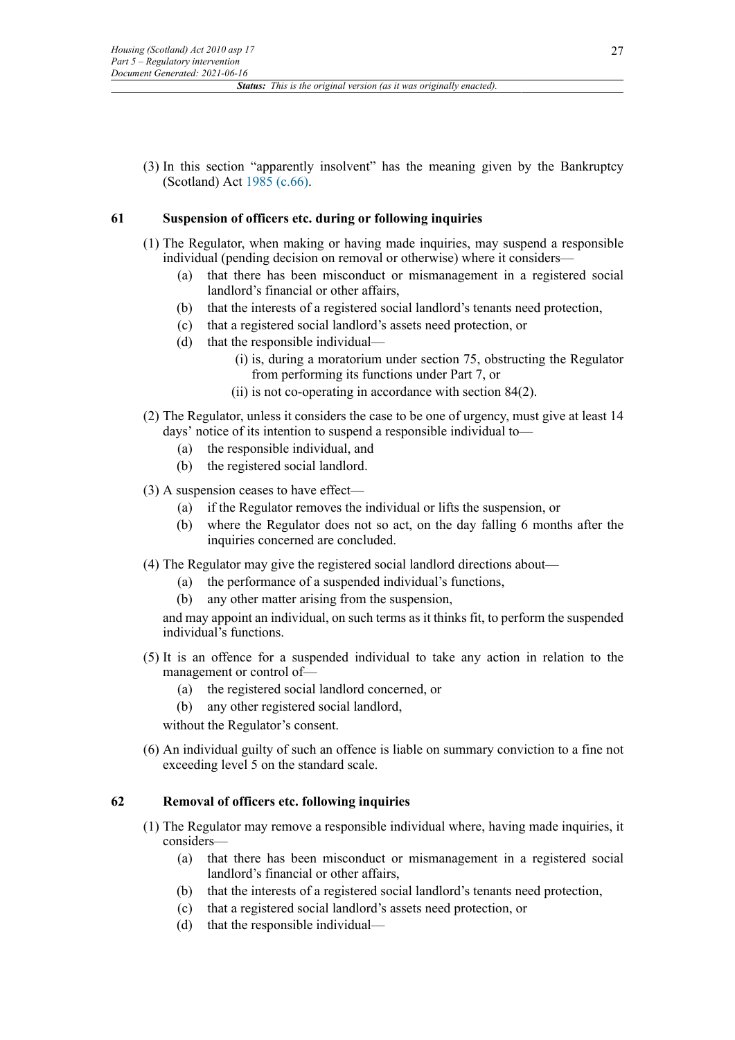(3) In this section "apparently insolvent" has the meaning given by the Bankruptcy (Scotland) Act 1985 (c.66).

### 61 Suspension of officers etc. during or following inquiries

(1) The Regulator, when making or having made inquiries, may suspend a responsible individual (pending decision on removal or otherwise) where it considers—

- (a) that there has been misconduct or mismanagement in a registered social landlord's financial or other affairs,
- (b) that the interests of a registered social landlord's tenants need protection,
- (c) that a registered social landlord's assets need protection, or
- (d) that the responsible individual—
  - (i) is, during a moratorium under section 75, obstructing the Regulator from performing its functions under Part 7, or
  - (ii) is not co-operating in accordance with section 84(2).

(2) The Regulator, unless it considers the case to be one of urgency, must give at least 14 days' notice of its intention to suspend a responsible individual to—

- (a) the responsible individual, and
- (b) the registered social landlord.

(3) A suspension ceases to have effect—

- (a) if the Regulator removes the individual or lifts the suspension, or
- (b) where the Regulator does not so act, on the day falling 6 months after the inquiries concerned are concluded.

(4) The Regulator may give the registered social landlord directions about—

- (a) the performance of a suspended individual's functions,
- (b) any other matter arising from the suspension,

and may appoint an individual, on such terms as it thinks fit, to perform the suspended individual's functions.

(5) It is an offence for a suspended individual to take any action in relation to the management or control of—

- (a) the registered social landlord concerned, or
- (b) any other registered social landlord,

without the Regulator's consent.

(6) An individual guilty of such an offence is liable on summary conviction to a fine not exceeding level 5 on the standard scale.

### 62 Removal of officers etc. following inquiries

(1) The Regulator may remove a responsible individual where, having made inquiries, it considers—

- (a) that there has been misconduct or mismanagement in a registered social landlord's financial or other affairs,
- (b) that the interests of a registered social landlord's tenants need protection,
- (c) that a registered social landlord's assets need protection, or
- (d) that the responsible individual—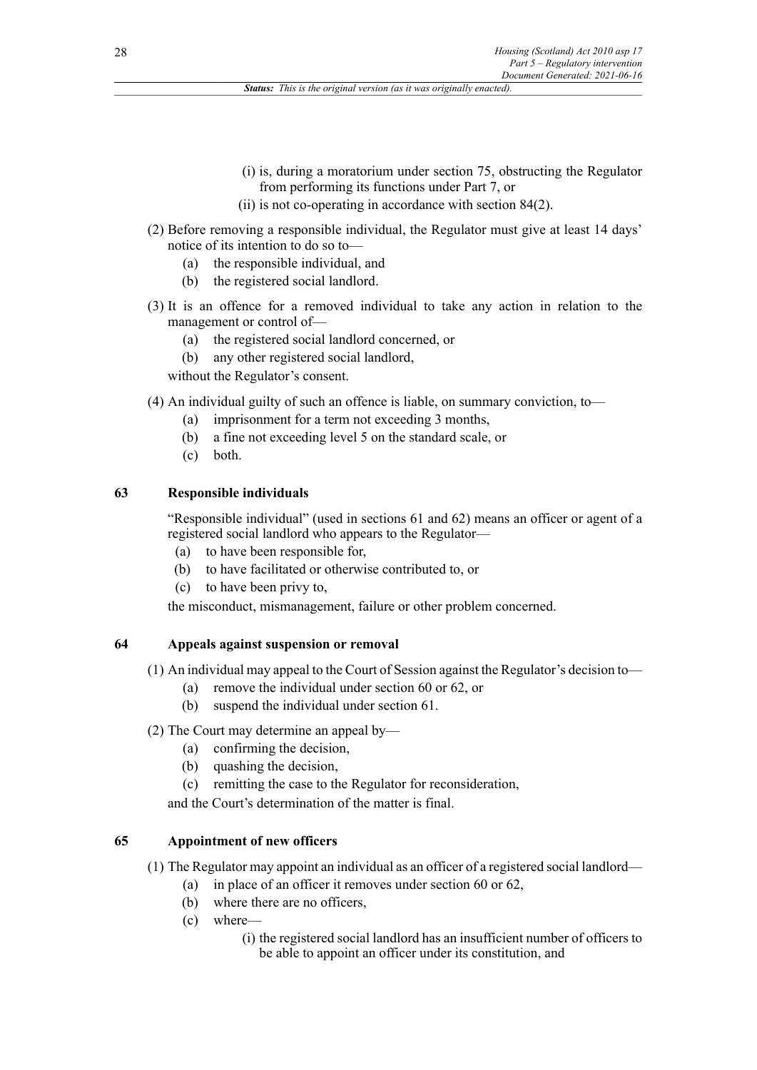(i) is, during a moratorium under section 75, obstructing the Regulator from performing its functions under Part 7, or

(ii) is not co-operating in accordance with section 84(2).

(2) Before removing a responsible individual, the Regulator must give at least 14 days' notice of its intention to do so to—

(a) the responsible individual, and

(b) the registered social landlord.

(3) It is an offence for a removed individual to take any action in relation to the management or control of—

(a) the registered social landlord concerned, or

(b) any other registered social landlord,

without the Regulator's consent.

(4) An individual guilty of such an offence is liable, on summary conviction, to—

(a) imprisonment for a term not exceeding 3 months,

(b) a fine not exceeding level 5 on the standard scale, or

(c) both.

### 63 Responsible individuals

"Responsible individual" (used in sections 61 and 62) means an officer or agent of a registered social landlord who appears to the Regulator—

(a) to have been responsible for,

(b) to have facilitated or otherwise contributed to, or

(c) to have been privy to,

the misconduct, mismanagement, failure or other problem concerned.

### 64 Appeals against suspension or removal

(1) An individual may appeal to the Court of Session against the Regulator's decision to—

(a) remove the individual under section 60 or 62, or

(b) suspend the individual under section 61.

(2) The Court may determine an appeal by—

(a) confirming the decision,

(b) quashing the decision,

(c) remitting the case to the Regulator for reconsideration,

and the Court's determination of the matter is final.

### 65 Appointment of new officers

(1) The Regulator may appoint an individual as an officer of a registered social landlord—

(a) in place of an officer it removes under section 60 or 62,

(b) where there are no officers,

(c) where—

(i) the registered social landlord has an insufficient number of officers to be able to appoint an officer under its constitution, and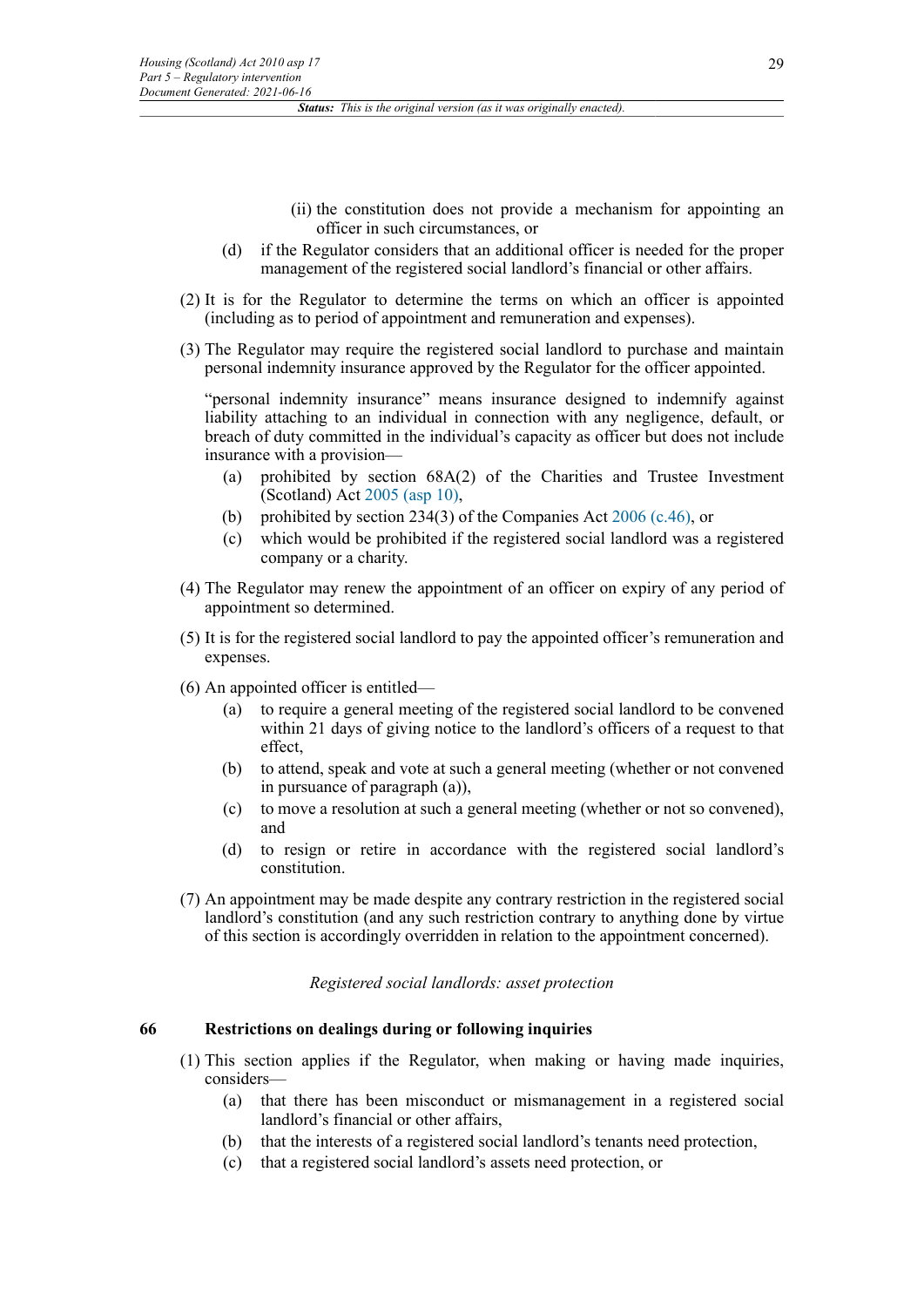(ii) the constitution does not provide a mechanism for appointing an officer in such circumstances, or

(d) if the Regulator considers that an additional officer is needed for the proper management of the registered social landlord's financial or other affairs.

(2) It is for the Regulator to determine the terms on which an officer is appointed (including as to period of appointment and remuneration and expenses).

(3) The Regulator may require the registered social landlord to purchase and maintain personal indemnity insurance approved by the Regulator for the officer appointed.

"personal indemnity insurance" means insurance designed to indemnify against liability attaching to an individual in connection with any negligence, default, or breach of duty committed in the individual's capacity as officer but does not include insurance with a provision—

(a) prohibited by section 68A(2) of the Charities and Trustee Investment (Scotland) Act 2005 (asp 10),

(b) prohibited by section 234(3) of the Companies Act 2006 (c.46), or

(c) which would be prohibited if the registered social landlord was a registered company or a charity.

(4) The Regulator may renew the appointment of an officer on expiry of any period of appointment so determined.

(5) It is for the registered social landlord to pay the appointed officer's remuneration and expenses.

(6) An appointed officer is entitled—

(a) to require a general meeting of the registered social landlord to be convened within 21 days of giving notice to the landlord's officers of a request to that effect,

(b) to attend, speak and vote at such a general meeting (whether or not convened in pursuance of paragraph (a)),

(c) to move a resolution at such a general meeting (whether or not so convened), and

(d) to resign or retire in accordance with the registered social landlord's constitution.

(7) An appointment may be made despite any contrary restriction in the registered social landlord's constitution (and any such restriction contrary to anything done by virtue of this section is accordingly overridden in relation to the appointment concerned).

*Registered social landlords: asset protection*

**66 Restrictions on dealings during or following inquiries**

(1) This section applies if the Regulator, when making or having made inquiries, considers—

(a) that there has been misconduct or mismanagement in a registered social landlord's financial or other affairs,

(b) that the interests of a registered social landlord's tenants need protection,

(c) that a registered social landlord's assets need protection, or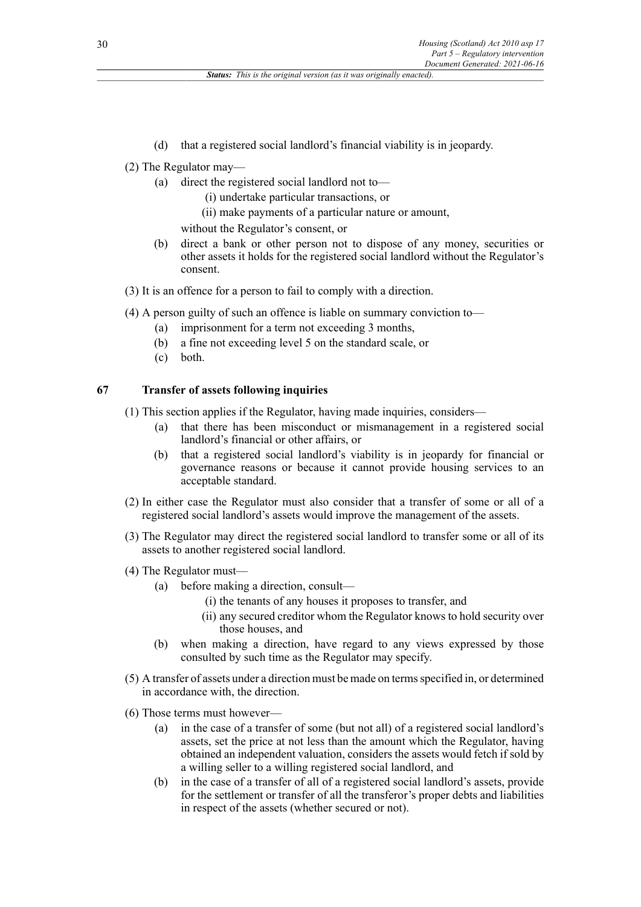(d) that a registered social landlord's financial viability is in jeopardy.

(2) The Regulator may—

(a) direct the registered social landlord not to—

(i) undertake particular transactions, or

(ii) make payments of a particular nature or amount,

without the Regulator's consent, or

(b) direct a bank or other person not to dispose of any money, securities or other assets it holds for the registered social landlord without the Regulator's consent.

(3) It is an offence for a person to fail to comply with a direction.

(4) A person guilty of such an offence is liable on summary conviction to—

(a) imprisonment for a term not exceeding 3 months,

(b) a fine not exceeding level 5 on the standard scale, or

(c) both.

## 67 Transfer of assets following inquiries

(1) This section applies if the Regulator, having made inquiries, considers—

(a) that there has been misconduct or mismanagement in a registered social landlord's financial or other affairs, or

(b) that a registered social landlord's viability is in jeopardy for financial or governance reasons or because it cannot provide housing services to an acceptable standard.

(2) In either case the Regulator must also consider that a transfer of some or all of a registered social landlord's assets would improve the management of the assets.

(3) The Regulator may direct the registered social landlord to transfer some or all of its assets to another registered social landlord.

(4) The Regulator must—

(a) before making a direction, consult—

(i) the tenants of any houses it proposes to transfer, and

(ii) any secured creditor whom the Regulator knows to hold security over those houses, and

(b) when making a direction, have regard to any views expressed by those consulted by such time as the Regulator may specify.

(5) A transfer of assets under a direction must be made on terms specified in, or determined in accordance with, the direction.

(6) Those terms must however—

(a) in the case of a transfer of some (but not all) of a registered social landlord's assets, set the price at not less than the amount which the Regulator, having obtained an independent valuation, considers the assets would fetch if sold by a willing seller to a willing registered social landlord, and

(b) in the case of a transfer of all of a registered social landlord's assets, provide for the settlement or transfer of all the transferor's proper debts and liabilities in respect of the assets (whether secured or not).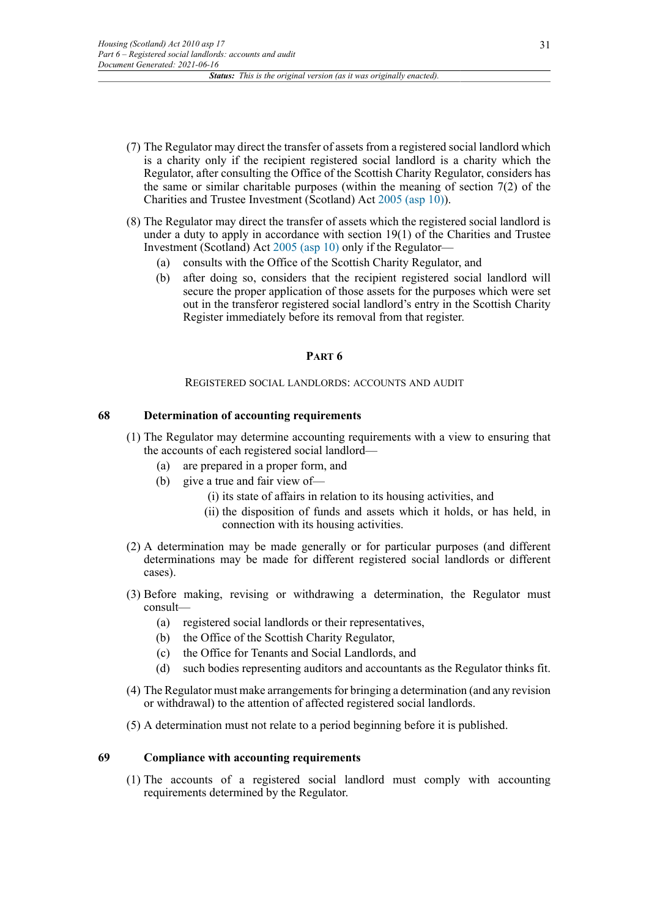(7) The Regulator may direct the transfer of assets from a registered social landlord which is a charity only if the recipient registered social landlord is a charity which the Regulator, after consulting the Office of the Scottish Charity Regulator, considers has the same or similar charitable purposes (within the meaning of section 7(2) of the Charities and Trustee Investment (Scotland) Act 2005 (asp 10)).

(8) The Regulator may direct the transfer of assets which the registered social landlord is under a duty to apply in accordance with section 19(1) of the Charities and Trustee Investment (Scotland) Act 2005 (asp 10) only if the Regulator—

(a) consults with the Office of the Scottish Charity Regulator, and

(b) after doing so, considers that the recipient registered social landlord will secure the proper application of those assets for the purposes which were set out in the transferor registered social landlord's entry in the Scottish Charity Register immediately before its removal from that register.

# PART 6

## REGISTERED SOCIAL LANDLORDS: ACCOUNTS AND AUDIT

### 68 Determination of accounting requirements

(1) The Regulator may determine accounting requirements with a view to ensuring that the accounts of each registered social landlord—

(a) are prepared in a proper form, and

(b) give a true and fair view of—

(i) its state of affairs in relation to its housing activities, and

(ii) the disposition of funds and assets which it holds, or has held, in connection with its housing activities.

(2) A determination may be made generally or for particular purposes (and different determinations may be made for different registered social landlords or different cases).

(3) Before making, revising or withdrawing a determination, the Regulator must consult—

(a) registered social landlords or their representatives,

(b) the Office of the Scottish Charity Regulator,

(c) the Office for Tenants and Social Landlords, and

(d) such bodies representing auditors and accountants as the Regulator thinks fit.

(4) The Regulator must make arrangements for bringing a determination (and any revision or withdrawal) to the attention of affected registered social landlords.

(5) A determination must not relate to a period beginning before it is published.

### 69 Compliance with accounting requirements

(1) The accounts of a registered social landlord must comply with accounting requirements determined by the Regulator.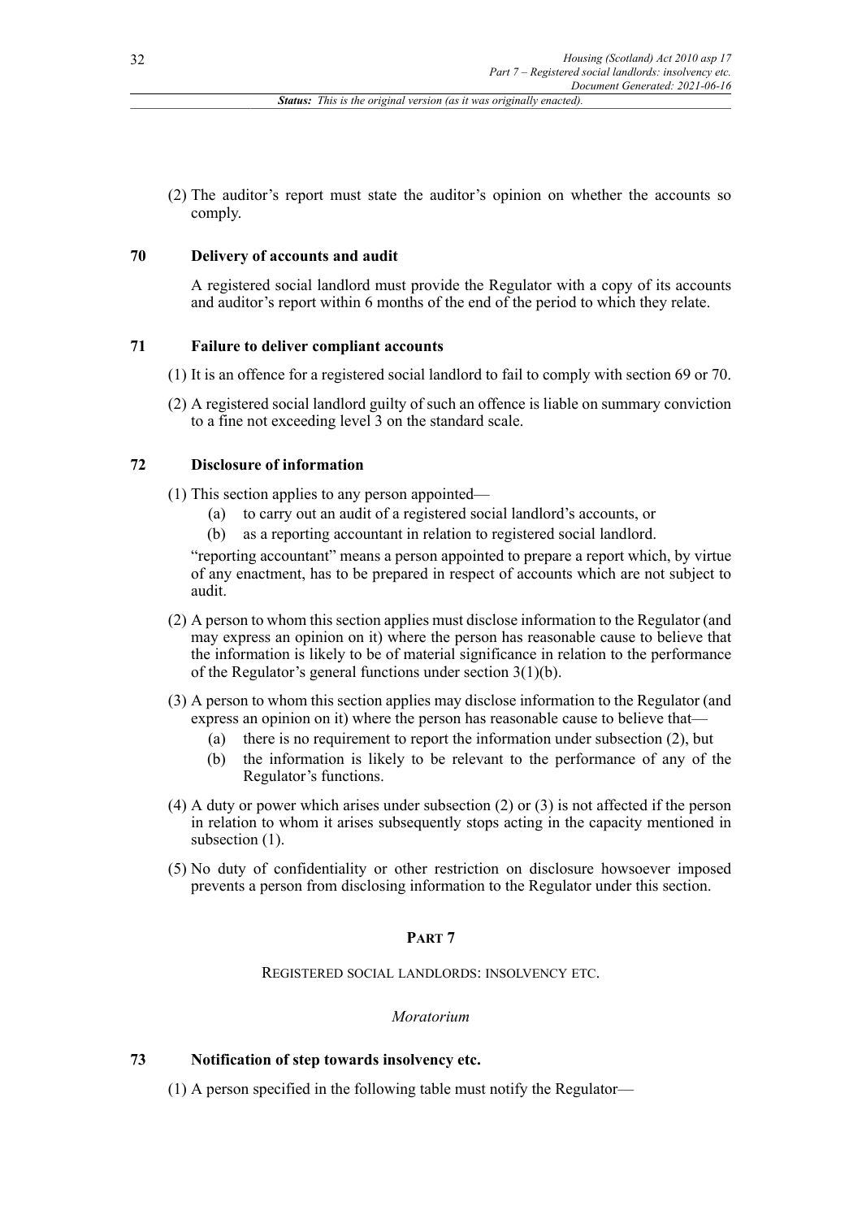(2) The auditor's report must state the auditor's opinion on whether the accounts so comply.

### 70 Delivery of accounts and audit

A registered social landlord must provide the Regulator with a copy of its accounts and auditor's report within 6 months of the end of the period to which they relate.

### 71 Failure to deliver compliant accounts

(1) It is an offence for a registered social landlord to fail to comply with section 69 or 70.

(2) A registered social landlord guilty of such an offence is liable on summary conviction to a fine not exceeding level 3 on the standard scale.

### 72 Disclosure of information

(1) This section applies to any person appointed—

- (a) to carry out an audit of a registered social landlord's accounts, or
- (b) as a reporting accountant in relation to registered social landlord.

"reporting accountant" means a person appointed to prepare a report which, by virtue of any enactment, has to be prepared in respect of accounts which are not subject to audit.

(2) A person to whom this section applies must disclose information to the Regulator (and may express an opinion on it) where the person has reasonable cause to believe that the information is likely to be of material significance in relation to the performance of the Regulator's general functions under section 3(1)(b).

(3) A person to whom this section applies may disclose information to the Regulator (and express an opinion on it) where the person has reasonable cause to believe that—

- (a) there is no requirement to report the information under subsection (2), but
- (b) the information is likely to be relevant to the performance of any of the Regulator's functions.

(4) A duty or power which arises under subsection (2) or (3) is not affected if the person in relation to whom it arises subsequently stops acting in the capacity mentioned in subsection (1).

(5) No duty of confidentiality or other restriction on disclosure howsoever imposed prevents a person from disclosing information to the Regulator under this section.

## PART 7

REGISTERED SOCIAL LANDLORDS: INSOLVENCY ETC.

*Moratorium*

### 73 Notification of step towards insolvency etc.

(1) A person specified in the following table must notify the Regulator—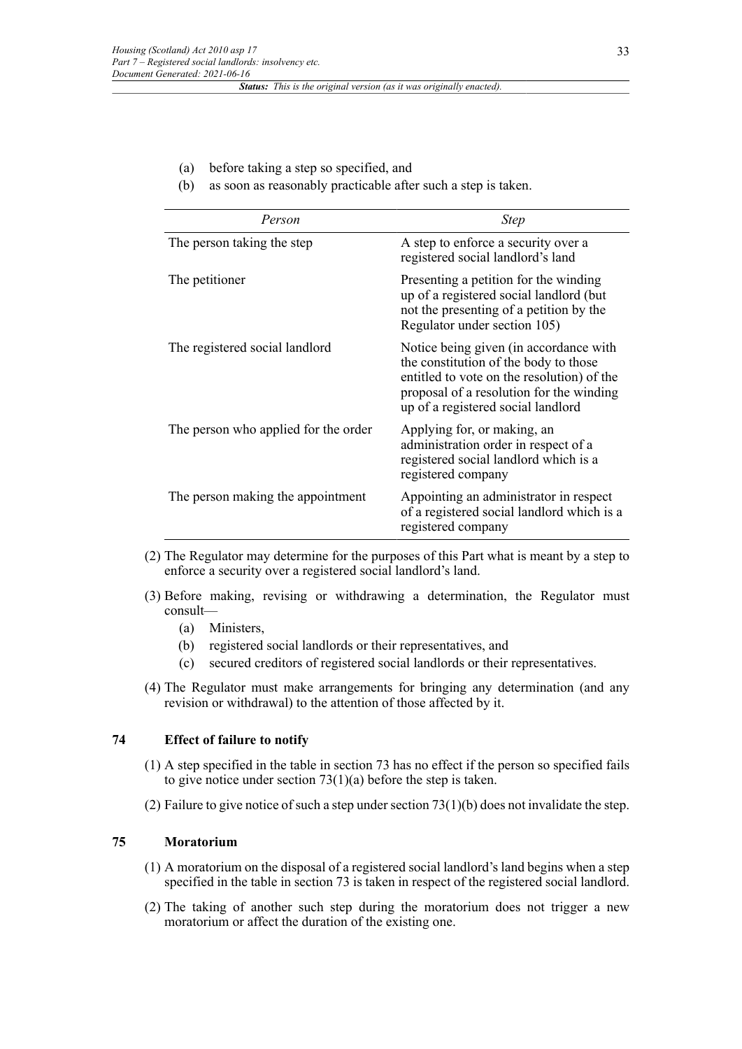(a) before taking a step so specified, and

(b) as soon as reasonably practicable after such a step is taken.

| *Person* | *Step* |
|---|---|
| The person taking the step | A step to enforce a security over a registered social landlord's land |
| The petitioner | Presenting a petition for the winding up of a registered social landlord (but not the presenting of a petition by the Regulator under section 105) |
| The registered social landlord | Notice being given (in accordance with the constitution of the body to those entitled to vote on the resolution) of the proposal of a resolution for the winding up of a registered social landlord |
| The person who applied for the order | Applying for, or making, an administration order in respect of a registered social landlord which is a registered company |
| The person making the appointment | Appointing an administrator in respect of a registered social landlord which is a registered company |

(2) The Regulator may determine for the purposes of this Part what is meant by a step to enforce a security over a registered social landlord's land.

(3) Before making, revising or withdrawing a determination, the Regulator must consult—

(a) Ministers,

(b) registered social landlords or their representatives, and

(c) secured creditors of registered social landlords or their representatives.

(4) The Regulator must make arrangements for bringing any determination (and any revision or withdrawal) to the attention of those affected by it.

### 74 Effect of failure to notify

(1) A step specified in the table in section 73 has no effect if the person so specified fails to give notice under section 73(1)(a) before the step is taken.

(2) Failure to give notice of such a step under section 73(1)(b) does not invalidate the step.

### 75 Moratorium

(1) A moratorium on the disposal of a registered social landlord's land begins when a step specified in the table in section 73 is taken in respect of the registered social landlord.

(2) The taking of another such step during the moratorium does not trigger a new moratorium or affect the duration of the existing one.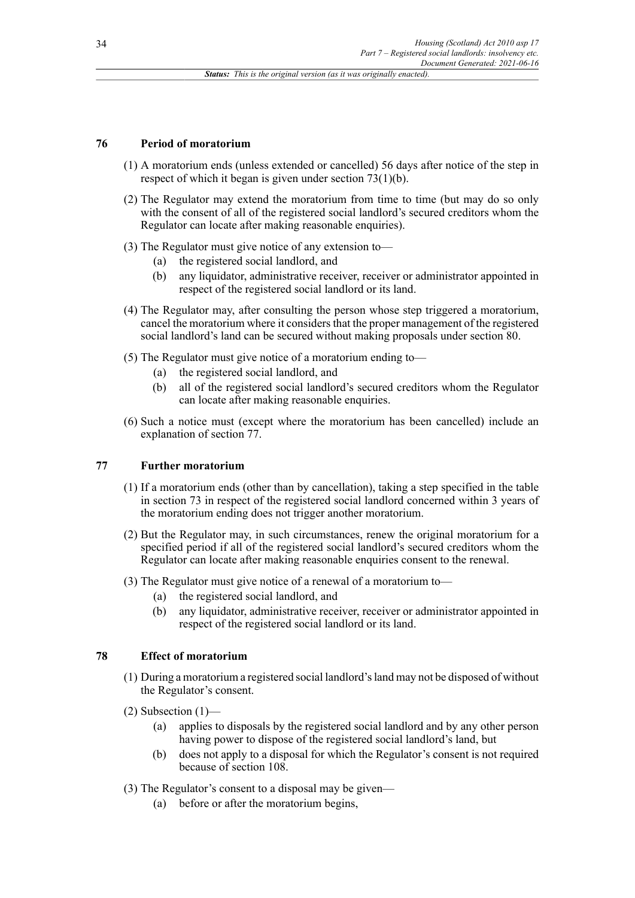## 76 Period of moratorium

(1) A moratorium ends (unless extended or cancelled) 56 days after notice of the step in respect of which it began is given under section 73(1)(b).

(2) The Regulator may extend the moratorium from time to time (but may do so only with the consent of all of the registered social landlord's secured creditors whom the Regulator can locate after making reasonable enquiries).

(3) The Regulator must give notice of any extension to—

- (a) the registered social landlord, and
- (b) any liquidator, administrative receiver, receiver or administrator appointed in respect of the registered social landlord or its land.

(4) The Regulator may, after consulting the person whose step triggered a moratorium, cancel the moratorium where it considers that the proper management of the registered social landlord's land can be secured without making proposals under section 80.

(5) The Regulator must give notice of a moratorium ending to—

- (a) the registered social landlord, and
- (b) all of the registered social landlord's secured creditors whom the Regulator can locate after making reasonable enquiries.

(6) Such a notice must (except where the moratorium has been cancelled) include an explanation of section 77.

## 77 Further moratorium

(1) If a moratorium ends (other than by cancellation), taking a step specified in the table in section 73 in respect of the registered social landlord concerned within 3 years of the moratorium ending does not trigger another moratorium.

(2) But the Regulator may, in such circumstances, renew the original moratorium for a specified period if all of the registered social landlord's secured creditors whom the Regulator can locate after making reasonable enquiries consent to the renewal.

(3) The Regulator must give notice of a renewal of a moratorium to—

- (a) the registered social landlord, and
- (b) any liquidator, administrative receiver, receiver or administrator appointed in respect of the registered social landlord or its land.

## 78 Effect of moratorium

(1) During a moratorium a registered social landlord's land may not be disposed of without the Regulator's consent.

(2) Subsection (1)—

- (a) applies to disposals by the registered social landlord and by any other person having power to dispose of the registered social landlord's land, but
- (b) does not apply to a disposal for which the Regulator's consent is not required because of section 108.

(3) The Regulator's consent to a disposal may be given—

- (a) before or after the moratorium begins,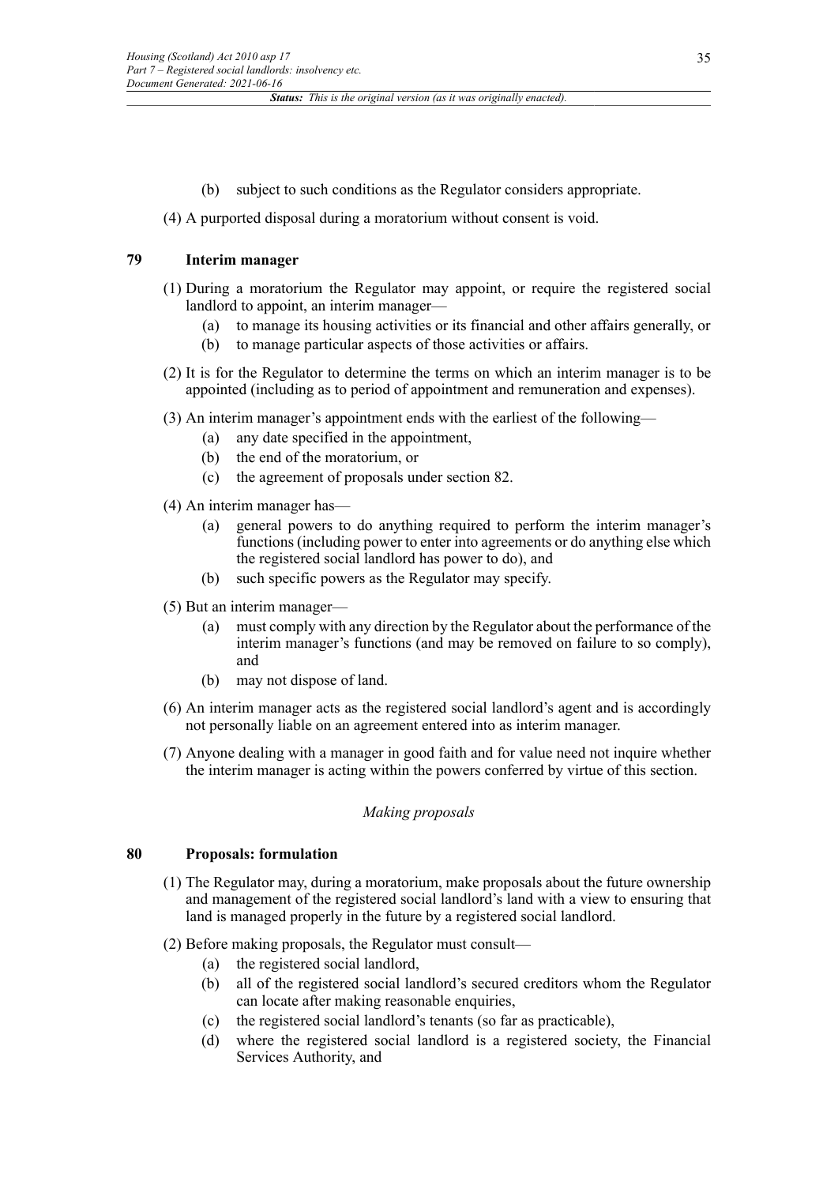(b) subject to such conditions as the Regulator considers appropriate.

(4) A purported disposal during a moratorium without consent is void.

## 79 Interim manager

(1) During a moratorium the Regulator may appoint, or require the registered social landlord to appoint, an interim manager—

- (a) to manage its housing activities or its financial and other affairs generally, or
- (b) to manage particular aspects of those activities or affairs.

(2) It is for the Regulator to determine the terms on which an interim manager is to be appointed (including as to period of appointment and remuneration and expenses).

(3) An interim manager's appointment ends with the earliest of the following—

- (a) any date specified in the appointment,
- (b) the end of the moratorium, or
- (c) the agreement of proposals under section 82.

(4) An interim manager has—

- (a) general powers to do anything required to perform the interim manager's functions (including power to enter into agreements or do anything else which the registered social landlord has power to do), and
- (b) such specific powers as the Regulator may specify.

(5) But an interim manager—

- (a) must comply with any direction by the Regulator about the performance of the interim manager's functions (and may be removed on failure to so comply), and
- (b) may not dispose of land.

(6) An interim manager acts as the registered social landlord's agent and is accordingly not personally liable on an agreement entered into as interim manager.

(7) Anyone dealing with a manager in good faith and for value need not inquire whether the interim manager is acting within the powers conferred by virtue of this section.

*Making proposals*

## 80 Proposals: formulation

(1) The Regulator may, during a moratorium, make proposals about the future ownership and management of the registered social landlord's land with a view to ensuring that land is managed properly in the future by a registered social landlord.

(2) Before making proposals, the Regulator must consult—

- (a) the registered social landlord,
- (b) all of the registered social landlord's secured creditors whom the Regulator can locate after making reasonable enquiries,
- (c) the registered social landlord's tenants (so far as practicable),
- (d) where the registered social landlord is a registered society, the Financial Services Authority, and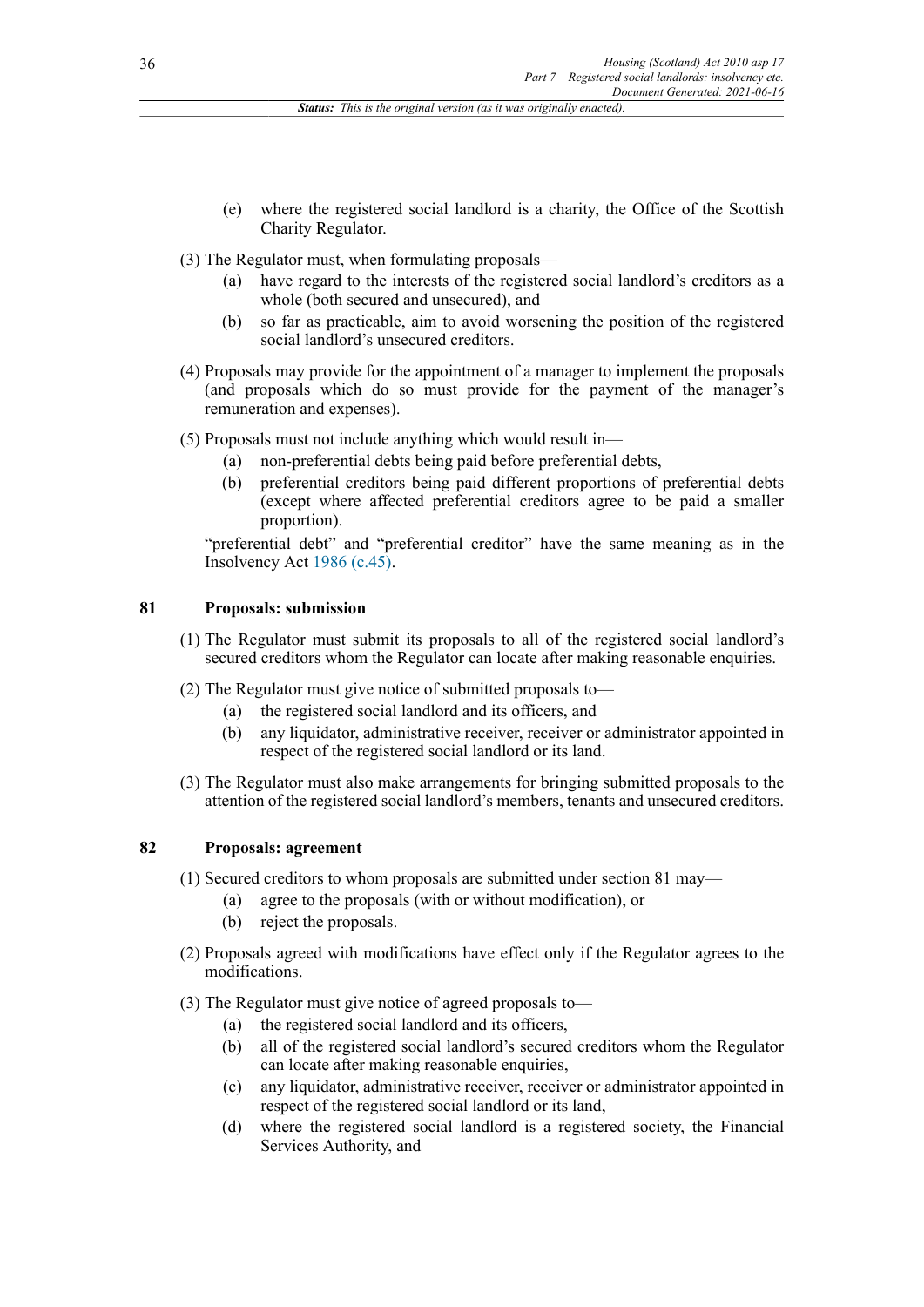(e) where the registered social landlord is a charity, the Office of the Scottish Charity Regulator.

(3) The Regulator must, when formulating proposals—

(a) have regard to the interests of the registered social landlord's creditors as a whole (both secured and unsecured), and

(b) so far as practicable, aim to avoid worsening the position of the registered social landlord's unsecured creditors.

(4) Proposals may provide for the appointment of a manager to implement the proposals (and proposals which do so must provide for the payment of the manager's remuneration and expenses).

(5) Proposals must not include anything which would result in—

(a) non-preferential debts being paid before preferential debts,

(b) preferential creditors being paid different proportions of preferential debts (except where affected preferential creditors agree to be paid a smaller proportion).

"preferential debt" and "preferential creditor" have the same meaning as in the Insolvency Act 1986 (c.45).

## 81 Proposals: submission

(1) The Regulator must submit its proposals to all of the registered social landlord's secured creditors whom the Regulator can locate after making reasonable enquiries.

(2) The Regulator must give notice of submitted proposals to—

(a) the registered social landlord and its officers, and

(b) any liquidator, administrative receiver, receiver or administrator appointed in respect of the registered social landlord or its land.

(3) The Regulator must also make arrangements for bringing submitted proposals to the attention of the registered social landlord's members, tenants and unsecured creditors.

## 82 Proposals: agreement

(1) Secured creditors to whom proposals are submitted under section 81 may—

(a) agree to the proposals (with or without modification), or

(b) reject the proposals.

(2) Proposals agreed with modifications have effect only if the Regulator agrees to the modifications.

(3) The Regulator must give notice of agreed proposals to—

(a) the registered social landlord and its officers,

(b) all of the registered social landlord's secured creditors whom the Regulator can locate after making reasonable enquiries,

(c) any liquidator, administrative receiver, receiver or administrator appointed in respect of the registered social landlord or its land,

(d) where the registered social landlord is a registered society, the Financial Services Authority, and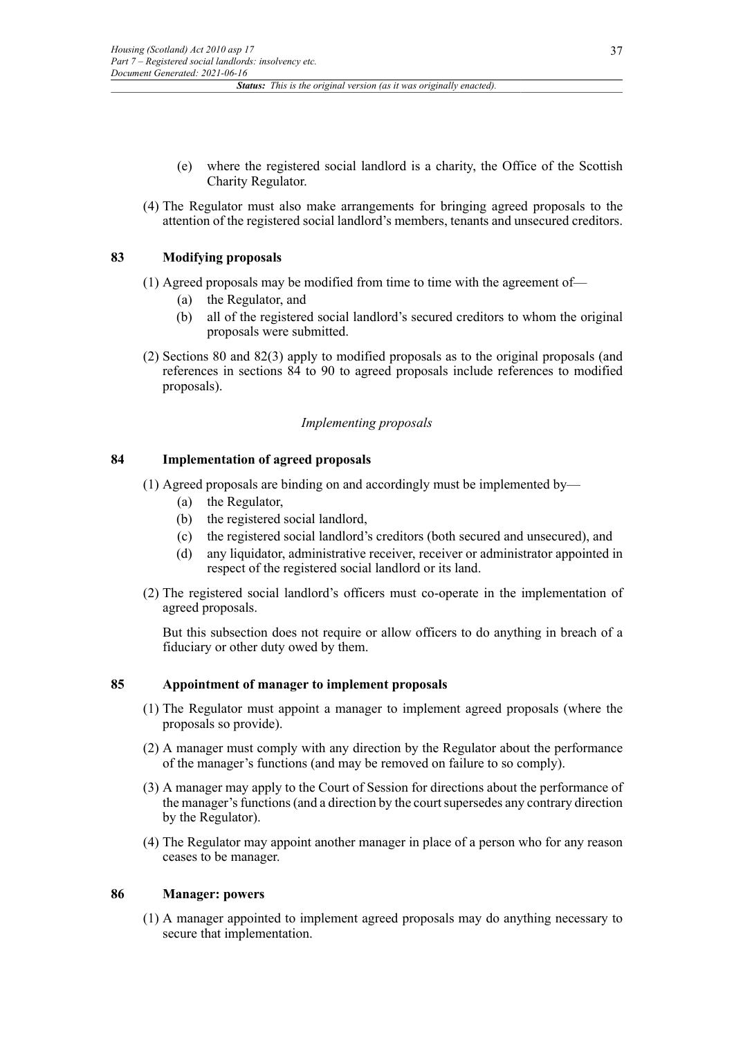(e) where the registered social landlord is a charity, the Office of the Scottish Charity Regulator.

(4) The Regulator must also make arrangements for bringing agreed proposals to the attention of the registered social landlord's members, tenants and unsecured creditors.

## 83 Modifying proposals

(1) Agreed proposals may be modified from time to time with the agreement of—

(a) the Regulator, and

(b) all of the registered social landlord's secured creditors to whom the original proposals were submitted.

(2) Sections 80 and 82(3) apply to modified proposals as to the original proposals (and references in sections 84 to 90 to agreed proposals include references to modified proposals).

*Implementing proposals*

## 84 Implementation of agreed proposals

(1) Agreed proposals are binding on and accordingly must be implemented by—

(a) the Regulator,

(b) the registered social landlord,

(c) the registered social landlord's creditors (both secured and unsecured), and

(d) any liquidator, administrative receiver, receiver or administrator appointed in respect of the registered social landlord or its land.

(2) The registered social landlord's officers must co-operate in the implementation of agreed proposals.

But this subsection does not require or allow officers to do anything in breach of a fiduciary or other duty owed by them.

## 85 Appointment of manager to implement proposals

(1) The Regulator must appoint a manager to implement agreed proposals (where the proposals so provide).

(2) A manager must comply with any direction by the Regulator about the performance of the manager's functions (and may be removed on failure to so comply).

(3) A manager may apply to the Court of Session for directions about the performance of the manager's functions (and a direction by the court supersedes any contrary direction by the Regulator).

(4) The Regulator may appoint another manager in place of a person who for any reason ceases to be manager.

## 86 Manager: powers

(1) A manager appointed to implement agreed proposals may do anything necessary to secure that implementation.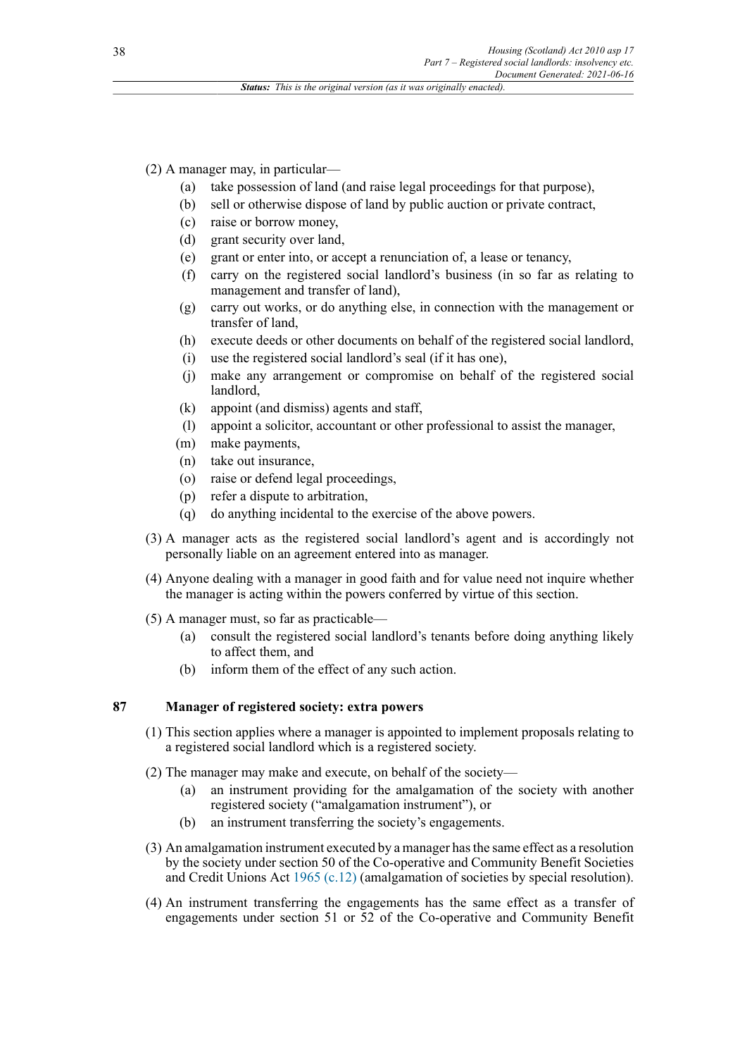(2) A manager may, in particular—

- (a) take possession of land (and raise legal proceedings for that purpose),
- (b) sell or otherwise dispose of land by public auction or private contract,
- (c) raise or borrow money,
- (d) grant security over land,
- (e) grant or enter into, or accept a renunciation of, a lease or tenancy,
- (f) carry on the registered social landlord's business (in so far as relating to management and transfer of land),
- (g) carry out works, or do anything else, in connection with the management or transfer of land,
- (h) execute deeds or other documents on behalf of the registered social landlord,
- (i) use the registered social landlord's seal (if it has one),
- (j) make any arrangement or compromise on behalf of the registered social landlord,
- (k) appoint (and dismiss) agents and staff,
- (l) appoint a solicitor, accountant or other professional to assist the manager,
- (m) make payments,
- (n) take out insurance,
- (o) raise or defend legal proceedings,
- (p) refer a dispute to arbitration,
- (q) do anything incidental to the exercise of the above powers.

(3) A manager acts as the registered social landlord's agent and is accordingly not personally liable on an agreement entered into as manager.

(4) Anyone dealing with a manager in good faith and for value need not inquire whether the manager is acting within the powers conferred by virtue of this section.

(5) A manager must, so far as practicable—

- (a) consult the registered social landlord's tenants before doing anything likely to affect them, and
- (b) inform them of the effect of any such action.

## 87 Manager of registered society: extra powers

(1) This section applies where a manager is appointed to implement proposals relating to a registered social landlord which is a registered society.

(2) The manager may make and execute, on behalf of the society—

- (a) an instrument providing for the amalgamation of the society with another registered society ("amalgamation instrument"), or
- (b) an instrument transferring the society's engagements.

(3) An amalgamation instrument executed by a manager has the same effect as a resolution by the society under section 50 of the Co-operative and Community Benefit Societies and Credit Unions Act 1965 (c.12) (amalgamation of societies by special resolution).

(4) An instrument transferring the engagements has the same effect as a transfer of engagements under section 51 or 52 of the Co-operative and Community Benefit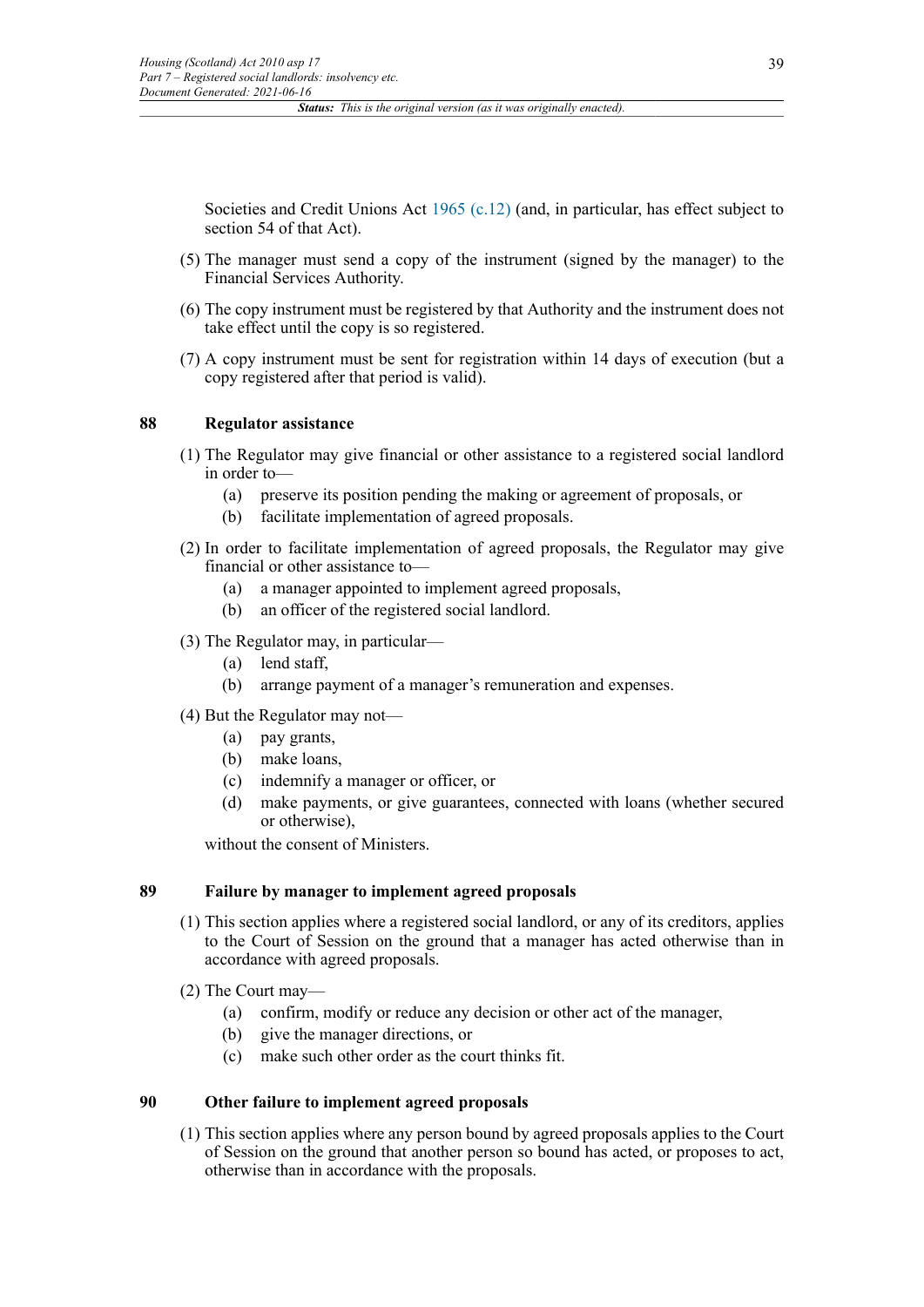Societies and Credit Unions Act 1965 (c.12) (and, in particular, has effect subject to section 54 of that Act).

(5) The manager must send a copy of the instrument (signed by the manager) to the Financial Services Authority.

(6) The copy instrument must be registered by that Authority and the instrument does not take effect until the copy is so registered.

(7) A copy instrument must be sent for registration within 14 days of execution (but a copy registered after that period is valid).

### 88 Regulator assistance

(1) The Regulator may give financial or other assistance to a registered social landlord in order to—

- (a) preserve its position pending the making or agreement of proposals, or
- (b) facilitate implementation of agreed proposals.

(2) In order to facilitate implementation of agreed proposals, the Regulator may give financial or other assistance to—

- (a) a manager appointed to implement agreed proposals,
- (b) an officer of the registered social landlord.

(3) The Regulator may, in particular—

- (a) lend staff,
- (b) arrange payment of a manager's remuneration and expenses.

(4) But the Regulator may not—

- (a) pay grants,
- (b) make loans,
- (c) indemnify a manager or officer, or
- (d) make payments, or give guarantees, connected with loans (whether secured or otherwise),

without the consent of Ministers.

### 89 Failure by manager to implement agreed proposals

(1) This section applies where a registered social landlord, or any of its creditors, applies to the Court of Session on the ground that a manager has acted otherwise than in accordance with agreed proposals.

(2) The Court may—

- (a) confirm, modify or reduce any decision or other act of the manager,
- (b) give the manager directions, or
- (c) make such other order as the court thinks fit.

### 90 Other failure to implement agreed proposals

(1) This section applies where any person bound by agreed proposals applies to the Court of Session on the ground that another person so bound has acted, or proposes to act, otherwise than in accordance with the proposals.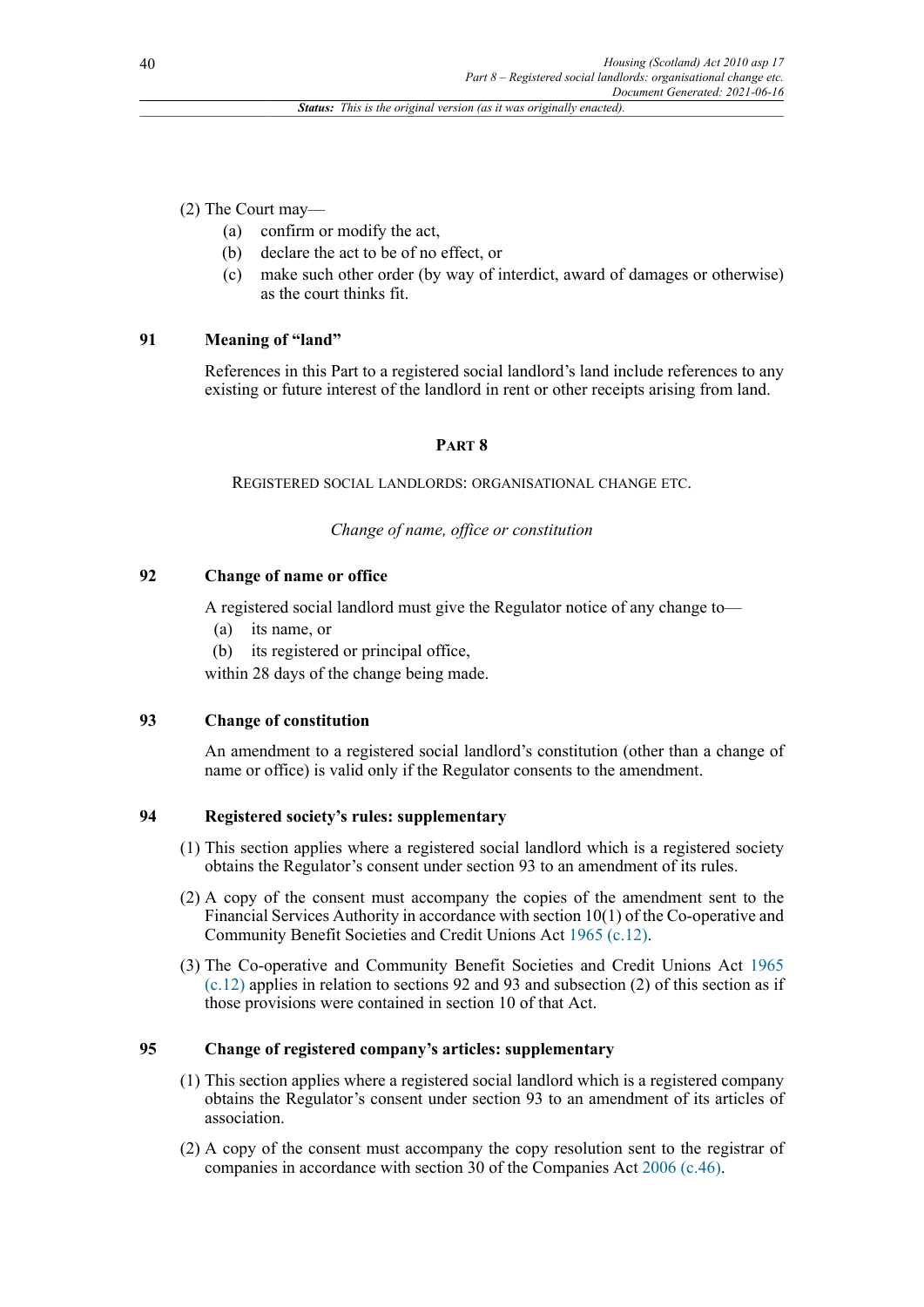(2) The Court may—

- (a) confirm or modify the act,
- (b) declare the act to be of no effect, or
- (c) make such other order (by way of interdict, award of damages or otherwise) as the court thinks fit.

### 91 Meaning of "land"

References in this Part to a registered social landlord's land include references to any existing or future interest of the landlord in rent or other receipts arising from land.

## PART 8

REGISTERED SOCIAL LANDLORDS: ORGANISATIONAL CHANGE ETC.

*Change of name, office or constitution*

### 92 Change of name or office

A registered social landlord must give the Regulator notice of any change to—

- (a) its name, or
- (b) its registered or principal office,

within 28 days of the change being made.

### 93 Change of constitution

An amendment to a registered social landlord's constitution (other than a change of name or office) is valid only if the Regulator consents to the amendment.

### 94 Registered society's rules: supplementary

(1) This section applies where a registered social landlord which is a registered society obtains the Regulator's consent under section 93 to an amendment of its rules.

(2) A copy of the consent must accompany the copies of the amendment sent to the Financial Services Authority in accordance with section 10(1) of the Co-operative and Community Benefit Societies and Credit Unions Act 1965 (c.12).

(3) The Co-operative and Community Benefit Societies and Credit Unions Act 1965 (c.12) applies in relation to sections 92 and 93 and subsection (2) of this section as if those provisions were contained in section 10 of that Act.

### 95 Change of registered company's articles: supplementary

(1) This section applies where a registered social landlord which is a registered company obtains the Regulator's consent under section 93 to an amendment of its articles of association.

(2) A copy of the consent must accompany the copy resolution sent to the registrar of companies in accordance with section 30 of the Companies Act 2006 (c.46).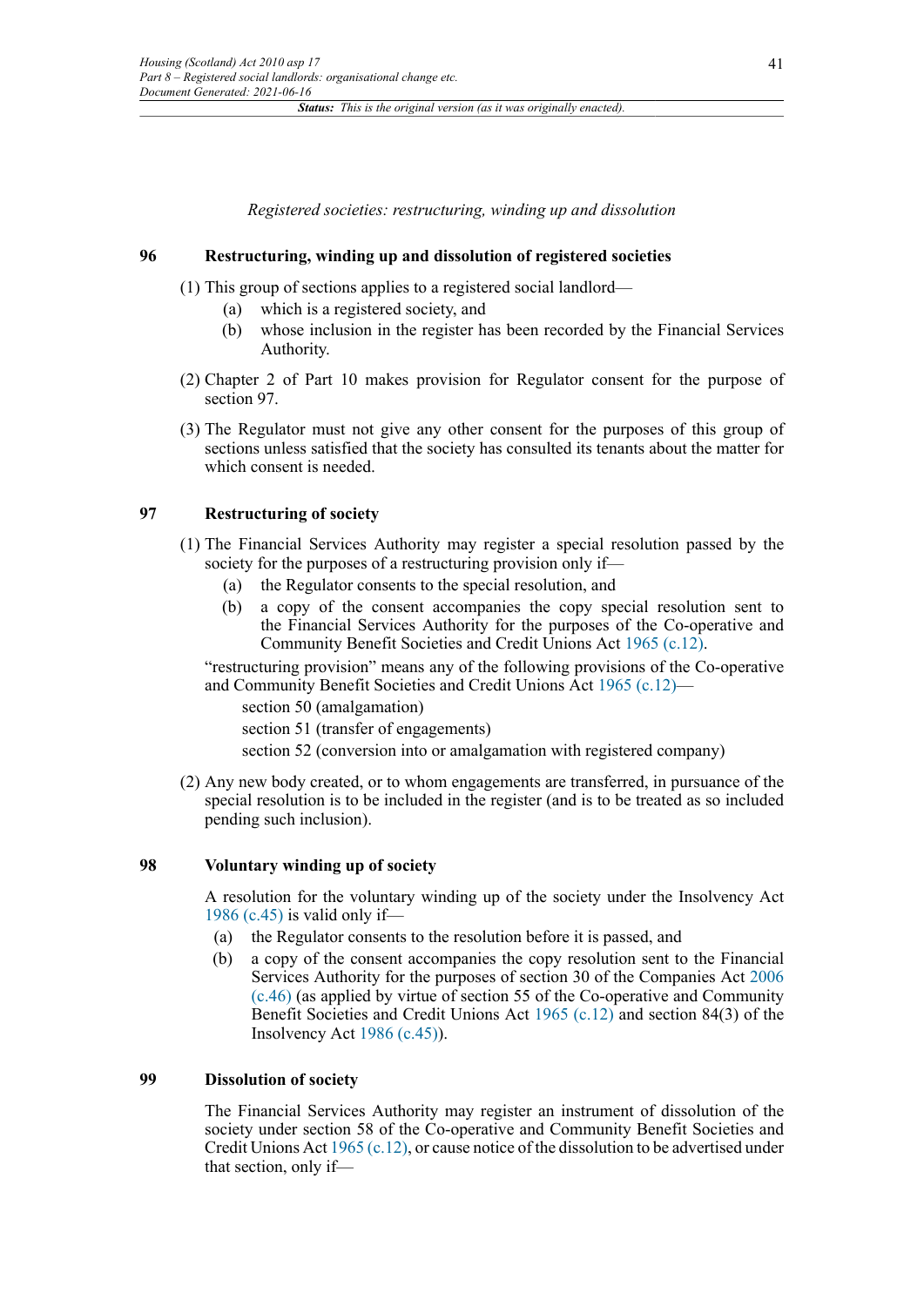*Registered societies: restructuring, winding up and dissolution*

## 96 Restructuring, winding up and dissolution of registered societies

(1) This group of sections applies to a registered social landlord—

- (a) which is a registered society, and
- (b) whose inclusion in the register has been recorded by the Financial Services Authority.

(2) Chapter 2 of Part 10 makes provision for Regulator consent for the purpose of section 97.

(3) The Regulator must not give any other consent for the purposes of this group of sections unless satisfied that the society has consulted its tenants about the matter for which consent is needed.

## 97 Restructuring of society

(1) The Financial Services Authority may register a special resolution passed by the society for the purposes of a restructuring provision only if—

- (a) the Regulator consents to the special resolution, and
- (b) a copy of the consent accompanies the copy special resolution sent to the Financial Services Authority for the purposes of the Co-operative and Community Benefit Societies and Credit Unions Act 1965 (c.12).

"restructuring provision" means any of the following provisions of the Co-operative and Community Benefit Societies and Credit Unions Act 1965 (c.12)—

section 50 (amalgamation)

section 51 (transfer of engagements)

section 52 (conversion into or amalgamation with registered company)

(2) Any new body created, or to whom engagements are transferred, in pursuance of the special resolution is to be included in the register (and is to be treated as so included pending such inclusion).

## 98 Voluntary winding up of society

A resolution for the voluntary winding up of the society under the Insolvency Act 1986 (c.45) is valid only if—

- (a) the Regulator consents to the resolution before it is passed, and
- (b) a copy of the consent accompanies the copy resolution sent to the Financial Services Authority for the purposes of section 30 of the Companies Act 2006 (c.46) (as applied by virtue of section 55 of the Co-operative and Community Benefit Societies and Credit Unions Act 1965 (c.12) and section 84(3) of the Insolvency Act 1986 (c.45)).

## 99 Dissolution of society

The Financial Services Authority may register an instrument of dissolution of the society under section 58 of the Co-operative and Community Benefit Societies and Credit Unions Act 1965 (c.12), or cause notice of the dissolution to be advertised under that section, only if—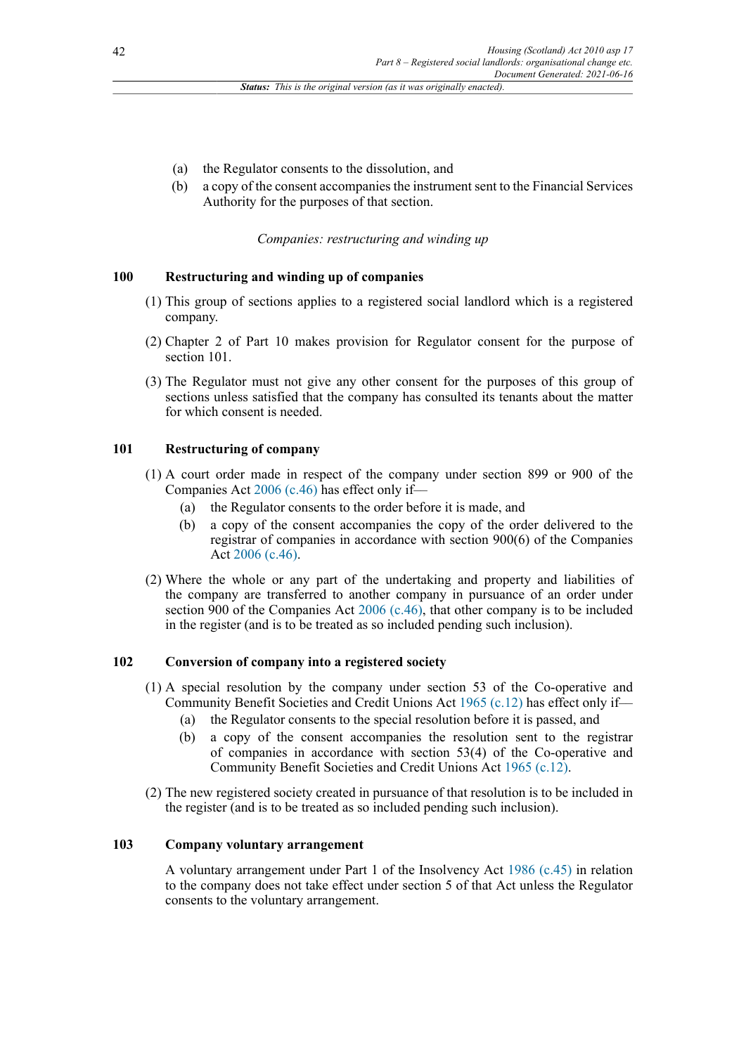(a) the Regulator consents to the dissolution, and

(b) a copy of the consent accompanies the instrument sent to the Financial Services Authority for the purposes of that section.

*Companies: restructuring and winding up*

### 100 Restructuring and winding up of companies

(1) This group of sections applies to a registered social landlord which is a registered company.

(2) Chapter 2 of Part 10 makes provision for Regulator consent for the purpose of section 101.

(3) The Regulator must not give any other consent for the purposes of this group of sections unless satisfied that the company has consulted its tenants about the matter for which consent is needed.

### 101 Restructuring of company

(1) A court order made in respect of the company under section 899 or 900 of the Companies Act 2006 (c.46) has effect only if—

(a) the Regulator consents to the order before it is made, and

(b) a copy of the consent accompanies the copy of the order delivered to the registrar of companies in accordance with section 900(6) of the Companies Act 2006 (c.46).

(2) Where the whole or any part of the undertaking and property and liabilities of the company are transferred to another company in pursuance of an order under section 900 of the Companies Act 2006 (c.46), that other company is to be included in the register (and is to be treated as so included pending such inclusion).

### 102 Conversion of company into a registered society

(1) A special resolution by the company under section 53 of the Co-operative and Community Benefit Societies and Credit Unions Act 1965 (c.12) has effect only if—

(a) the Regulator consents to the special resolution before it is passed, and

(b) a copy of the consent accompanies the resolution sent to the registrar of companies in accordance with section 53(4) of the Co-operative and Community Benefit Societies and Credit Unions Act 1965 (c.12).

(2) The new registered society created in pursuance of that resolution is to be included in the register (and is to be treated as so included pending such inclusion).

### 103 Company voluntary arrangement

A voluntary arrangement under Part 1 of the Insolvency Act 1986 (c.45) in relation to the company does not take effect under section 5 of that Act unless the Regulator consents to the voluntary arrangement.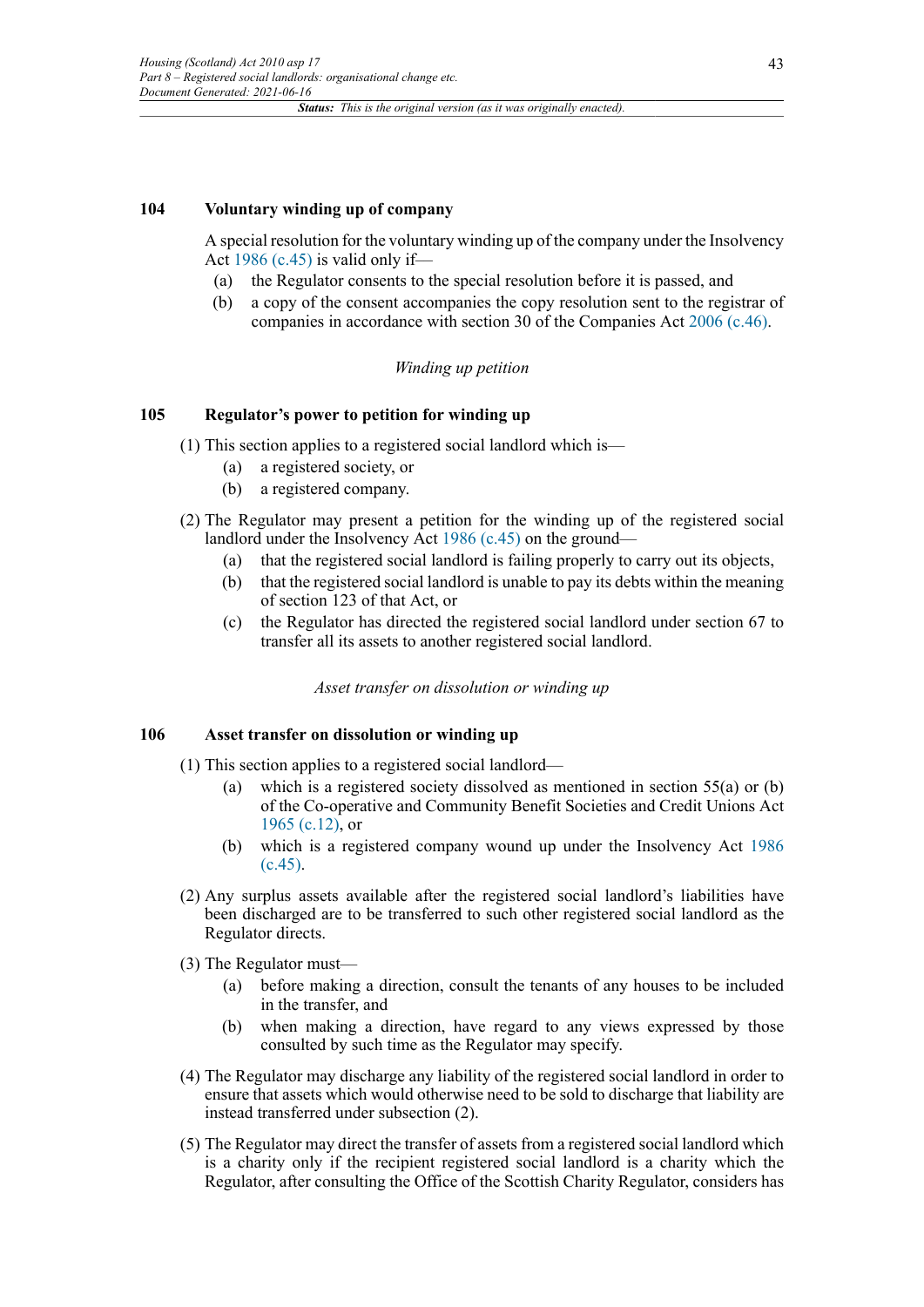### 104 Voluntary winding up of company

A special resolution for the voluntary winding up of the company under the Insolvency Act 1986 (c.45) is valid only if—

- (a) the Regulator consents to the special resolution before it is passed, and
- (b) a copy of the consent accompanies the copy resolution sent to the registrar of companies in accordance with section 30 of the Companies Act 2006 (c.46).

*Winding up petition*

### 105 Regulator's power to petition for winding up

(1) This section applies to a registered social landlord which is—

- (a) a registered society, or
- (b) a registered company.

(2) The Regulator may present a petition for the winding up of the registered social landlord under the Insolvency Act 1986 (c.45) on the ground—

- (a) that the registered social landlord is failing properly to carry out its objects,
- (b) that the registered social landlord is unable to pay its debts within the meaning of section 123 of that Act, or
- (c) the Regulator has directed the registered social landlord under section 67 to transfer all its assets to another registered social landlord.

*Asset transfer on dissolution or winding up*

### 106 Asset transfer on dissolution or winding up

(1) This section applies to a registered social landlord—

- (a) which is a registered society dissolved as mentioned in section 55(a) or (b) of the Co-operative and Community Benefit Societies and Credit Unions Act 1965 (c.12), or
- (b) which is a registered company wound up under the Insolvency Act 1986 (c.45).

(2) Any surplus assets available after the registered social landlord's liabilities have been discharged are to be transferred to such other registered social landlord as the Regulator directs.

(3) The Regulator must—

- (a) before making a direction, consult the tenants of any houses to be included in the transfer, and
- (b) when making a direction, have regard to any views expressed by those consulted by such time as the Regulator may specify.

(4) The Regulator may discharge any liability of the registered social landlord in order to ensure that assets which would otherwise need to be sold to discharge that liability are instead transferred under subsection (2).

(5) The Regulator may direct the transfer of assets from a registered social landlord which is a charity only if the recipient registered social landlord is a charity which the Regulator, after consulting the Office of the Scottish Charity Regulator, considers has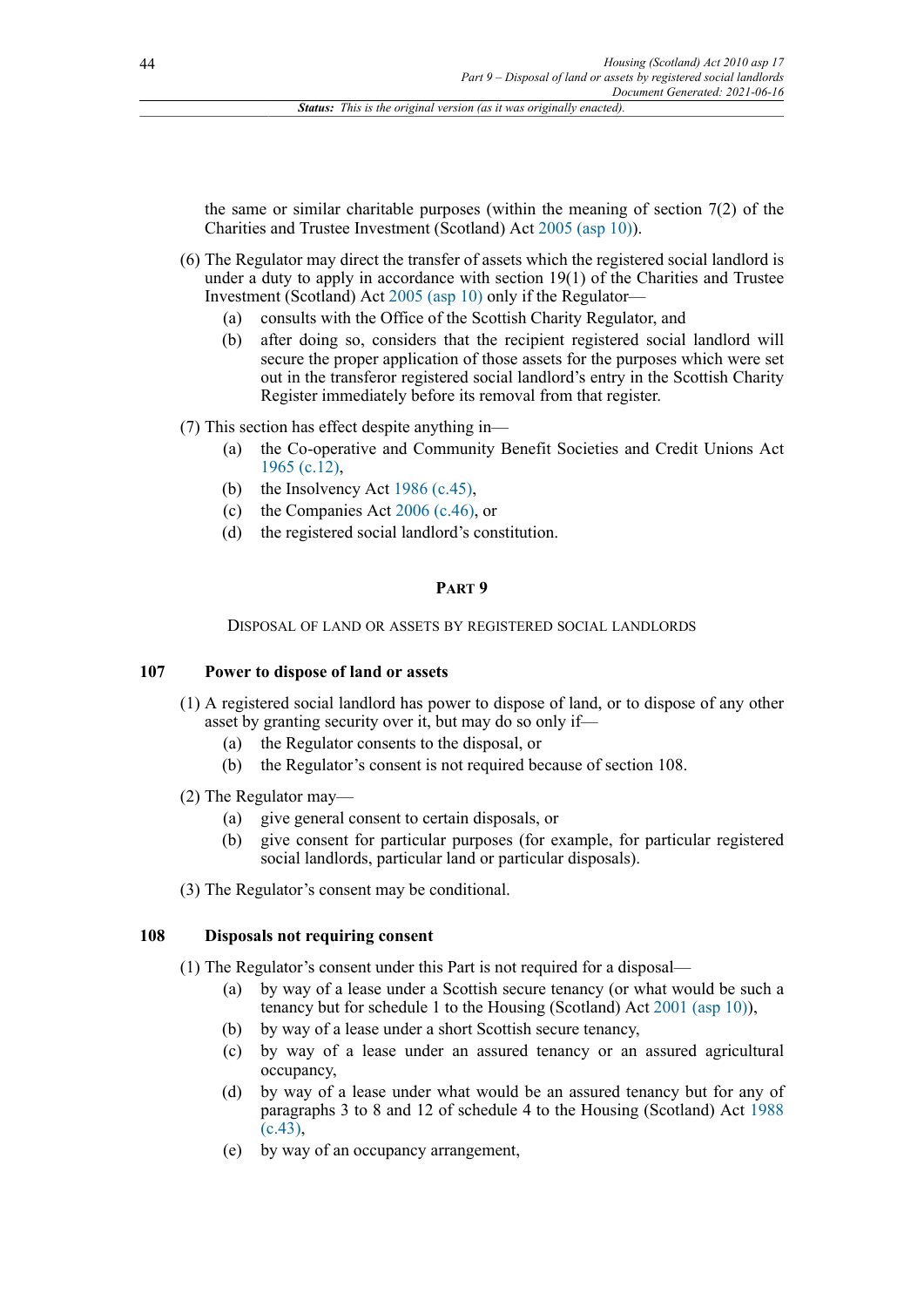the same or similar charitable purposes (within the meaning of section 7(2) of the Charities and Trustee Investment (Scotland) Act 2005 (asp 10)).

(6) The Regulator may direct the transfer of assets which the registered social landlord is under a duty to apply in accordance with section 19(1) of the Charities and Trustee Investment (Scotland) Act 2005 (asp 10) only if the Regulator—

(a) consults with the Office of the Scottish Charity Regulator, and

(b) after doing so, considers that the recipient registered social landlord will secure the proper application of those assets for the purposes which were set out in the transferor registered social landlord's entry in the Scottish Charity Register immediately before its removal from that register.

(7) This section has effect despite anything in—

(a) the Co-operative and Community Benefit Societies and Credit Unions Act 1965 (c.12),

(b) the Insolvency Act 1986 (c.45),

(c) the Companies Act 2006 (c.46), or

(d) the registered social landlord's constitution.

## PART 9

### DISPOSAL OF LAND OR ASSETS BY REGISTERED SOCIAL LANDLORDS

#### 107 Power to dispose of land or assets

(1) A registered social landlord has power to dispose of land, or to dispose of any other asset by granting security over it, but may do so only if—

(a) the Regulator consents to the disposal, or

(b) the Regulator's consent is not required because of section 108.

(2) The Regulator may—

(a) give general consent to certain disposals, or

(b) give consent for particular purposes (for example, for particular registered social landlords, particular land or particular disposals).

(3) The Regulator's consent may be conditional.

#### 108 Disposals not requiring consent

(1) The Regulator's consent under this Part is not required for a disposal—

(a) by way of a lease under a Scottish secure tenancy (or what would be such a tenancy but for schedule 1 to the Housing (Scotland) Act 2001 (asp 10)),

(b) by way of a lease under a short Scottish secure tenancy,

(c) by way of a lease under an assured tenancy or an assured agricultural occupancy,

(d) by way of a lease under what would be an assured tenancy but for any of paragraphs 3 to 8 and 12 of schedule 4 to the Housing (Scotland) Act 1988 (c.43),

(e) by way of an occupancy arrangement,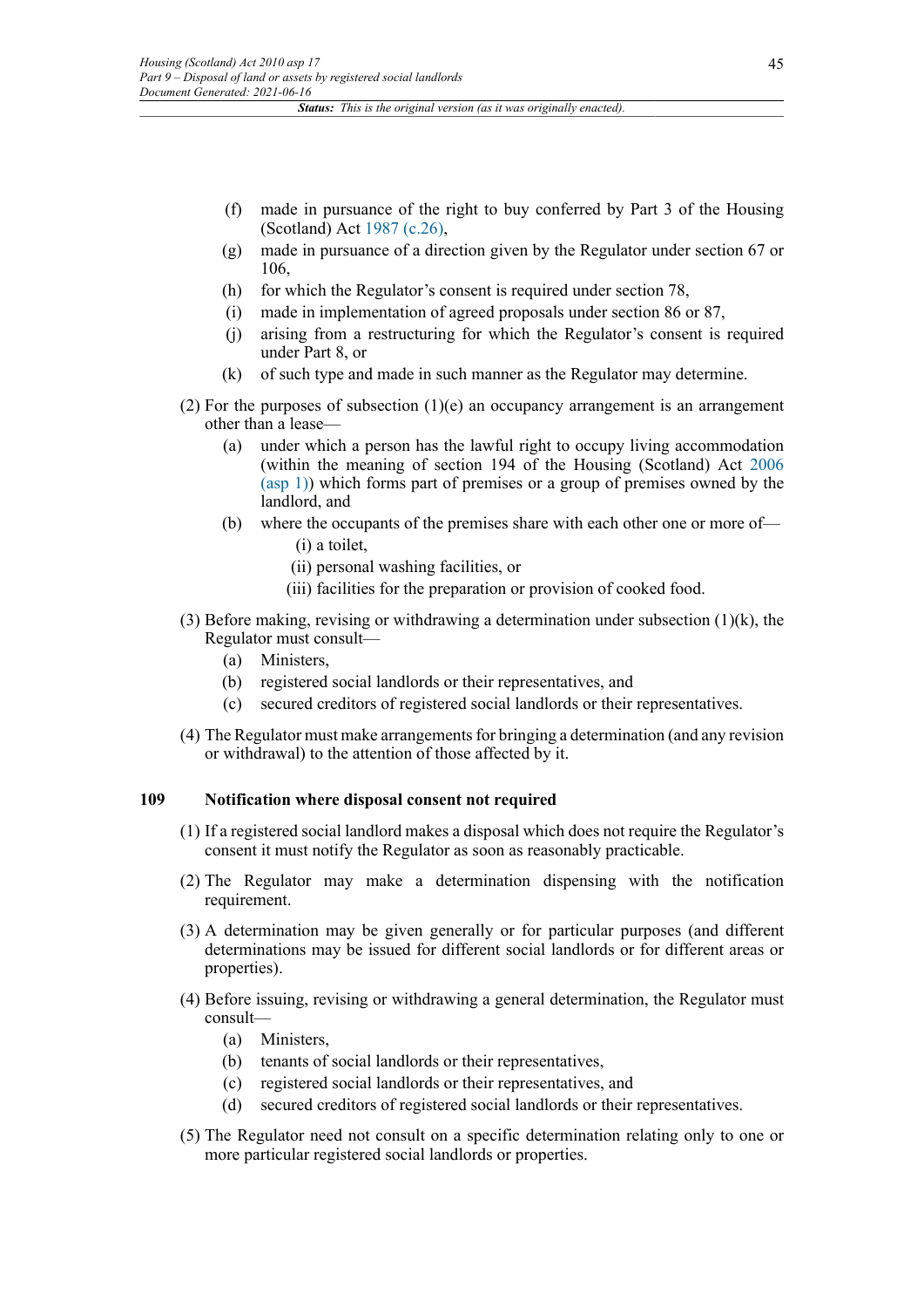(f) made in pursuance of the right to buy conferred by Part 3 of the Housing (Scotland) Act 1987 (c.26),

(g) made in pursuance of a direction given by the Regulator under section 67 or 106,

(h) for which the Regulator's consent is required under section 78,

(i) made in implementation of agreed proposals under section 86 or 87,

(j) arising from a restructuring for which the Regulator's consent is required under Part 8, or

(k) of such type and made in such manner as the Regulator may determine.

(2) For the purposes of subsection (1)(e) an occupancy arrangement is an arrangement other than a lease—

(a) under which a person has the lawful right to occupy living accommodation (within the meaning of section 194 of the Housing (Scotland) Act 2006 (asp 1)) which forms part of premises or a group of premises owned by the landlord, and

(b) where the occupants of the premises share with each other one or more of—

(i) a toilet,

(ii) personal washing facilities, or

(iii) facilities for the preparation or provision of cooked food.

(3) Before making, revising or withdrawing a determination under subsection (1)(k), the Regulator must consult—

(a) Ministers,

(b) registered social landlords or their representatives, and

(c) secured creditors of registered social landlords or their representatives.

(4) The Regulator must make arrangements for bringing a determination (and any revision or withdrawal) to the attention of those affected by it.

### 109 Notification where disposal consent not required

(1) If a registered social landlord makes a disposal which does not require the Regulator's consent it must notify the Regulator as soon as reasonably practicable.

(2) The Regulator may make a determination dispensing with the notification requirement.

(3) A determination may be given generally or for particular purposes (and different determinations may be issued for different social landlords or for different areas or properties).

(4) Before issuing, revising or withdrawing a general determination, the Regulator must consult—

(a) Ministers,

(b) tenants of social landlords or their representatives,

(c) registered social landlords or their representatives, and

(d) secured creditors of registered social landlords or their representatives.

(5) The Regulator need not consult on a specific determination relating only to one or more particular registered social landlords or properties.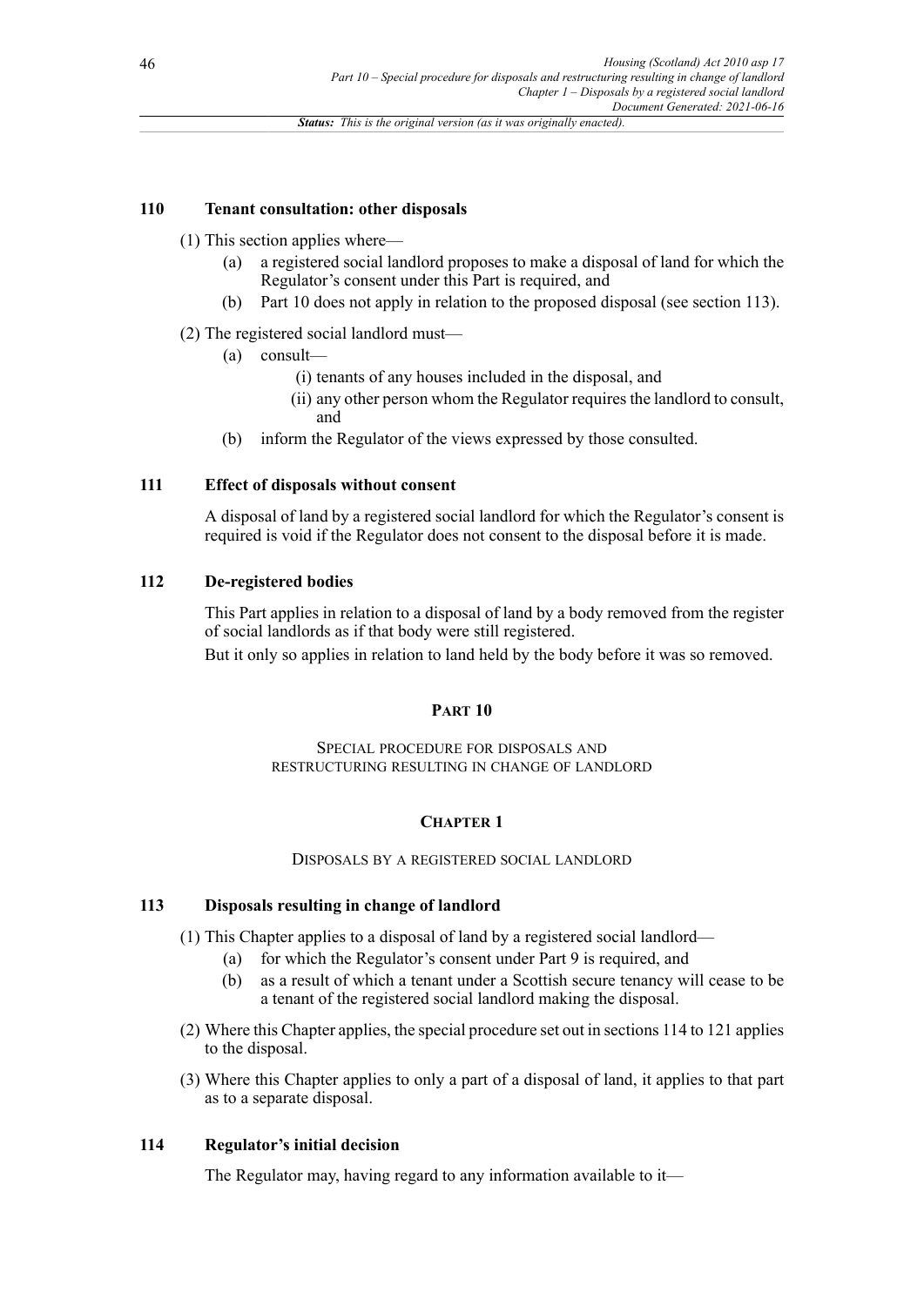### 110 Tenant consultation: other disposals

(1) This section applies where—

(a) a registered social landlord proposes to make a disposal of land for which the Regulator's consent under this Part is required, and

(b) Part 10 does not apply in relation to the proposed disposal (see section 113).

(2) The registered social landlord must—

(a) consult—

(i) tenants of any houses included in the disposal, and

(ii) any other person whom the Regulator requires the landlord to consult, and

(b) inform the Regulator of the views expressed by those consulted.

### 111 Effect of disposals without consent

A disposal of land by a registered social landlord for which the Regulator's consent is required is void if the Regulator does not consent to the disposal before it is made.

### 112 De-registered bodies

This Part applies in relation to a disposal of land by a body removed from the register of social landlords as if that body were still registered.

But it only so applies in relation to land held by the body before it was so removed.

## PART 10

SPECIAL PROCEDURE FOR DISPOSALS AND RESTRUCTURING RESULTING IN CHANGE OF LANDLORD

## CHAPTER 1

DISPOSALS BY A REGISTERED SOCIAL LANDLORD

### 113 Disposals resulting in change of landlord

(1) This Chapter applies to a disposal of land by a registered social landlord—

(a) for which the Regulator's consent under Part 9 is required, and

(b) as a result of which a tenant under a Scottish secure tenancy will cease to be a tenant of the registered social landlord making the disposal.

(2) Where this Chapter applies, the special procedure set out in sections 114 to 121 applies to the disposal.

(3) Where this Chapter applies to only a part of a disposal of land, it applies to that part as to a separate disposal.

### 114 Regulator's initial decision

The Regulator may, having regard to any information available to it—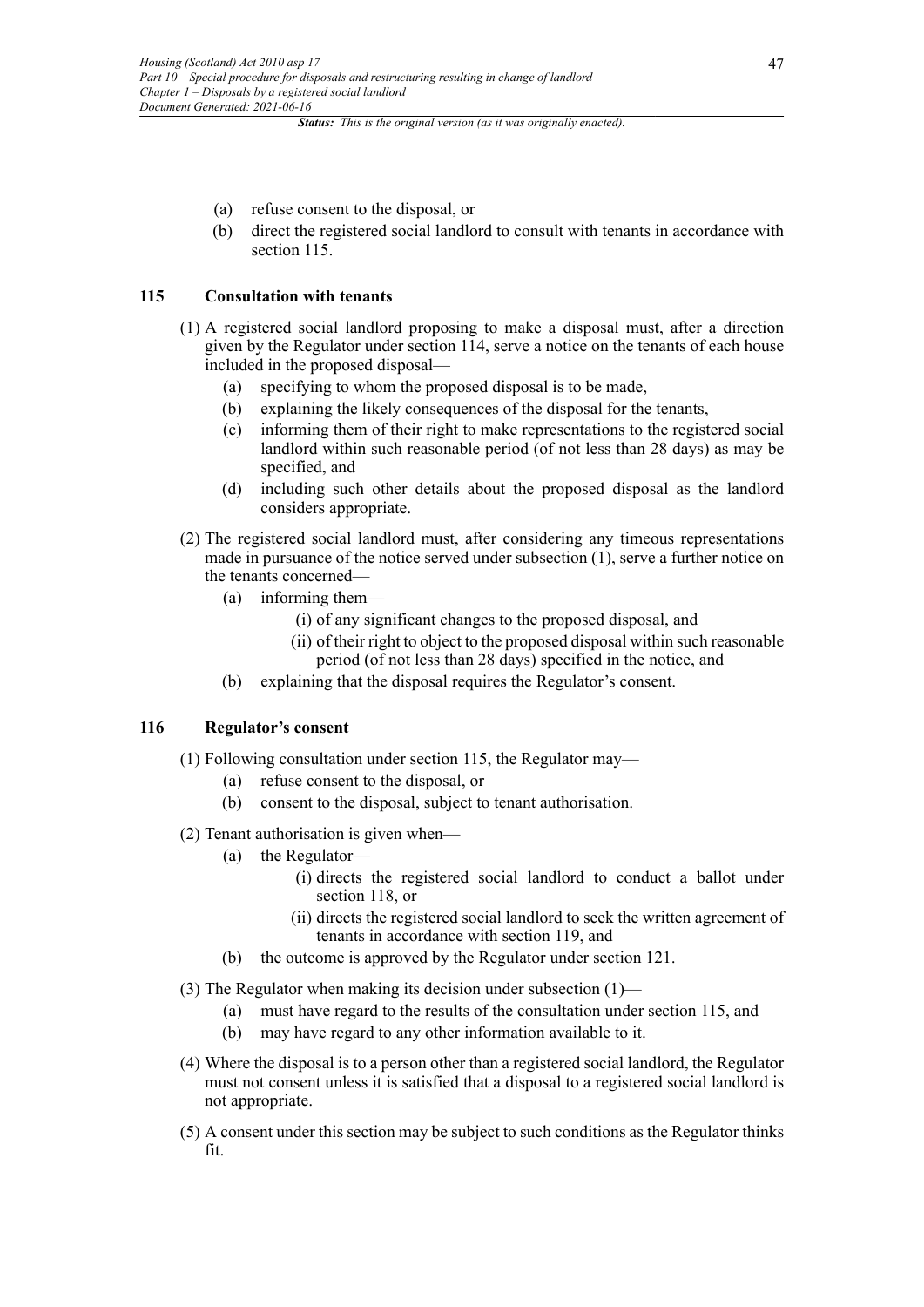(a) refuse consent to the disposal, or

(b) direct the registered social landlord to consult with tenants in accordance with section 115.

### 115 Consultation with tenants

(1) A registered social landlord proposing to make a disposal must, after a direction given by the Regulator under section 114, serve a notice on the tenants of each house included in the proposed disposal—

(a) specifying to whom the proposed disposal is to be made,

(b) explaining the likely consequences of the disposal for the tenants,

(c) informing them of their right to make representations to the registered social landlord within such reasonable period (of not less than 28 days) as may be specified, and

(d) including such other details about the proposed disposal as the landlord considers appropriate.

(2) The registered social landlord must, after considering any timeous representations made in pursuance of the notice served under subsection (1), serve a further notice on the tenants concerned—

(a) informing them—

(i) of any significant changes to the proposed disposal, and

(ii) of their right to object to the proposed disposal within such reasonable period (of not less than 28 days) specified in the notice, and

(b) explaining that the disposal requires the Regulator's consent.

### 116 Regulator's consent

(1) Following consultation under section 115, the Regulator may—

(a) refuse consent to the disposal, or

(b) consent to the disposal, subject to tenant authorisation.

(2) Tenant authorisation is given when—

(a) the Regulator—

(i) directs the registered social landlord to conduct a ballot under section 118, or

(ii) directs the registered social landlord to seek the written agreement of tenants in accordance with section 119, and

(b) the outcome is approved by the Regulator under section 121.

(3) The Regulator when making its decision under subsection (1)—

(a) must have regard to the results of the consultation under section 115, and

(b) may have regard to any other information available to it.

(4) Where the disposal is to a person other than a registered social landlord, the Regulator must not consent unless it is satisfied that a disposal to a registered social landlord is not appropriate.

(5) A consent under this section may be subject to such conditions as the Regulator thinks fit.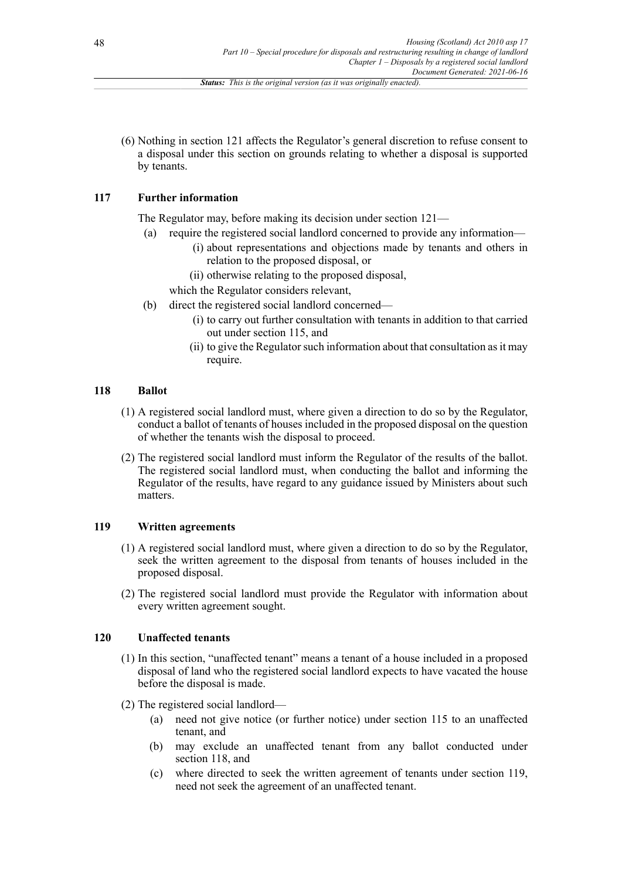(6) Nothing in section 121 affects the Regulator's general discretion to refuse consent to a disposal under this section on grounds relating to whether a disposal is supported by tenants.

### 117 Further information

The Regulator may, before making its decision under section 121—

- (a) require the registered social landlord concerned to provide any information—
  - (i) about representations and objections made by tenants and others in relation to the proposed disposal, or
  - (ii) otherwise relating to the proposed disposal,

  which the Regulator considers relevant,
- (b) direct the registered social landlord concerned—
  - (i) to carry out further consultation with tenants in addition to that carried out under section 115, and
  - (ii) to give the Regulator such information about that consultation as it may require.

### 118 Ballot

(1) A registered social landlord must, where given a direction to do so by the Regulator, conduct a ballot of tenants of houses included in the proposed disposal on the question of whether the tenants wish the disposal to proceed.

(2) The registered social landlord must inform the Regulator of the results of the ballot. The registered social landlord must, when conducting the ballot and informing the Regulator of the results, have regard to any guidance issued by Ministers about such matters.

### 119 Written agreements

(1) A registered social landlord must, where given a direction to do so by the Regulator, seek the written agreement to the disposal from tenants of houses included in the proposed disposal.

(2) The registered social landlord must provide the Regulator with information about every written agreement sought.

### 120 Unaffected tenants

(1) In this section, "unaffected tenant" means a tenant of a house included in a proposed disposal of land who the registered social landlord expects to have vacated the house before the disposal is made.

(2) The registered social landlord—

- (a) need not give notice (or further notice) under section 115 to an unaffected tenant, and
- (b) may exclude an unaffected tenant from any ballot conducted under section 118, and
- (c) where directed to seek the written agreement of tenants under section 119, need not seek the agreement of an unaffected tenant.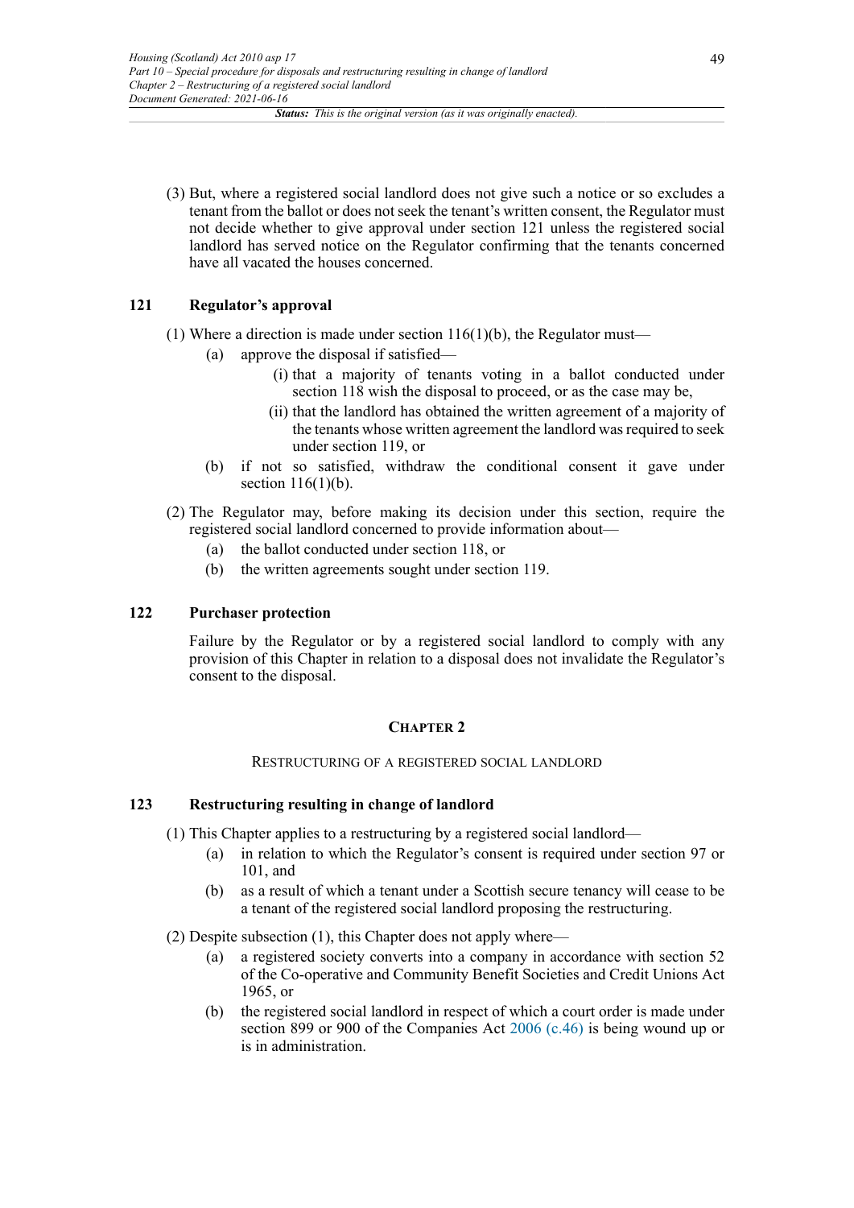(3) But, where a registered social landlord does not give such a notice or so excludes a tenant from the ballot or does not seek the tenant's written consent, the Regulator must not decide whether to give approval under section 121 unless the registered social landlord has served notice on the Regulator confirming that the tenants concerned have all vacated the houses concerned.

### 121 Regulator's approval

(1) Where a direction is made under section 116(1)(b), the Regulator must—

- (a) approve the disposal if satisfied—
  - (i) that a majority of tenants voting in a ballot conducted under section 118 wish the disposal to proceed, or as the case may be,
  - (ii) that the landlord has obtained the written agreement of a majority of the tenants whose written agreement the landlord was required to seek under section 119, or
- (b) if not so satisfied, withdraw the conditional consent it gave under section 116(1)(b).

(2) The Regulator may, before making its decision under this section, require the registered social landlord concerned to provide information about—

- (a) the ballot conducted under section 118, or
- (b) the written agreements sought under section 119.

### 122 Purchaser protection

Failure by the Regulator or by a registered social landlord to comply with any provision of this Chapter in relation to a disposal does not invalidate the Regulator's consent to the disposal.

## CHAPTER 2

RESTRUCTURING OF A REGISTERED SOCIAL LANDLORD

### 123 Restructuring resulting in change of landlord

(1) This Chapter applies to a restructuring by a registered social landlord—

- (a) in relation to which the Regulator's consent is required under section 97 or 101, and
- (b) as a result of which a tenant under a Scottish secure tenancy will cease to be a tenant of the registered social landlord proposing the restructuring.

(2) Despite subsection (1), this Chapter does not apply where—

- (a) a registered society converts into a company in accordance with section 52 of the Co-operative and Community Benefit Societies and Credit Unions Act 1965, or
- (b) the registered social landlord in respect of which a court order is made under section 899 or 900 of the Companies Act 2006 (c.46) is being wound up or is in administration.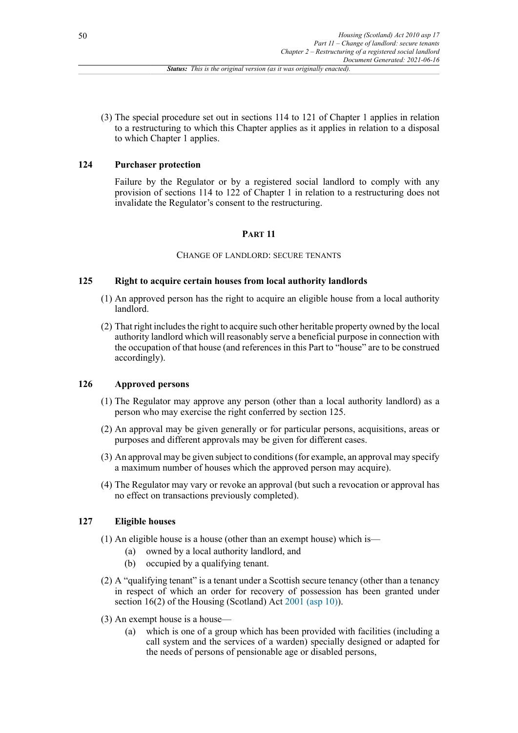(3) The special procedure set out in sections 114 to 121 of Chapter 1 applies in relation to a restructuring to which this Chapter applies as it applies in relation to a disposal to which Chapter 1 applies.

### 124 Purchaser protection

Failure by the Regulator or by a registered social landlord to comply with any provision of sections 114 to 122 of Chapter 1 in relation to a restructuring does not invalidate the Regulator's consent to the restructuring.

## PART 11

## CHANGE OF LANDLORD: SECURE TENANTS

### 125 Right to acquire certain houses from local authority landlords

(1) An approved person has the right to acquire an eligible house from a local authority landlord.

(2) That right includes the right to acquire such other heritable property owned by the local authority landlord which will reasonably serve a beneficial purpose in connection with the occupation of that house (and references in this Part to "house" are to be construed accordingly).

### 126 Approved persons

(1) The Regulator may approve any person (other than a local authority landlord) as a person who may exercise the right conferred by section 125.

(2) An approval may be given generally or for particular persons, acquisitions, areas or purposes and different approvals may be given for different cases.

(3) An approval may be given subject to conditions (for example, an approval may specify a maximum number of houses which the approved person may acquire).

(4) The Regulator may vary or revoke an approval (but such a revocation or approval has no effect on transactions previously completed).

### 127 Eligible houses

(1) An eligible house is a house (other than an exempt house) which is—

(a) owned by a local authority landlord, and

(b) occupied by a qualifying tenant.

(2) A "qualifying tenant" is a tenant under a Scottish secure tenancy (other than a tenancy in respect of which an order for recovery of possession has been granted under section 16(2) of the Housing (Scotland) Act 2001 (asp 10)).

(3) An exempt house is a house—

(a) which is one of a group which has been provided with facilities (including a call system and the services of a warden) specially designed or adapted for the needs of persons of pensionable age or disabled persons,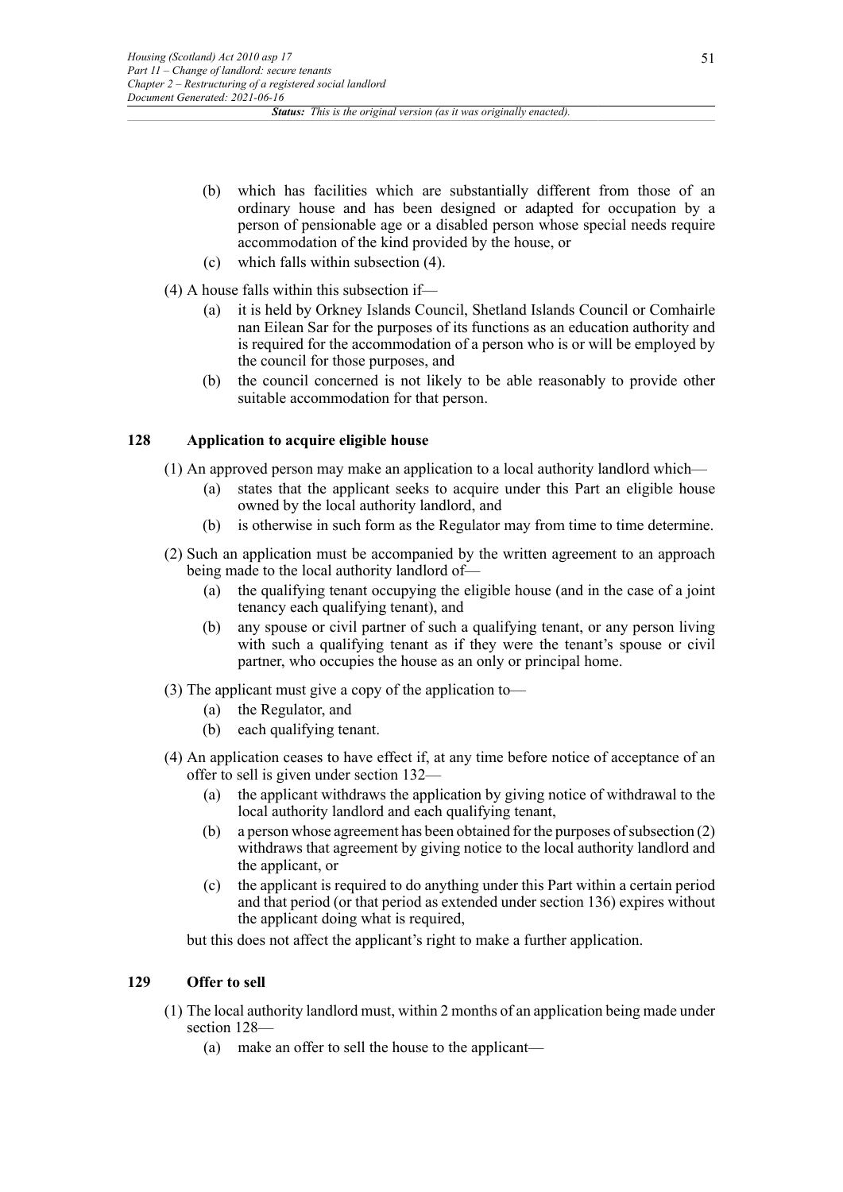(b) which has facilities which are substantially different from those of an ordinary house and has been designed or adapted for occupation by a person of pensionable age or a disabled person whose special needs require accommodation of the kind provided by the house, or

(c) which falls within subsection (4).

(4) A house falls within this subsection if—

(a) it is held by Orkney Islands Council, Shetland Islands Council or Comhairle nan Eilean Sar for the purposes of its functions as an education authority and is required for the accommodation of a person who is or will be employed by the council for those purposes, and

(b) the council concerned is not likely to be able reasonably to provide other suitable accommodation for that person.

### 128 Application to acquire eligible house

(1) An approved person may make an application to a local authority landlord which—

(a) states that the applicant seeks to acquire under this Part an eligible house owned by the local authority landlord, and

(b) is otherwise in such form as the Regulator may from time to time determine.

(2) Such an application must be accompanied by the written agreement to an approach being made to the local authority landlord of—

(a) the qualifying tenant occupying the eligible house (and in the case of a joint tenancy each qualifying tenant), and

(b) any spouse or civil partner of such a qualifying tenant, or any person living with such a qualifying tenant as if they were the tenant's spouse or civil partner, who occupies the house as an only or principal home.

(3) The applicant must give a copy of the application to—

(a) the Regulator, and

(b) each qualifying tenant.

(4) An application ceases to have effect if, at any time before notice of acceptance of an offer to sell is given under section 132—

(a) the applicant withdraws the application by giving notice of withdrawal to the local authority landlord and each qualifying tenant,

(b) a person whose agreement has been obtained for the purposes of subsection (2) withdraws that agreement by giving notice to the local authority landlord and the applicant, or

(c) the applicant is required to do anything under this Part within a certain period and that period (or that period as extended under section 136) expires without the applicant doing what is required,

but this does not affect the applicant's right to make a further application.

### 129 Offer to sell

(1) The local authority landlord must, within 2 months of an application being made under section 128—

(a) make an offer to sell the house to the applicant—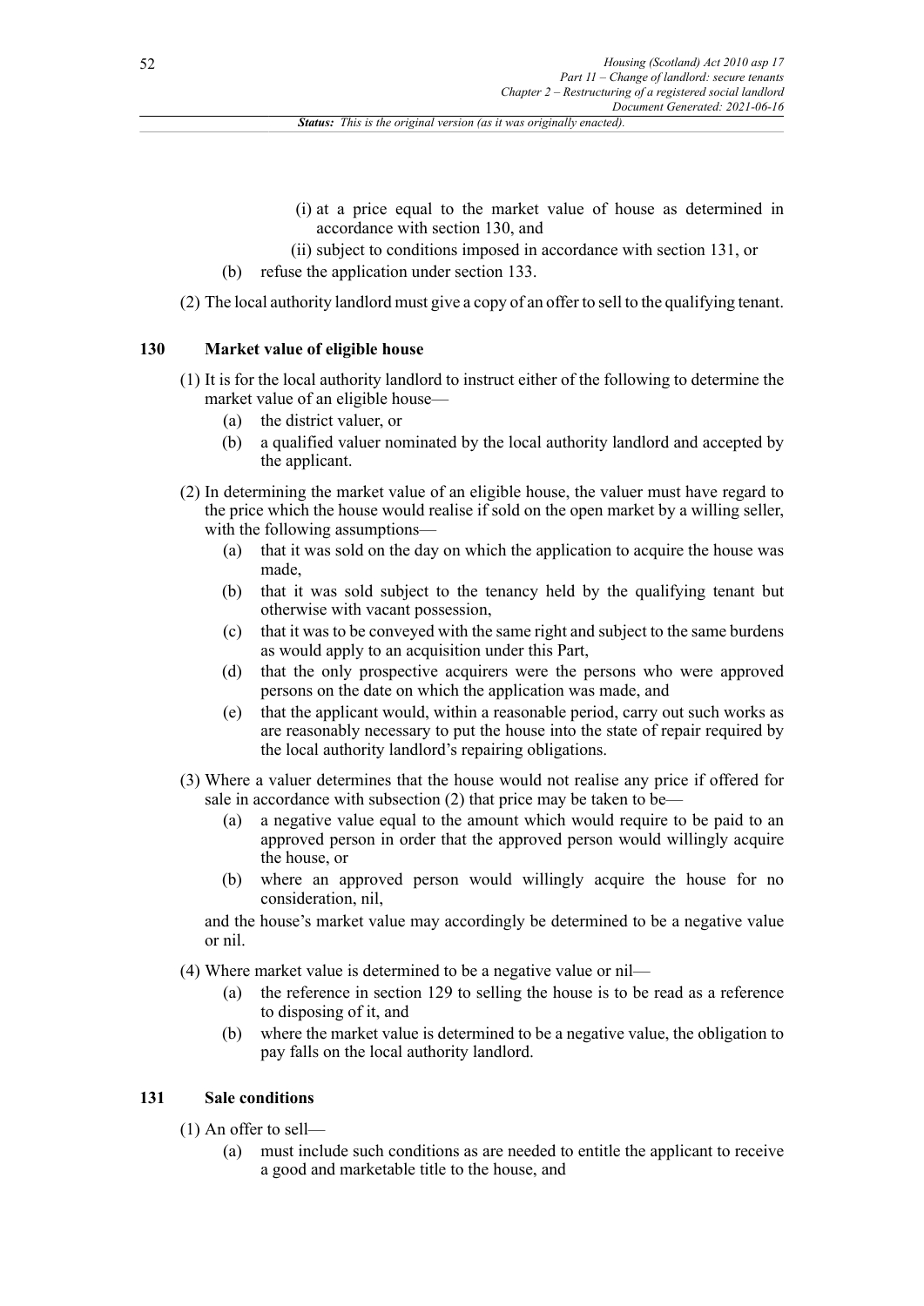(i) at a price equal to the market value of house as determined in accordance with section 130, and

(ii) subject to conditions imposed in accordance with section 131, or

(b) refuse the application under section 133.

(2) The local authority landlord must give a copy of an offer to sell to the qualifying tenant.

### 130 Market value of eligible house

(1) It is for the local authority landlord to instruct either of the following to determine the market value of an eligible house—

(a) the district valuer, or

(b) a qualified valuer nominated by the local authority landlord and accepted by the applicant.

(2) In determining the market value of an eligible house, the valuer must have regard to the price which the house would realise if sold on the open market by a willing seller, with the following assumptions—

(a) that it was sold on the day on which the application to acquire the house was made,

(b) that it was sold subject to the tenancy held by the qualifying tenant but otherwise with vacant possession,

(c) that it was to be conveyed with the same right and subject to the same burdens as would apply to an acquisition under this Part,

(d) that the only prospective acquirers were the persons who were approved persons on the date on which the application was made, and

(e) that the applicant would, within a reasonable period, carry out such works as are reasonably necessary to put the house into the state of repair required by the local authority landlord's repairing obligations.

(3) Where a valuer determines that the house would not realise any price if offered for sale in accordance with subsection (2) that price may be taken to be—

(a) a negative value equal to the amount which would require to be paid to an approved person in order that the approved person would willingly acquire the house, or

(b) where an approved person would willingly acquire the house for no consideration, nil,

and the house's market value may accordingly be determined to be a negative value or nil.

(4) Where market value is determined to be a negative value or nil—

(a) the reference in section 129 to selling the house is to be read as a reference to disposing of it, and

(b) where the market value is determined to be a negative value, the obligation to pay falls on the local authority landlord.

### 131 Sale conditions

(1) An offer to sell—

(a) must include such conditions as are needed to entitle the applicant to receive a good and marketable title to the house, and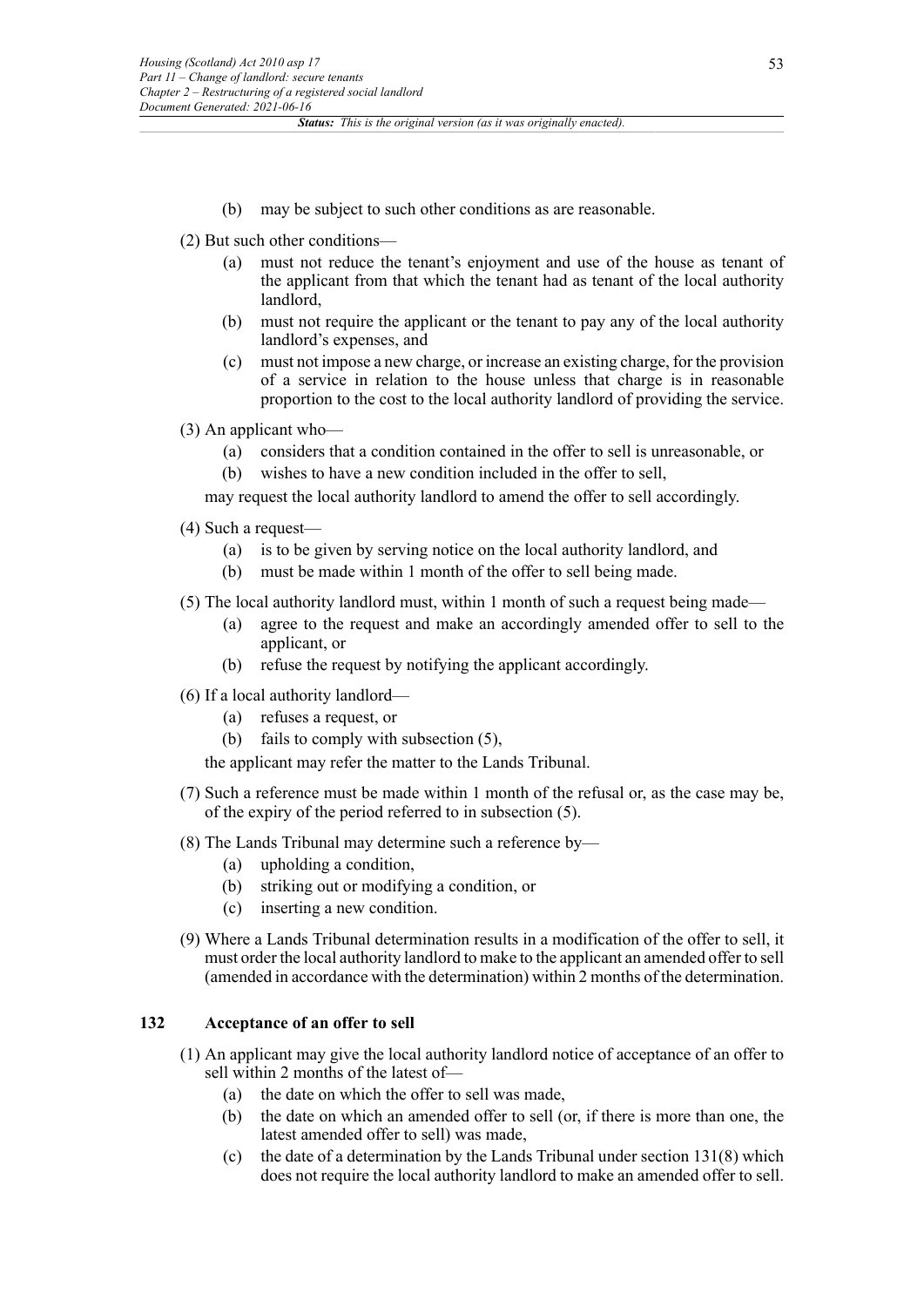(b) may be subject to such other conditions as are reasonable.

(2) But such other conditions—

(a) must not reduce the tenant's enjoyment and use of the house as tenant of the applicant from that which the tenant had as tenant of the local authority landlord,

(b) must not require the applicant or the tenant to pay any of the local authority landlord's expenses, and

(c) must not impose a new charge, or increase an existing charge, for the provision of a service in relation to the house unless that charge is in reasonable proportion to the cost to the local authority landlord of providing the service.

(3) An applicant who—

(a) considers that a condition contained in the offer to sell is unreasonable, or

(b) wishes to have a new condition included in the offer to sell,

may request the local authority landlord to amend the offer to sell accordingly.

(4) Such a request—

(a) is to be given by serving notice on the local authority landlord, and

(b) must be made within 1 month of the offer to sell being made.

(5) The local authority landlord must, within 1 month of such a request being made—

(a) agree to the request and make an accordingly amended offer to sell to the applicant, or

(b) refuse the request by notifying the applicant accordingly.

(6) If a local authority landlord—

(a) refuses a request, or

(b) fails to comply with subsection (5),

the applicant may refer the matter to the Lands Tribunal.

(7) Such a reference must be made within 1 month of the refusal or, as the case may be, of the expiry of the period referred to in subsection (5).

(8) The Lands Tribunal may determine such a reference by—

(a) upholding a condition,

(b) striking out or modifying a condition, or

(c) inserting a new condition.

(9) Where a Lands Tribunal determination results in a modification of the offer to sell, it must order the local authority landlord to make to the applicant an amended offer to sell (amended in accordance with the determination) within 2 months of the determination.

### 132 Acceptance of an offer to sell

(1) An applicant may give the local authority landlord notice of acceptance of an offer to sell within 2 months of the latest of—

(a) the date on which the offer to sell was made,

(b) the date on which an amended offer to sell (or, if there is more than one, the latest amended offer to sell) was made,

(c) the date of a determination by the Lands Tribunal under section 131(8) which does not require the local authority landlord to make an amended offer to sell.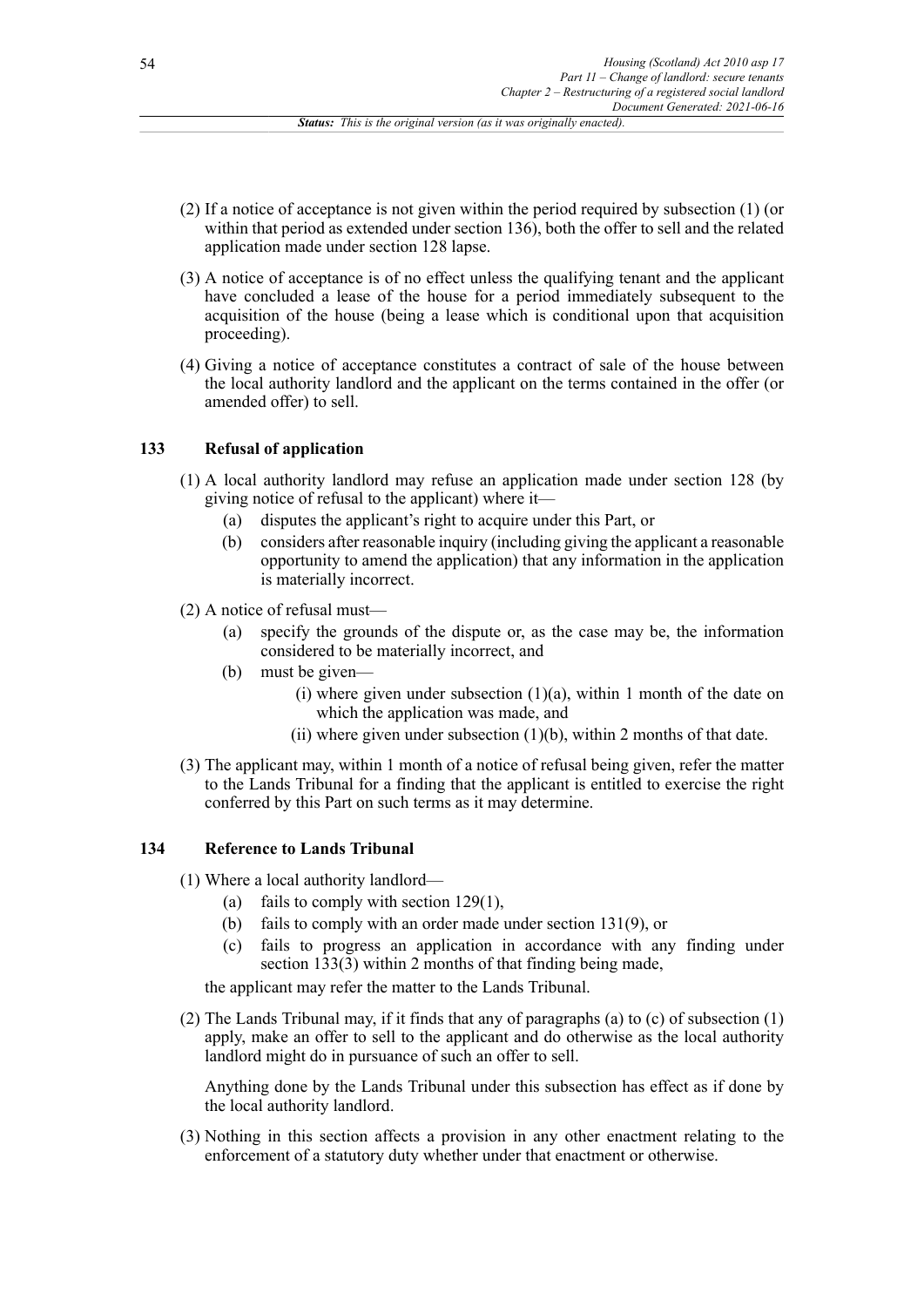(2) If a notice of acceptance is not given within the period required by subsection (1) (or within that period as extended under section 136), both the offer to sell and the related application made under section 128 lapse.

(3) A notice of acceptance is of no effect unless the qualifying tenant and the applicant have concluded a lease of the house for a period immediately subsequent to the acquisition of the house (being a lease which is conditional upon that acquisition proceeding).

(4) Giving a notice of acceptance constitutes a contract of sale of the house between the local authority landlord and the applicant on the terms contained in the offer (or amended offer) to sell.

### 133 Refusal of application

(1) A local authority landlord may refuse an application made under section 128 (by giving notice of refusal to the applicant) where it—

- (a) disputes the applicant's right to acquire under this Part, or
- (b) considers after reasonable inquiry (including giving the applicant a reasonable opportunity to amend the application) that any information in the application is materially incorrect.

(2) A notice of refusal must—

- (a) specify the grounds of the dispute or, as the case may be, the information considered to be materially incorrect, and
- (b) must be given—
  - (i) where given under subsection (1)(a), within 1 month of the date on which the application was made, and
  - (ii) where given under subsection (1)(b), within 2 months of that date.

(3) The applicant may, within 1 month of a notice of refusal being given, refer the matter to the Lands Tribunal for a finding that the applicant is entitled to exercise the right conferred by this Part on such terms as it may determine.

### 134 Reference to Lands Tribunal

(1) Where a local authority landlord—

- (a) fails to comply with section 129(1),
- (b) fails to comply with an order made under section 131(9), or
- (c) fails to progress an application in accordance with any finding under section 133(3) within 2 months of that finding being made,

the applicant may refer the matter to the Lands Tribunal.

(2) The Lands Tribunal may, if it finds that any of paragraphs (a) to (c) of subsection (1) apply, make an offer to sell to the applicant and do otherwise as the local authority landlord might do in pursuance of such an offer to sell.

Anything done by the Lands Tribunal under this subsection has effect as if done by the local authority landlord.

(3) Nothing in this section affects a provision in any other enactment relating to the enforcement of a statutory duty whether under that enactment or otherwise.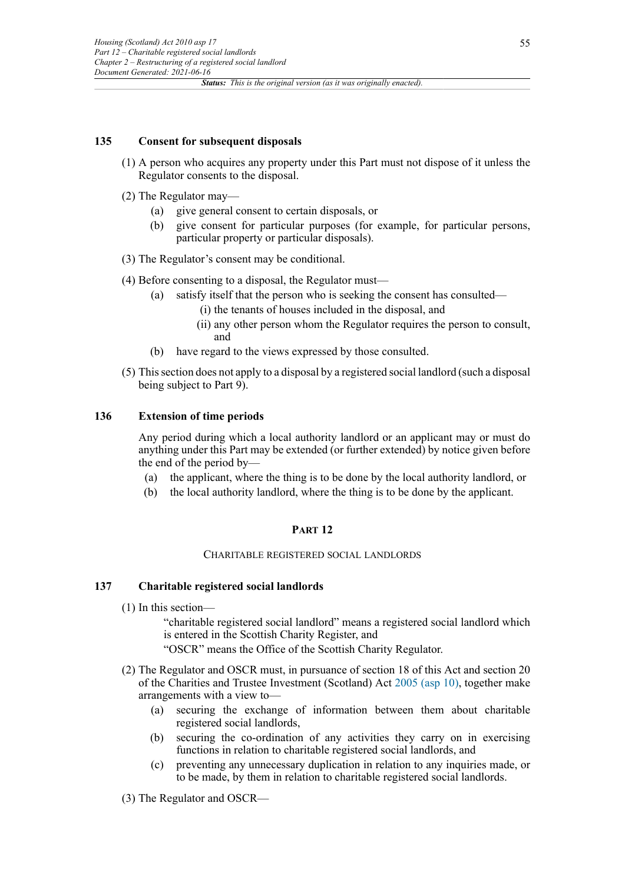### 135 Consent for subsequent disposals

(1) A person who acquires any property under this Part must not dispose of it unless the Regulator consents to the disposal.

(2) The Regulator may—

- (a) give general consent to certain disposals, or
- (b) give consent for particular purposes (for example, for particular persons, particular property or particular disposals).

(3) The Regulator's consent may be conditional.

(4) Before consenting to a disposal, the Regulator must—

- (a) satisfy itself that the person who is seeking the consent has consulted—
  - (i) the tenants of houses included in the disposal, and
  - (ii) any other person whom the Regulator requires the person to consult, and
- (b) have regard to the views expressed by those consulted.

(5) This section does not apply to a disposal by a registered social landlord (such a disposal being subject to Part 9).

### 136 Extension of time periods

Any period during which a local authority landlord or an applicant may or must do anything under this Part may be extended (or further extended) by notice given before the end of the period by—

- (a) the applicant, where the thing is to be done by the local authority landlord, or
- (b) the local authority landlord, where the thing is to be done by the applicant.

## PART 12

## CHARITABLE REGISTERED SOCIAL LANDLORDS

### 137 Charitable registered social landlords

(1) In this section—

"charitable registered social landlord" means a registered social landlord which is entered in the Scottish Charity Register, and

"OSCR" means the Office of the Scottish Charity Regulator.

(2) The Regulator and OSCR must, in pursuance of section 18 of this Act and section 20 of the Charities and Trustee Investment (Scotland) Act 2005 (asp 10), together make arrangements with a view to—

- (a) securing the exchange of information between them about charitable registered social landlords,
- (b) securing the co-ordination of any activities they carry on in exercising functions in relation to charitable registered social landlords, and
- (c) preventing any unnecessary duplication in relation to any inquiries made, or to be made, by them in relation to charitable registered social landlords.

(3) The Regulator and OSCR—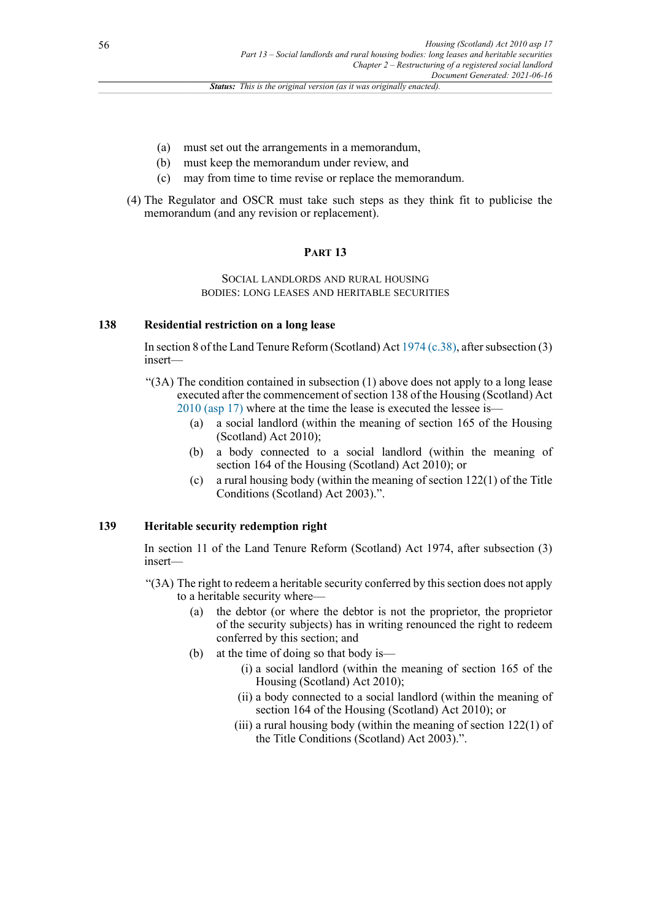(a) must set out the arrangements in a memorandum,
(b) must keep the memorandum under review, and
(c) may from time to time revise or replace the memorandum.

(4) The Regulator and OSCR must take such steps as they think fit to publicise the memorandum (and any revision or replacement).

## PART 13

### SOCIAL LANDLORDS AND RURAL HOUSING BODIES: LONG LEASES AND HERITABLE SECURITIES

**138 Residential restriction on a long lease**

In section 8 of the Land Tenure Reform (Scotland) Act 1974 (c.38), after subsection (3) insert—

"(3A) The condition contained in subsection (1) above does not apply to a long lease executed after the commencement of section 138 of the Housing (Scotland) Act 2010 (asp 17) where at the time the lease is executed the lessee is—

(a) a social landlord (within the meaning of section 165 of the Housing (Scotland) Act 2010);
(b) a body connected to a social landlord (within the meaning of section 164 of the Housing (Scotland) Act 2010); or
(c) a rural housing body (within the meaning of section 122(1) of the Title Conditions (Scotland) Act 2003).".

**139 Heritable security redemption right**

In section 11 of the Land Tenure Reform (Scotland) Act 1974, after subsection (3) insert—

"(3A) The right to redeem a heritable security conferred by this section does not apply to a heritable security where—

(a) the debtor (or where the debtor is not the proprietor, the proprietor of the security subjects) has in writing renounced the right to redeem conferred by this section; and
(b) at the time of doing so that body is—
   (i) a social landlord (within the meaning of section 165 of the Housing (Scotland) Act 2010);
   (ii) a body connected to a social landlord (within the meaning of section 164 of the Housing (Scotland) Act 2010); or
   (iii) a rural housing body (within the meaning of section 122(1) of the Title Conditions (Scotland) Act 2003).".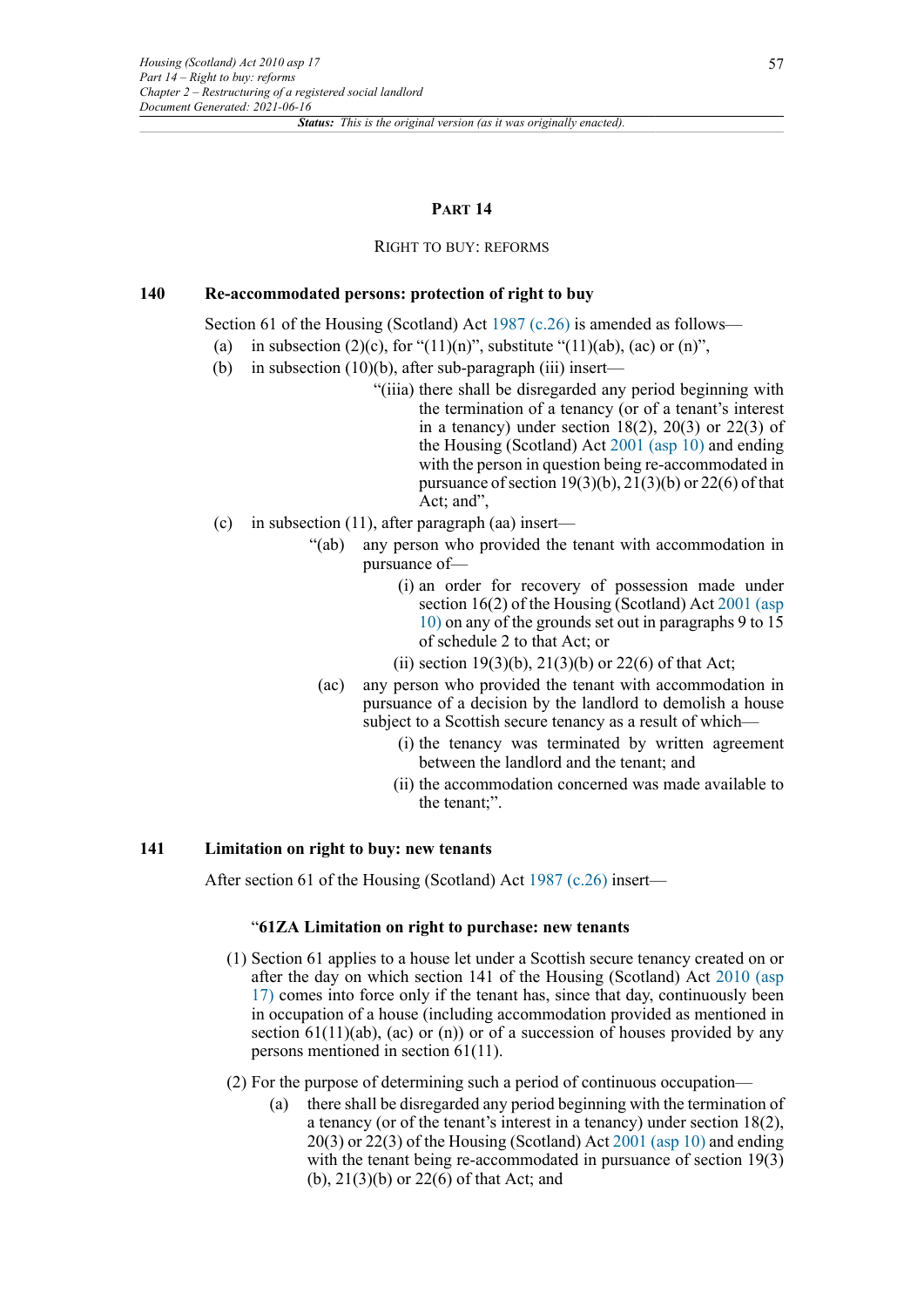## PART 14

### RIGHT TO BUY: REFORMS

**140 Re-accommodated persons: protection of right to buy**

Section 61 of the Housing (Scotland) Act 1987 (c.26) is amended as follows—

(a) in subsection (2)(c), for "(11)(n)", substitute "(11)(ab), (ac) or (n)",

(b) in subsection (10)(b), after sub-paragraph (iii) insert—

"(iiia) there shall be disregarded any period beginning with the termination of a tenancy (or of a tenant's interest in a tenancy) under section 18(2), 20(3) or 22(3) of the Housing (Scotland) Act 2001 (asp 10) and ending with the person in question being re-accommodated in pursuance of section 19(3)(b), 21(3)(b) or 22(6) of that Act; and",

(c) in subsection (11), after paragraph (aa) insert—

"(ab) any person who provided the tenant with accommodation in pursuance of—

(i) an order for recovery of possession made under section 16(2) of the Housing (Scotland) Act 2001 (asp 10) on any of the grounds set out in paragraphs 9 to 15 of schedule 2 to that Act; or

(ii) section 19(3)(b), 21(3)(b) or 22(6) of that Act;

(ac) any person who provided the tenant with accommodation in pursuance of a decision by the landlord to demolish a house subject to a Scottish secure tenancy as a result of which—

(i) the tenancy was terminated by written agreement between the landlord and the tenant; and

(ii) the accommodation concerned was made available to the tenant;".

**141 Limitation on right to buy: new tenants**

After section 61 of the Housing (Scotland) Act 1987 (c.26) insert—

**"61ZA Limitation on right to purchase: new tenants**

(1) Section 61 applies to a house let under a Scottish secure tenancy created on or after the day on which section 141 of the Housing (Scotland) Act 2010 (asp 17) comes into force only if the tenant has, since that day, continuously been in occupation of a house (including accommodation provided as mentioned in section 61(11)(ab), (ac) or (n)) or of a succession of houses provided by any persons mentioned in section 61(11).

(2) For the purpose of determining such a period of continuous occupation—

(a) there shall be disregarded any period beginning with the termination of a tenancy (or of the tenant's interest in a tenancy) under section 18(2), 20(3) or 22(3) of the Housing (Scotland) Act 2001 (asp 10) and ending with the tenant being re-accommodated in pursuance of section 19(3)(b), 21(3)(b) or 22(6) of that Act; and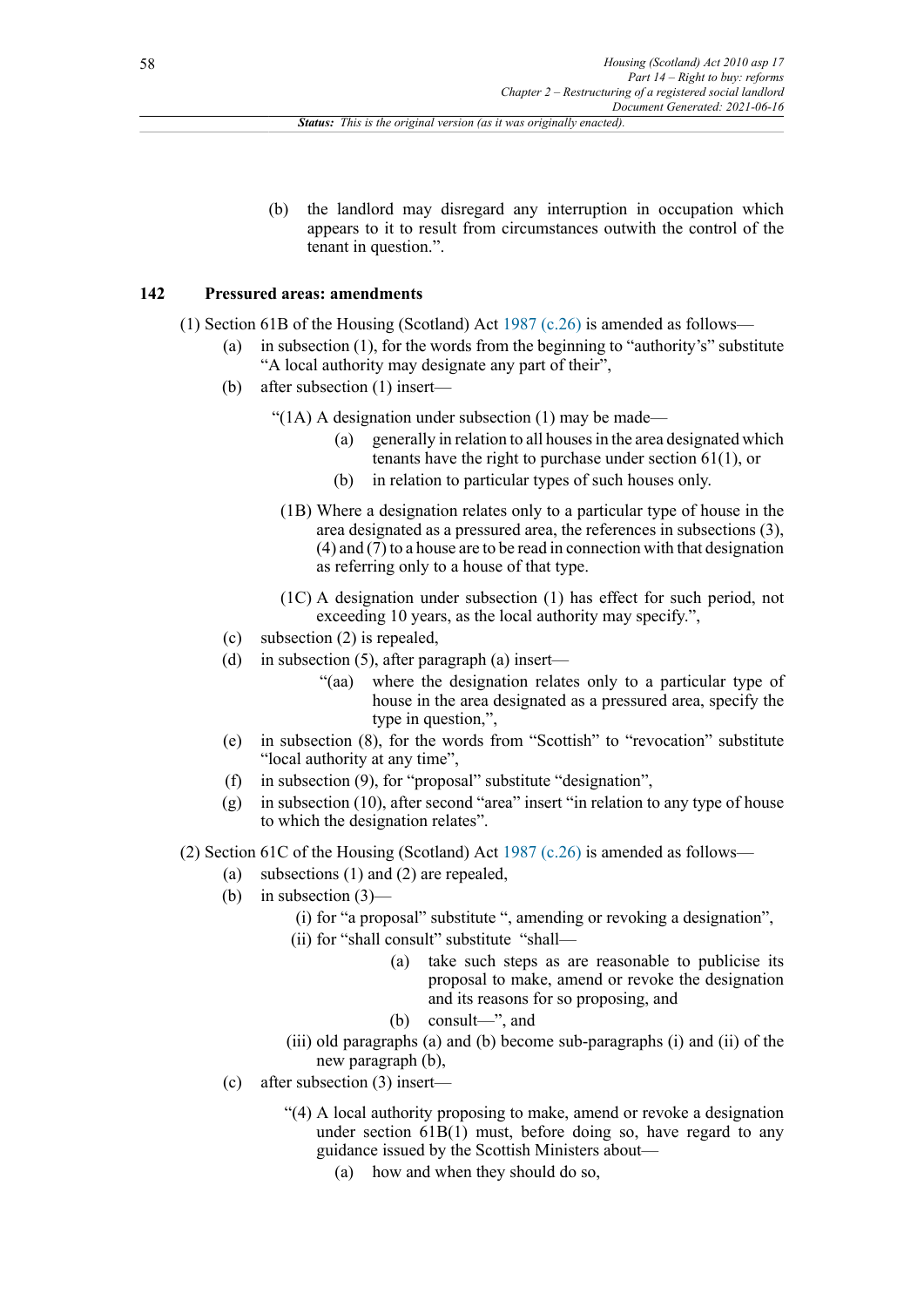(b) the landlord may disregard any interruption in occupation which appears to it to result from circumstances outwith the control of the tenant in question.".

### 142 Pressured areas: amendments

(1) Section 61B of the Housing (Scotland) Act 1987 (c.26) is amended as follows—

(a) in subsection (1), for the words from the beginning to "authority's" substitute "A local authority may designate any part of their",

(b) after subsection (1) insert—

"(1A) A designation under subsection (1) may be made—

(a) generally in relation to all houses in the area designated which tenants have the right to purchase under section 61(1), or

(b) in relation to particular types of such houses only.

(1B) Where a designation relates only to a particular type of house in the area designated as a pressured area, the references in subsections (3), (4) and (7) to a house are to be read in connection with that designation as referring only to a house of that type.

(1C) A designation under subsection (1) has effect for such period, not exceeding 10 years, as the local authority may specify.",

(c) subsection (2) is repealed,

(d) in subsection (5), after paragraph (a) insert—

"(aa) where the designation relates only to a particular type of house in the area designated as a pressured area, specify the type in question,",

(e) in subsection (8), for the words from "Scottish" to "revocation" substitute "local authority at any time",

(f) in subsection (9), for "proposal" substitute "designation",

(g) in subsection (10), after second "area" insert "in relation to any type of house to which the designation relates".

(2) Section 61C of the Housing (Scotland) Act 1987 (c.26) is amended as follows—

(a) subsections (1) and (2) are repealed,

(b) in subsection (3)—

(i) for "a proposal" substitute ", amending or revoking a designation",

(ii) for "shall consult" substitute "shall—

(a) take such steps as are reasonable to publicise its proposal to make, amend or revoke the designation and its reasons for so proposing, and

(b) consult—", and

(iii) old paragraphs (a) and (b) become sub-paragraphs (i) and (ii) of the new paragraph (b),

(c) after subsection (3) insert—

"(4) A local authority proposing to make, amend or revoke a designation under section 61B(1) must, before doing so, have regard to any guidance issued by the Scottish Ministers about—

(a) how and when they should do so,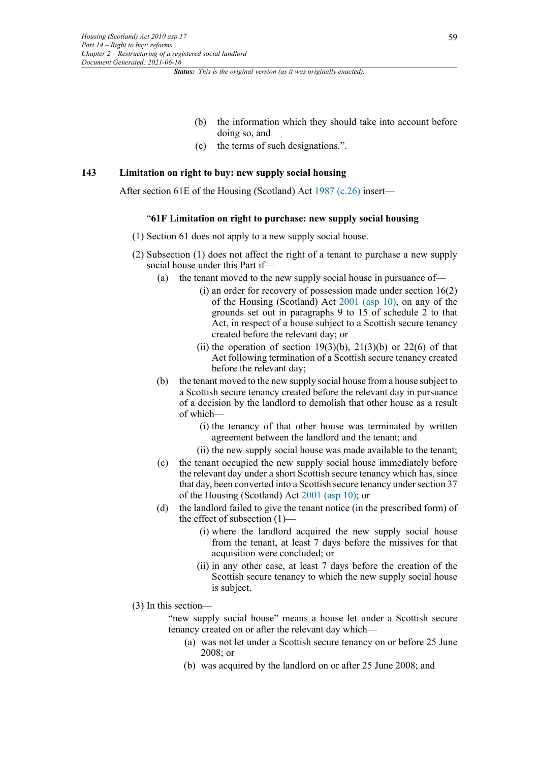(b) the information which they should take into account before doing so, and

(c) the terms of such designations.".

### 143 Limitation on right to buy: new supply social housing

After section 61E of the Housing (Scotland) Act 1987 (c.26) insert—

**"61F Limitation on right to purchase: new supply social housing**

(1) Section 61 does not apply to a new supply social house.

(2) Subsection (1) does not affect the right of a tenant to purchase a new supply social house under this Part if—

(a) the tenant moved to the new supply social house in pursuance of—

(i) an order for recovery of possession made under section 16(2) of the Housing (Scotland) Act 2001 (asp 10), on any of the grounds set out in paragraphs 9 to 15 of schedule 2 to that Act, in respect of a house subject to a Scottish secure tenancy created before the relevant day; or

(ii) the operation of section 19(3)(b), 21(3)(b) or 22(6) of that Act following termination of a Scottish secure tenancy created before the relevant day;

(b) the tenant moved to the new supply social house from a house subject to a Scottish secure tenancy created before the relevant day in pursuance of a decision by the landlord to demolish that other house as a result of which—

(i) the tenancy of that other house was terminated by written agreement between the landlord and the tenant; and

(ii) the new supply social house was made available to the tenant;

(c) the tenant occupied the new supply social house immediately before the relevant day under a short Scottish secure tenancy which has, since that day, been converted into a Scottish secure tenancy under section 37 of the Housing (Scotland) Act 2001 (asp 10); or

(d) the landlord failed to give the tenant notice (in the prescribed form) of the effect of subsection (1)—

(i) where the landlord acquired the new supply social house from the tenant, at least 7 days before the missives for that acquisition were concluded; or

(ii) in any other case, at least 7 days before the creation of the Scottish secure tenancy to which the new supply social house is subject.

(3) In this section—

"new supply social house" means a house let under a Scottish secure tenancy created on or after the relevant day which—

(a) was not let under a Scottish secure tenancy on or before 25 June 2008; or

(b) was acquired by the landlord on or after 25 June 2008; and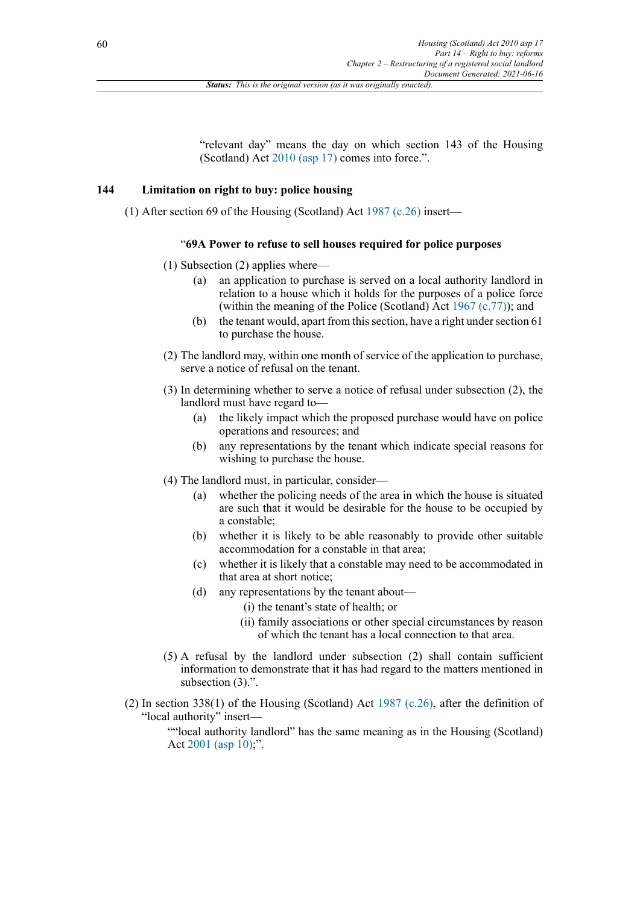"relevant day" means the day on which section 143 of the Housing (Scotland) Act 2010 (asp 17) comes into force.".

### 144 Limitation on right to buy: police housing

(1) After section 69 of the Housing (Scotland) Act 1987 (c.26) insert—

"**69A Power to refuse to sell houses required for police purposes**

(1) Subsection (2) applies where—

(a) an application to purchase is served on a local authority landlord in relation to a house which it holds for the purposes of a police force (within the meaning of the Police (Scotland) Act 1967 (c.77)); and

(b) the tenant would, apart from this section, have a right under section 61 to purchase the house.

(2) The landlord may, within one month of service of the application to purchase, serve a notice of refusal on the tenant.

(3) In determining whether to serve a notice of refusal under subsection (2), the landlord must have regard to—

(a) the likely impact which the proposed purchase would have on police operations and resources; and

(b) any representations by the tenant which indicate special reasons for wishing to purchase the house.

(4) The landlord must, in particular, consider—

(a) whether the policing needs of the area in which the house is situated are such that it would be desirable for the house to be occupied by a constable;

(b) whether it is likely to be able reasonably to provide other suitable accommodation for a constable in that area;

(c) whether it is likely that a constable may need to be accommodated in that area at short notice;

(d) any representations by the tenant about—

(i) the tenant's state of health; or

(ii) family associations or other special circumstances by reason of which the tenant has a local connection to that area.

(5) A refusal by the landlord under subsection (2) shall contain sufficient information to demonstrate that it has had regard to the matters mentioned in subsection (3).".

(2) In section 338(1) of the Housing (Scotland) Act 1987 (c.26), after the definition of "local authority" insert—

""local authority landlord" has the same meaning as in the Housing (Scotland) Act 2001 (asp 10);".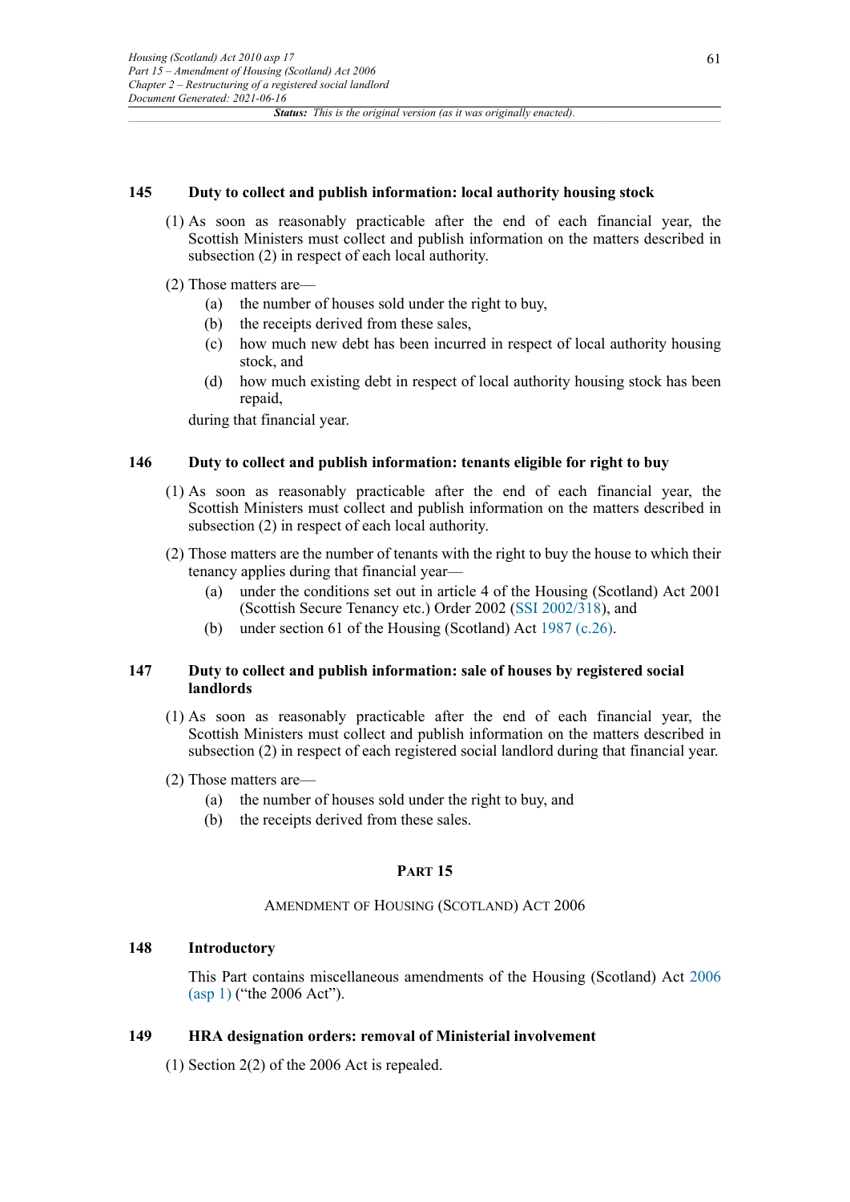### 145 Duty to collect and publish information: local authority housing stock

(1) As soon as reasonably practicable after the end of each financial year, the Scottish Ministers must collect and publish information on the matters described in subsection (2) in respect of each local authority.

(2) Those matters are—

(a) the number of houses sold under the right to buy,

(b) the receipts derived from these sales,

(c) how much new debt has been incurred in respect of local authority housing stock, and

(d) how much existing debt in respect of local authority housing stock has been repaid,

during that financial year.

### 146 Duty to collect and publish information: tenants eligible for right to buy

(1) As soon as reasonably practicable after the end of each financial year, the Scottish Ministers must collect and publish information on the matters described in subsection (2) in respect of each local authority.

(2) Those matters are the number of tenants with the right to buy the house to which their tenancy applies during that financial year—

(a) under the conditions set out in article 4 of the Housing (Scotland) Act 2001 (Scottish Secure Tenancy etc.) Order 2002 (SSI 2002/318), and

(b) under section 61 of the Housing (Scotland) Act 1987 (c.26).

### 147 Duty to collect and publish information: sale of houses by registered social landlords

(1) As soon as reasonably practicable after the end of each financial year, the Scottish Ministers must collect and publish information on the matters described in subsection (2) in respect of each registered social landlord during that financial year.

(2) Those matters are—

(a) the number of houses sold under the right to buy, and

(b) the receipts derived from these sales.

## PART 15

## AMENDMENT OF HOUSING (SCOTLAND) ACT 2006

### 148 Introductory

This Part contains miscellaneous amendments of the Housing (Scotland) Act 2006 (asp 1) ("the 2006 Act").

### 149 HRA designation orders: removal of Ministerial involvement

(1) Section 2(2) of the 2006 Act is repealed.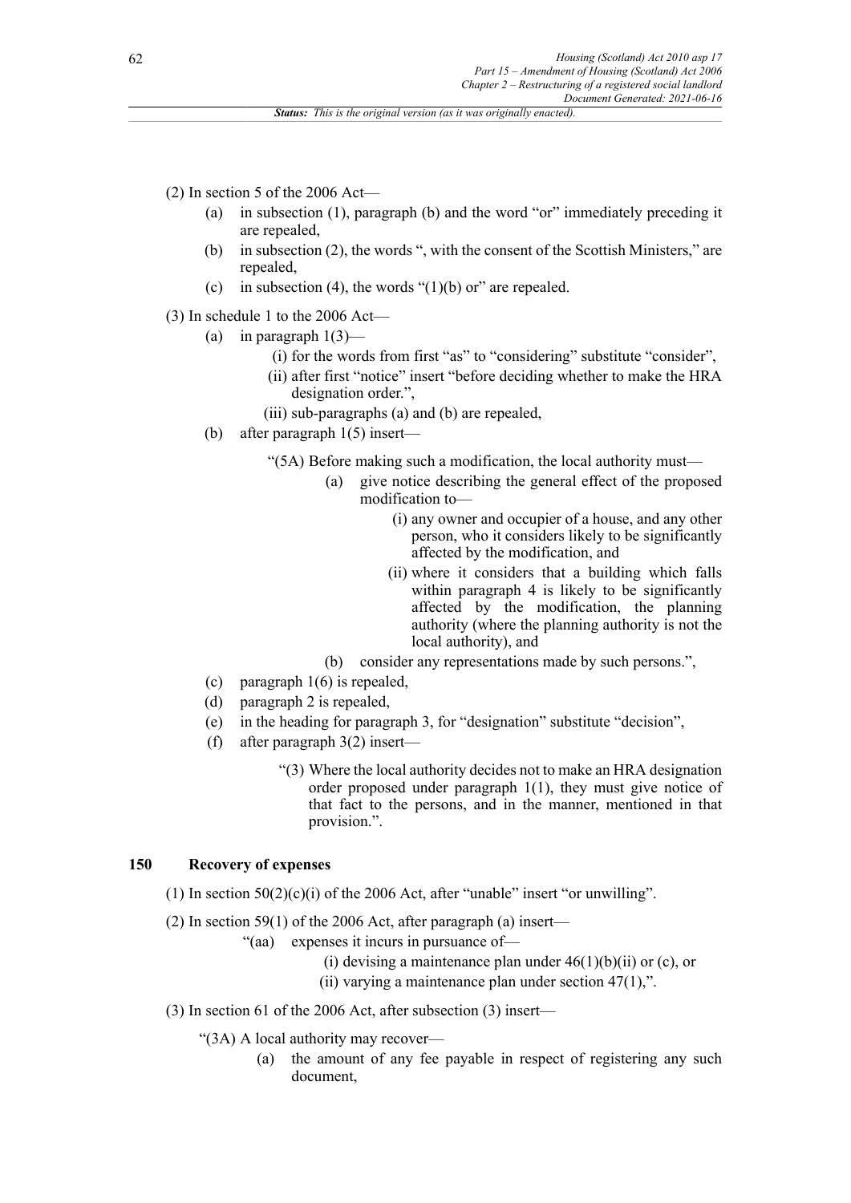(2) In section 5 of the 2006 Act—

- (a) in subsection (1), paragraph (b) and the word "or" immediately preceding it are repealed,
- (b) in subsection (2), the words ", with the consent of the Scottish Ministers," are repealed,
- (c) in subsection (4), the words "(1)(b) or" are repealed.

(3) In schedule 1 to the 2006 Act—

- (a) in paragraph 1(3)—
  - (i) for the words from first "as" to "considering" substitute "consider",
  - (ii) after first "notice" insert "before deciding whether to make the HRA designation order.",
  - (iii) sub-paragraphs (a) and (b) are repealed,
- (b) after paragraph 1(5) insert—

  "(5A) Before making such a modification, the local authority must—

  - (a) give notice describing the general effect of the proposed modification to—
    - (i) any owner and occupier of a house, and any other person, who it considers likely to be significantly affected by the modification, and
    - (ii) where it considers that a building which falls within paragraph 4 is likely to be significantly affected by the modification, the planning authority (where the planning authority is not the local authority), and
  - (b) consider any representations made by such persons.",
- (c) paragraph 1(6) is repealed,
- (d) paragraph 2 is repealed,
- (e) in the heading for paragraph 3, for "designation" substitute "decision",
- (f) after paragraph 3(2) insert—

  "(3) Where the local authority decides not to make an HRA designation order proposed under paragraph 1(1), they must give notice of that fact to the persons, and in the manner, mentioned in that provision.".

### 150 Recovery of expenses

(1) In section 50(2)(c)(i) of the 2006 Act, after "unable" insert "or unwilling".

(2) In section 59(1) of the 2006 Act, after paragraph (a) insert—

"(aa) expenses it incurs in pursuance of—

- (i) devising a maintenance plan under 46(1)(b)(ii) or (c), or
- (ii) varying a maintenance plan under section 47(1),".

(3) In section 61 of the 2006 Act, after subsection (3) insert—

"(3A) A local authority may recover—

- (a) the amount of any fee payable in respect of registering any such document,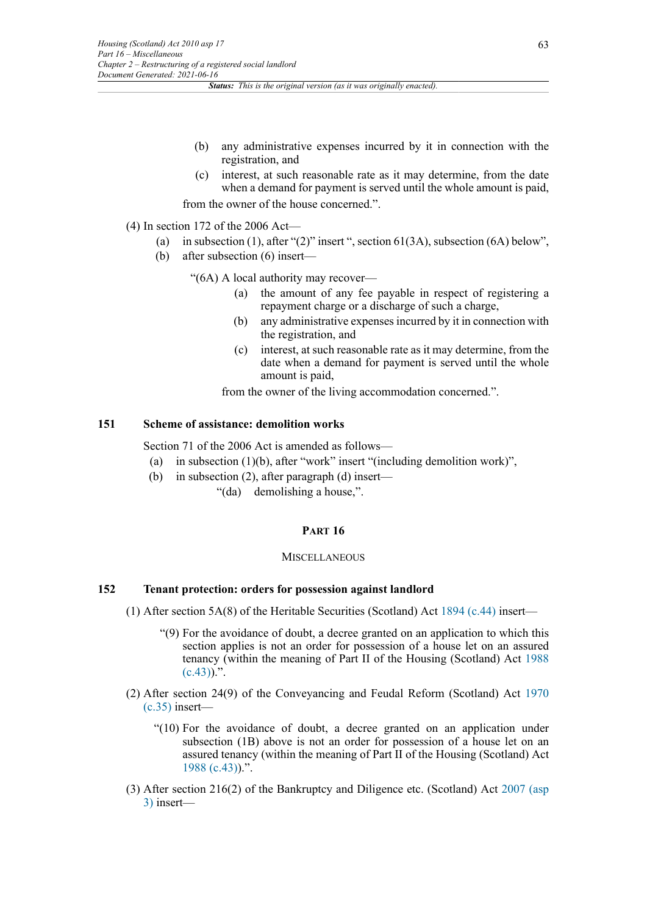(b) any administrative expenses incurred by it in connection with the registration, and

(c) interest, at such reasonable rate as it may determine, from the date when a demand for payment is served until the whole amount is paid,

from the owner of the house concerned.".

(4) In section 172 of the 2006 Act—

(a) in subsection (1), after "(2)" insert ", section 61(3A), subsection (6A) below",

(b) after subsection (6) insert—

"(6A) A local authority may recover—

(a) the amount of any fee payable in respect of registering a repayment charge or a discharge of such a charge,

(b) any administrative expenses incurred by it in connection with the registration, and

(c) interest, at such reasonable rate as it may determine, from the date when a demand for payment is served until the whole amount is paid,

from the owner of the living accommodation concerned.".

### 151 Scheme of assistance: demolition works

Section 71 of the 2006 Act is amended as follows—

(a) in subsection (1)(b), after "work" insert "(including demolition work)",

(b) in subsection (2), after paragraph (d) insert—

"(da) demolishing a house,".

## PART 16

## MISCELLANEOUS

### 152 Tenant protection: orders for possession against landlord

(1) After section 5A(8) of the Heritable Securities (Scotland) Act 1894 (c.44) insert—

"(9) For the avoidance of doubt, a decree granted on an application to which this section applies is not an order for possession of a house let on an assured tenancy (within the meaning of Part II of the Housing (Scotland) Act 1988 (c.43)).".

(2) After section 24(9) of the Conveyancing and Feudal Reform (Scotland) Act 1970 (c.35) insert—

"(10) For the avoidance of doubt, a decree granted on an application under subsection (1B) above is not an order for possession of a house let on an assured tenancy (within the meaning of Part II of the Housing (Scotland) Act 1988 (c.43)).".

(3) After section 216(2) of the Bankruptcy and Diligence etc. (Scotland) Act 2007 (asp 3) insert—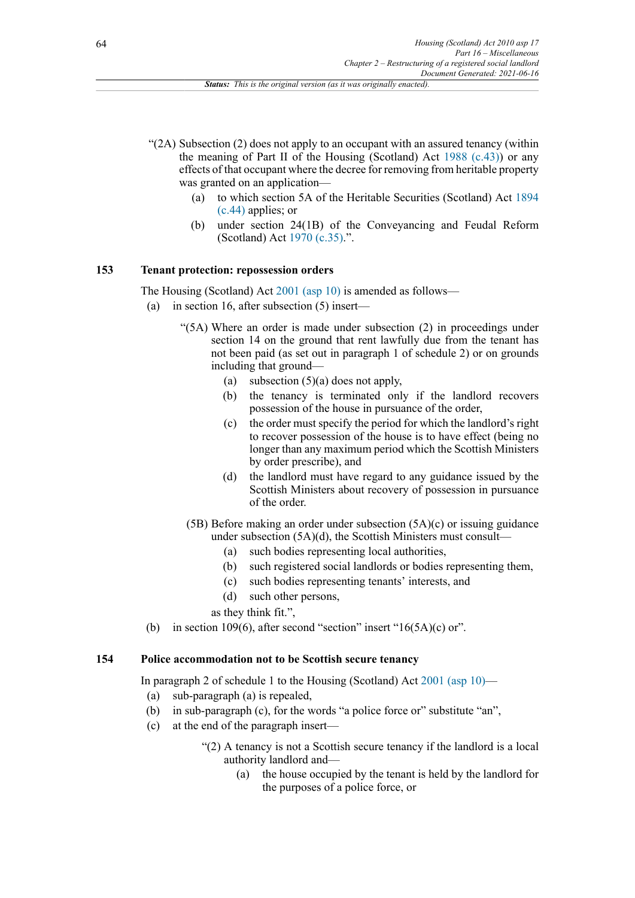"(2A) Subsection (2) does not apply to an occupant with an assured tenancy (within the meaning of Part II of the Housing (Scotland) Act 1988 (c.43)) or any effects of that occupant where the decree for removing from heritable property was granted on an application—

(a) to which section 5A of the Heritable Securities (Scotland) Act 1894 (c.44) applies; or

(b) under section 24(1B) of the Conveyancing and Feudal Reform (Scotland) Act 1970 (c.35).".

### 153 Tenant protection: repossession orders

The Housing (Scotland) Act 2001 (asp 10) is amended as follows—

(a) in section 16, after subsection (5) insert—

"(5A) Where an order is made under subsection (2) in proceedings under section 14 on the ground that rent lawfully due from the tenant has not been paid (as set out in paragraph 1 of schedule 2) or on grounds including that ground—

(a) subsection (5)(a) does not apply,

(b) the tenancy is terminated only if the landlord recovers possession of the house in pursuance of the order,

(c) the order must specify the period for which the landlord's right to recover possession of the house is to have effect (being no longer than any maximum period which the Scottish Ministers by order prescribe), and

(d) the landlord must have regard to any guidance issued by the Scottish Ministers about recovery of possession in pursuance of the order.

(5B) Before making an order under subsection (5A)(c) or issuing guidance under subsection (5A)(d), the Scottish Ministers must consult—

(a) such bodies representing local authorities,

(b) such registered social landlords or bodies representing them,

(c) such bodies representing tenants' interests, and

(d) such other persons,

as they think fit.",

(b) in section 109(6), after second "section" insert "16(5A)(c) or".

### 154 Police accommodation not to be Scottish secure tenancy

In paragraph 2 of schedule 1 to the Housing (Scotland) Act 2001 (asp 10)—

(a) sub-paragraph (a) is repealed,

(b) in sub-paragraph (c), for the words "a police force or" substitute "an",

(c) at the end of the paragraph insert—

"(2) A tenancy is not a Scottish secure tenancy if the landlord is a local authority landlord and—

(a) the house occupied by the tenant is held by the landlord for the purposes of a police force, or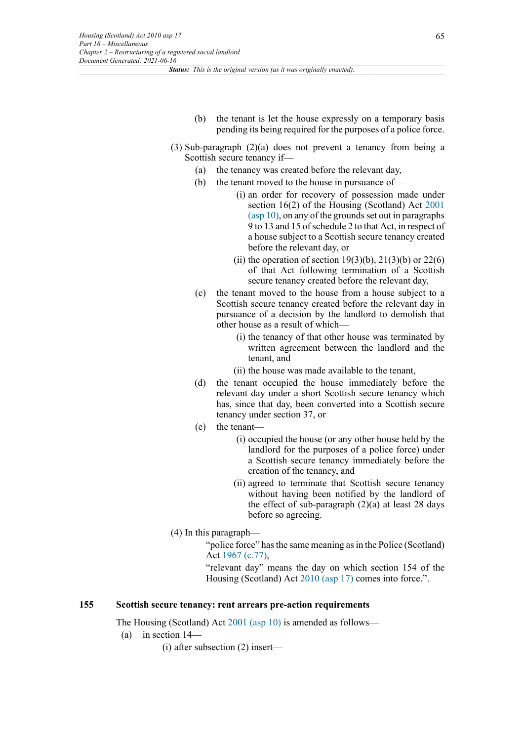(b) the tenant is let the house expressly on a temporary basis pending its being required for the purposes of a police force.

(3) Sub-paragraph (2)(a) does not prevent a tenancy from being a Scottish secure tenancy if—

(a) the tenancy was created before the relevant day,

(b) the tenant moved to the house in pursuance of—

(i) an order for recovery of possession made under section 16(2) of the Housing (Scotland) Act 2001 (asp 10), on any of the grounds set out in paragraphs 9 to 13 and 15 of schedule 2 to that Act, in respect of a house subject to a Scottish secure tenancy created before the relevant day, or

(ii) the operation of section 19(3)(b), 21(3)(b) or 22(6) of that Act following termination of a Scottish secure tenancy created before the relevant day,

(c) the tenant moved to the house from a house subject to a Scottish secure tenancy created before the relevant day in pursuance of a decision by the landlord to demolish that other house as a result of which—

(i) the tenancy of that other house was terminated by written agreement between the landlord and the tenant, and

(ii) the house was made available to the tenant,

(d) the tenant occupied the house immediately before the relevant day under a short Scottish secure tenancy which has, since that day, been converted into a Scottish secure tenancy under section 37, or

(e) the tenant—

(i) occupied the house (or any other house held by the landlord for the purposes of a police force) under a Scottish secure tenancy immediately before the creation of the tenancy, and

(ii) agreed to terminate that Scottish secure tenancy without having been notified by the landlord of the effect of sub-paragraph (2)(a) at least 28 days before so agreeing.

(4) In this paragraph—

"police force" has the same meaning as in the Police (Scotland) Act 1967 (c.77),

"relevant day" means the day on which section 154 of the Housing (Scotland) Act 2010 (asp 17) comes into force.".

**155 Scottish secure tenancy: rent arrears pre-action requirements**

The Housing (Scotland) Act 2001 (asp 10) is amended as follows—

(a) in section 14—

(i) after subsection (2) insert—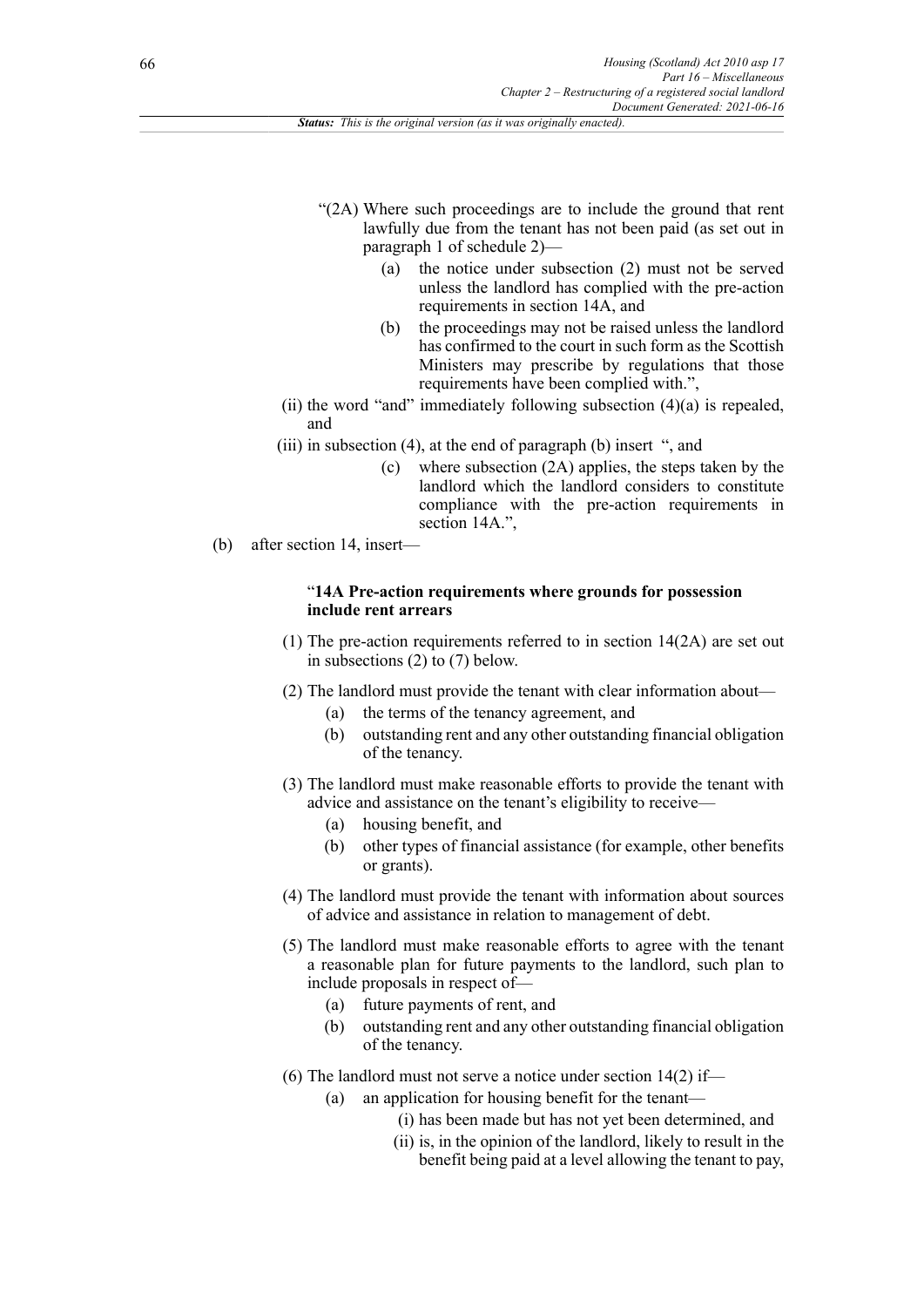"(2A) Where such proceedings are to include the ground that rent lawfully due from the tenant has not been paid (as set out in paragraph 1 of schedule 2)—

(a) the notice under subsection (2) must not be served unless the landlord has complied with the pre-action requirements in section 14A, and

(b) the proceedings may not be raised unless the landlord has confirmed to the court in such form as the Scottish Ministers may prescribe by regulations that those requirements have been complied with.",

(ii) the word "and" immediately following subsection (4)(a) is repealed, and

(iii) in subsection (4), at the end of paragraph (b) insert ", and

(c) where subsection (2A) applies, the steps taken by the landlord which the landlord considers to constitute compliance with the pre-action requirements in section 14A.",

(b) after section 14, insert—

"**14A Pre-action requirements where grounds for possession include rent arrears**

(1) The pre-action requirements referred to in section 14(2A) are set out in subsections (2) to (7) below.

(2) The landlord must provide the tenant with clear information about—

(a) the terms of the tenancy agreement, and

(b) outstanding rent and any other outstanding financial obligation of the tenancy.

(3) The landlord must make reasonable efforts to provide the tenant with advice and assistance on the tenant's eligibility to receive—

(a) housing benefit, and

(b) other types of financial assistance (for example, other benefits or grants).

(4) The landlord must provide the tenant with information about sources of advice and assistance in relation to management of debt.

(5) The landlord must make reasonable efforts to agree with the tenant a reasonable plan for future payments to the landlord, such plan to include proposals in respect of—

(a) future payments of rent, and

(b) outstanding rent and any other outstanding financial obligation of the tenancy.

(6) The landlord must not serve a notice under section 14(2) if—

(a) an application for housing benefit for the tenant—

(i) has been made but has not yet been determined, and

(ii) is, in the opinion of the landlord, likely to result in the benefit being paid at a level allowing the tenant to pay,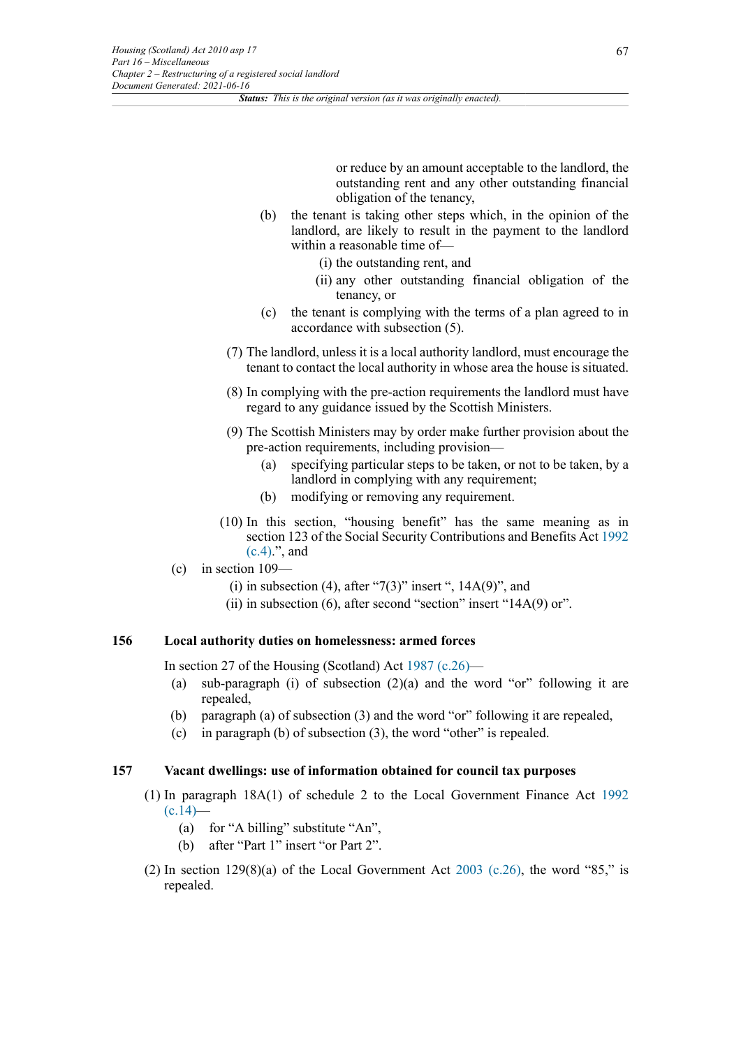or reduce by an amount acceptable to the landlord, the outstanding rent and any other outstanding financial obligation of the tenancy,

(b) the tenant is taking other steps which, in the opinion of the landlord, are likely to result in the payment to the landlord within a reasonable time of—

(i) the outstanding rent, and

(ii) any other outstanding financial obligation of the tenancy, or

(c) the tenant is complying with the terms of a plan agreed to in accordance with subsection (5).

(7) The landlord, unless it is a local authority landlord, must encourage the tenant to contact the local authority in whose area the house is situated.

(8) In complying with the pre-action requirements the landlord must have regard to any guidance issued by the Scottish Ministers.

(9) The Scottish Ministers may by order make further provision about the pre-action requirements, including provision—

(a) specifying particular steps to be taken, or not to be taken, by a landlord in complying with any requirement;

(b) modifying or removing any requirement.

(10) In this section, "housing benefit" has the same meaning as in section 123 of the Social Security Contributions and Benefits Act 1992 (c.4).", and

(c) in section 109—

(i) in subsection (4), after "7(3)" insert ", 14A(9)", and

(ii) in subsection (6), after second "section" insert "14A(9) or".

**156 Local authority duties on homelessness: armed forces**

In section 27 of the Housing (Scotland) Act 1987 (c.26)—

(a) sub-paragraph (i) of subsection (2)(a) and the word "or" following it are repealed,

(b) paragraph (a) of subsection (3) and the word "or" following it are repealed,

(c) in paragraph (b) of subsection (3), the word "other" is repealed.

**157 Vacant dwellings: use of information obtained for council tax purposes**

(1) In paragraph 18A(1) of schedule 2 to the Local Government Finance Act 1992 (c.14)—

(a) for "A billing" substitute "An",

(b) after "Part 1" insert "or Part 2".

(2) In section 129(8)(a) of the Local Government Act 2003 (c.26), the word "85," is repealed.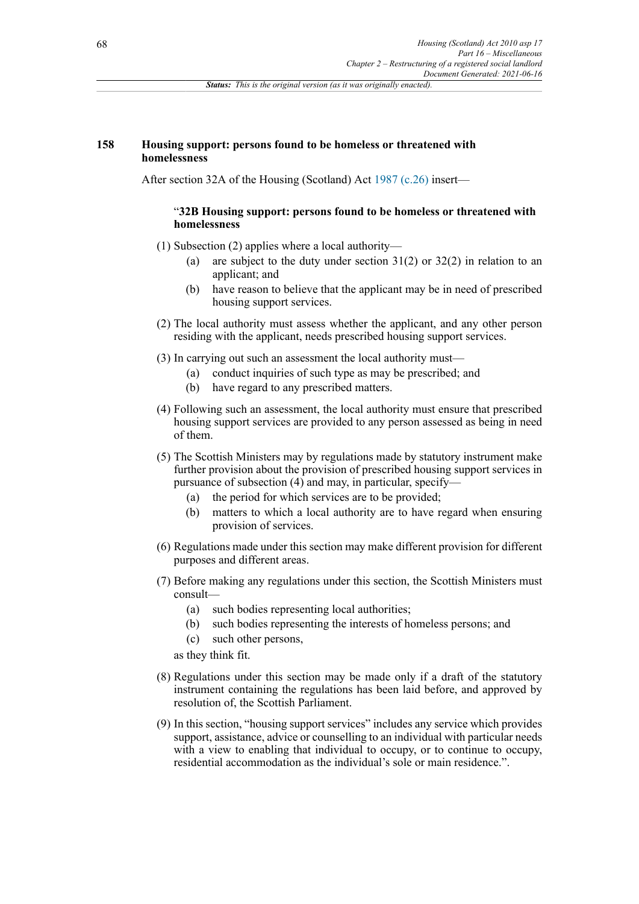### 158 Housing support: persons found to be homeless or threatened with homelessness

After section 32A of the Housing (Scotland) Act 1987 (c.26) insert—

"**32B Housing support: persons found to be homeless or threatened with homelessness**

(1) Subsection (2) applies where a local authority—

- (a) are subject to the duty under section 31(2) or 32(2) in relation to an applicant; and
- (b) have reason to believe that the applicant may be in need of prescribed housing support services.

(2) The local authority must assess whether the applicant, and any other person residing with the applicant, needs prescribed housing support services.

(3) In carrying out such an assessment the local authority must—

- (a) conduct inquiries of such type as may be prescribed; and
- (b) have regard to any prescribed matters.

(4) Following such an assessment, the local authority must ensure that prescribed housing support services are provided to any person assessed as being in need of them.

(5) The Scottish Ministers may by regulations made by statutory instrument make further provision about the provision of prescribed housing support services in pursuance of subsection (4) and may, in particular, specify—

- (a) the period for which services are to be provided;
- (b) matters to which a local authority are to have regard when ensuring provision of services.

(6) Regulations made under this section may make different provision for different purposes and different areas.

(7) Before making any regulations under this section, the Scottish Ministers must consult—

- (a) such bodies representing local authorities;
- (b) such bodies representing the interests of homeless persons; and
- (c) such other persons,

as they think fit.

(8) Regulations under this section may be made only if a draft of the statutory instrument containing the regulations has been laid before, and approved by resolution of, the Scottish Parliament.

(9) In this section, "housing support services" includes any service which provides support, assistance, advice or counselling to an individual with particular needs with a view to enabling that individual to occupy, or to continue to occupy, residential accommodation as the individual's sole or main residence.".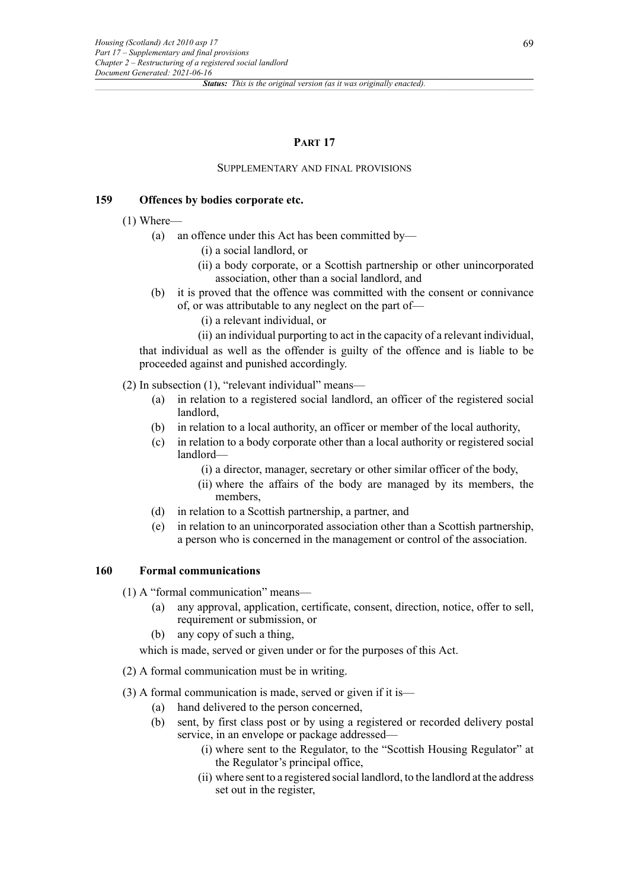## PART 17

### SUPPLEMENTARY AND FINAL PROVISIONS

### 159 Offences by bodies corporate etc.

(1) Where—

(a) an offence under this Act has been committed by—

(i) a social landlord, or

(ii) a body corporate, or a Scottish partnership or other unincorporated association, other than a social landlord, and

(b) it is proved that the offence was committed with the consent or connivance of, or was attributable to any neglect on the part of—

(i) a relevant individual, or

(ii) an individual purporting to act in the capacity of a relevant individual,

that individual as well as the offender is guilty of the offence and is liable to be proceeded against and punished accordingly.

(2) In subsection (1), "relevant individual" means—

(a) in relation to a registered social landlord, an officer of the registered social landlord,

(b) in relation to a local authority, an officer or member of the local authority,

(c) in relation to a body corporate other than a local authority or registered social landlord—

(i) a director, manager, secretary or other similar officer of the body,

(ii) where the affairs of the body are managed by its members, the members,

(d) in relation to a Scottish partnership, a partner, and

(e) in relation to an unincorporated association other than a Scottish partnership, a person who is concerned in the management or control of the association.

### 160 Formal communications

(1) A "formal communication" means—

(a) any approval, application, certificate, consent, direction, notice, offer to sell, requirement or submission, or

(b) any copy of such a thing,

which is made, served or given under or for the purposes of this Act.

(2) A formal communication must be in writing.

(3) A formal communication is made, served or given if it is—

(a) hand delivered to the person concerned,

(b) sent, by first class post or by using a registered or recorded delivery postal service, in an envelope or package addressed—

(i) where sent to the Regulator, to the "Scottish Housing Regulator" at the Regulator's principal office,

(ii) where sent to a registered social landlord, to the landlord at the address set out in the register,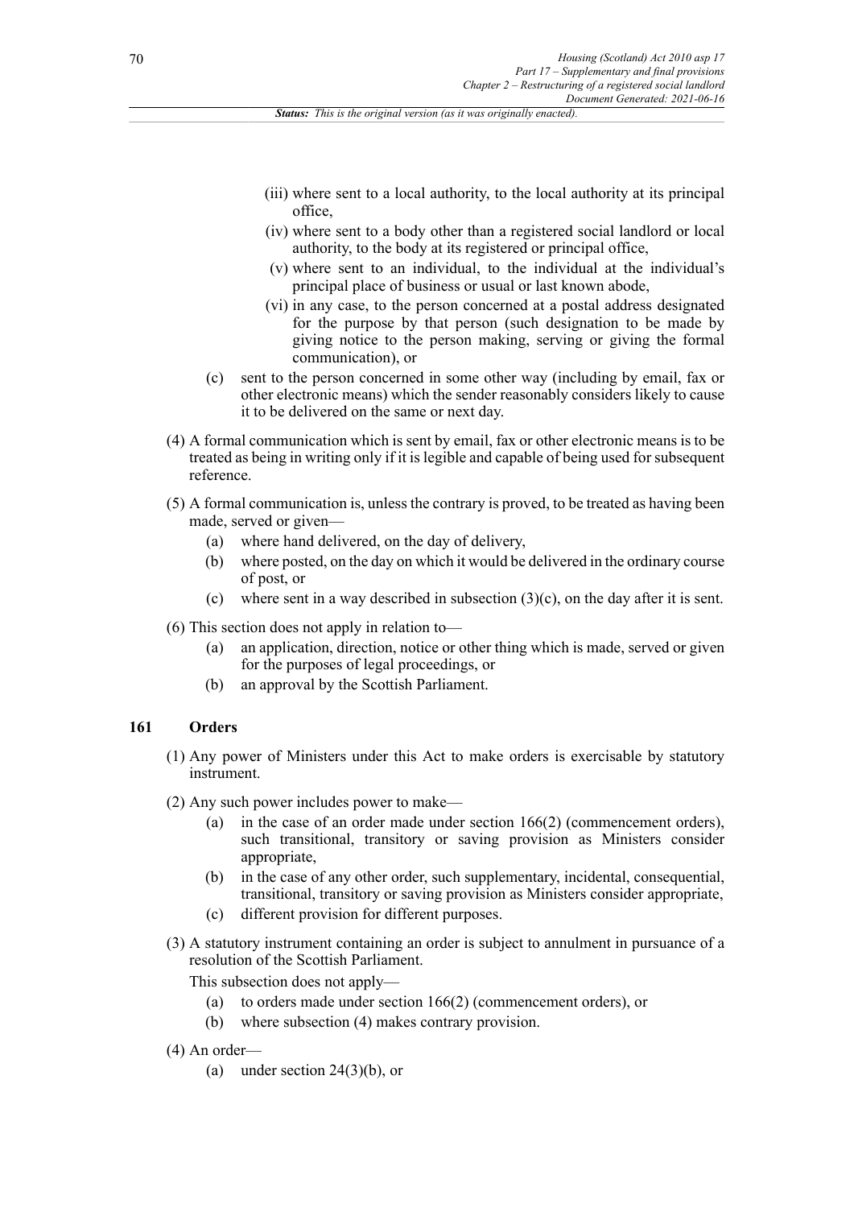(iii) where sent to a local authority, to the local authority at its principal office,

(iv) where sent to a body other than a registered social landlord or local authority, to the body at its registered or principal office,

(v) where sent to an individual, to the individual at the individual's principal place of business or usual or last known abode,

(vi) in any case, to the person concerned at a postal address designated for the purpose by that person (such designation to be made by giving notice to the person making, serving or giving the formal communication), or

(c) sent to the person concerned in some other way (including by email, fax or other electronic means) which the sender reasonably considers likely to cause it to be delivered on the same or next day.

(4) A formal communication which is sent by email, fax or other electronic means is to be treated as being in writing only if it is legible and capable of being used for subsequent reference.

(5) A formal communication is, unless the contrary is proved, to be treated as having been made, served or given—

(a) where hand delivered, on the day of delivery,

(b) where posted, on the day on which it would be delivered in the ordinary course of post, or

(c) where sent in a way described in subsection (3)(c), on the day after it is sent.

(6) This section does not apply in relation to—

(a) an application, direction, notice or other thing which is made, served or given for the purposes of legal proceedings, or

(b) an approval by the Scottish Parliament.

### 161 Orders

(1) Any power of Ministers under this Act to make orders is exercisable by statutory instrument.

(2) Any such power includes power to make—

(a) in the case of an order made under section 166(2) (commencement orders), such transitional, transitory or saving provision as Ministers consider appropriate,

(b) in the case of any other order, such supplementary, incidental, consequential, transitional, transitory or saving provision as Ministers consider appropriate,

(c) different provision for different purposes.

(3) A statutory instrument containing an order is subject to annulment in pursuance of a resolution of the Scottish Parliament.

This subsection does not apply—

(a) to orders made under section 166(2) (commencement orders), or

(b) where subsection (4) makes contrary provision.

(4) An order—

(a) under section 24(3)(b), or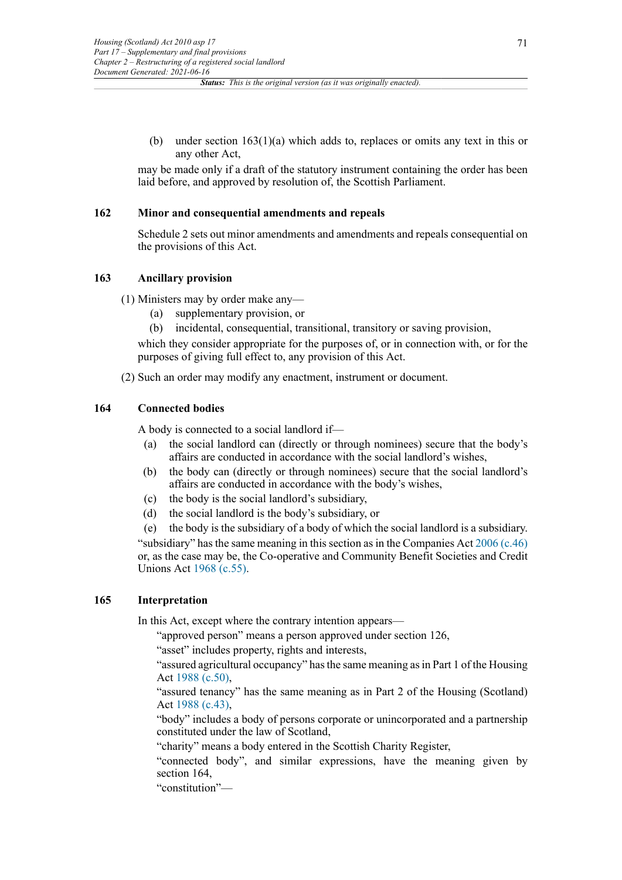(b) under section 163(1)(a) which adds to, replaces or omits any text in this or any other Act,

may be made only if a draft of the statutory instrument containing the order has been laid before, and approved by resolution of, the Scottish Parliament.

## 162 Minor and consequential amendments and repeals

Schedule 2 sets out minor amendments and amendments and repeals consequential on the provisions of this Act.

## 163 Ancillary provision

(1) Ministers may by order make any—

(a) supplementary provision, or

(b) incidental, consequential, transitional, transitory or saving provision,

which they consider appropriate for the purposes of, or in connection with, or for the purposes of giving full effect to, any provision of this Act.

(2) Such an order may modify any enactment, instrument or document.

## 164 Connected bodies

A body is connected to a social landlord if—

(a) the social landlord can (directly or through nominees) secure that the body's affairs are conducted in accordance with the social landlord's wishes,

(b) the body can (directly or through nominees) secure that the social landlord's affairs are conducted in accordance with the body's wishes,

(c) the body is the social landlord's subsidiary,

(d) the social landlord is the body's subsidiary, or

(e) the body is the subsidiary of a body of which the social landlord is a subsidiary.

"subsidiary" has the same meaning in this section as in the Companies Act 2006 (c.46) or, as the case may be, the Co-operative and Community Benefit Societies and Credit Unions Act 1968 (c.55).

## 165 Interpretation

In this Act, except where the contrary intention appears—

"approved person" means a person approved under section 126,

"asset" includes property, rights and interests,

"assured agricultural occupancy" has the same meaning as in Part 1 of the Housing Act 1988 (c.50),

"assured tenancy" has the same meaning as in Part 2 of the Housing (Scotland) Act 1988 (c.43),

"body" includes a body of persons corporate or unincorporated and a partnership constituted under the law of Scotland,

"charity" means a body entered in the Scottish Charity Register,

"connected body", and similar expressions, have the meaning given by section 164,

"constitution"—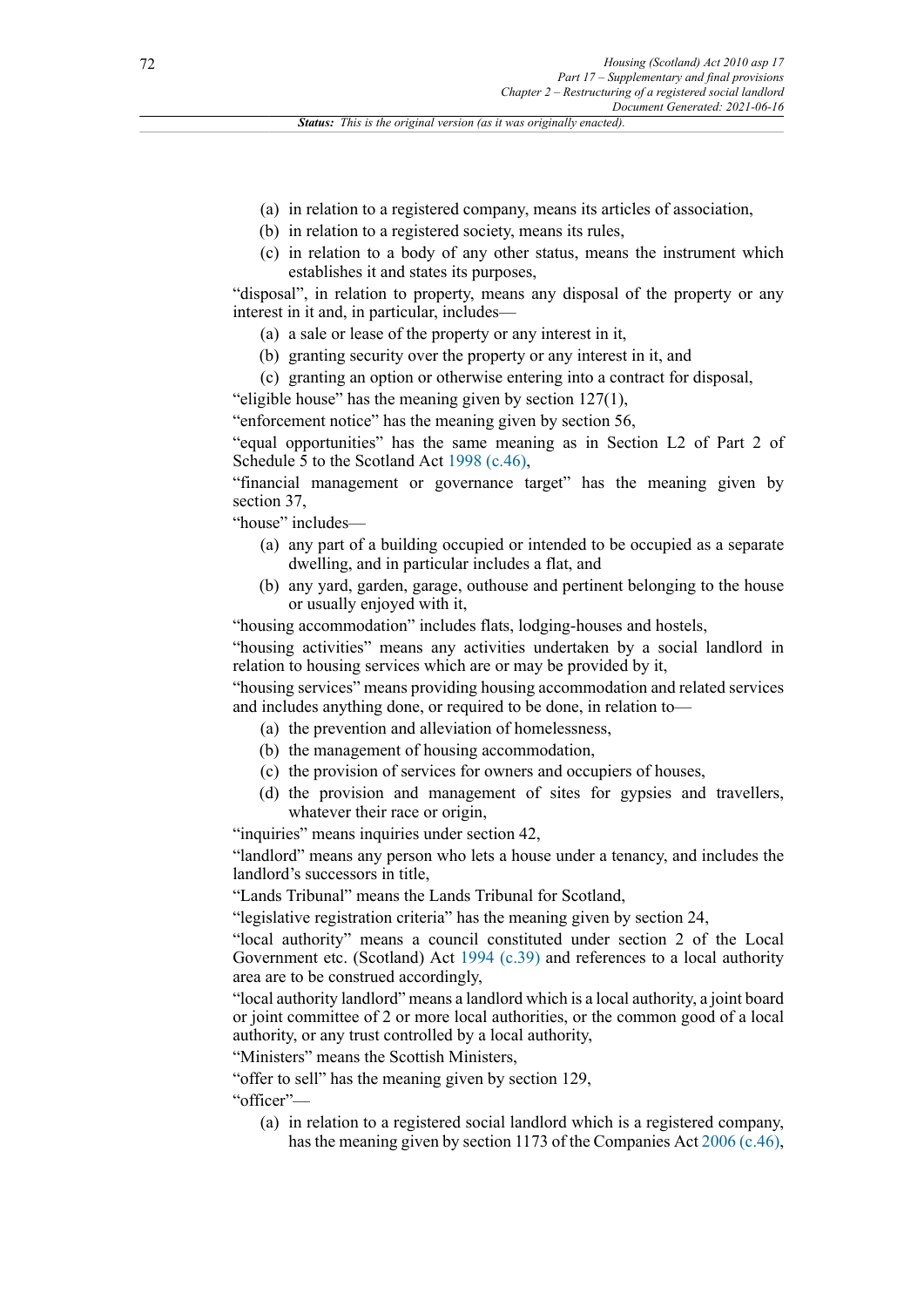(a) in relation to a registered company, means its articles of association,
(b) in relation to a registered society, means its rules,
(c) in relation to a body of any other status, means the instrument which establishes it and states its purposes,

"disposal", in relation to property, means any disposal of the property or any interest in it and, in particular, includes—

(a) a sale or lease of the property or any interest in it,
(b) granting security over the property or any interest in it, and
(c) granting an option or otherwise entering into a contract for disposal,

"eligible house" has the meaning given by section 127(1),

"enforcement notice" has the meaning given by section 56,

"equal opportunities" has the same meaning as in Section L2 of Part 2 of Schedule 5 to the Scotland Act 1998 (c.46),

"financial management or governance target" has the meaning given by section 37,

"house" includes—

(a) any part of a building occupied or intended to be occupied as a separate dwelling, and in particular includes a flat, and
(b) any yard, garden, garage, outhouse and pertinent belonging to the house or usually enjoyed with it,

"housing accommodation" includes flats, lodging-houses and hostels,

"housing activities" means any activities undertaken by a social landlord in relation to housing services which are or may be provided by it,

"housing services" means providing housing accommodation and related services and includes anything done, or required to be done, in relation to—

(a) the prevention and alleviation of homelessness,
(b) the management of housing accommodation,
(c) the provision of services for owners and occupiers of houses,
(d) the provision and management of sites for gypsies and travellers, whatever their race or origin,

"inquiries" means inquiries under section 42,

"landlord" means any person who lets a house under a tenancy, and includes the landlord's successors in title,

"Lands Tribunal" means the Lands Tribunal for Scotland,

"legislative registration criteria" has the meaning given by section 24,

"local authority" means a council constituted under section 2 of the Local Government etc. (Scotland) Act 1994 (c.39) and references to a local authority area are to be construed accordingly,

"local authority landlord" means a landlord which is a local authority, a joint board or joint committee of 2 or more local authorities, or the common good of a local authority, or any trust controlled by a local authority,

"Ministers" means the Scottish Ministers,

"offer to sell" has the meaning given by section 129,

"officer"—

(a) in relation to a registered social landlord which is a registered company, has the meaning given by section 1173 of the Companies Act 2006 (c.46),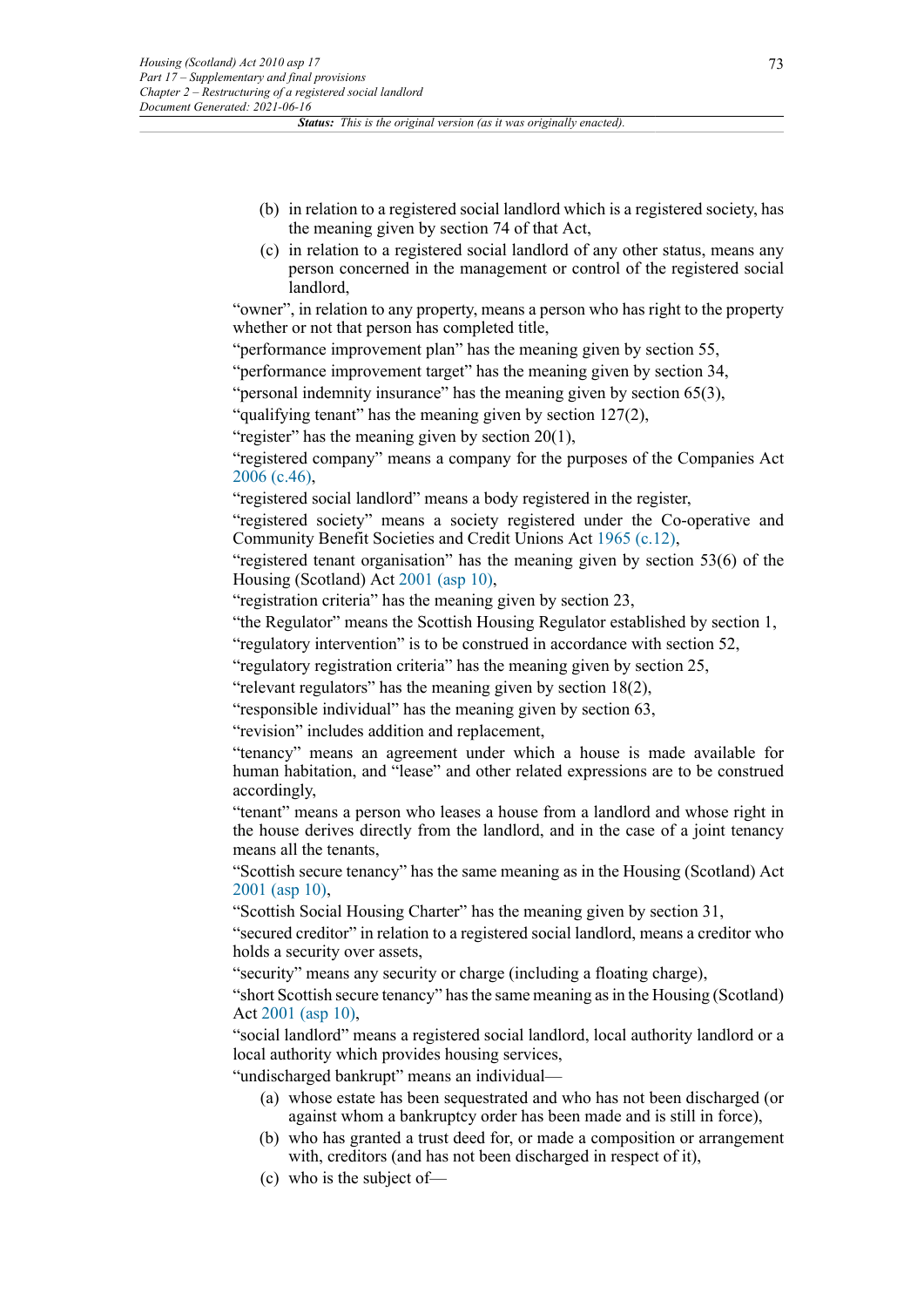(b) in relation to a registered social landlord which is a registered society, has the meaning given by section 74 of that Act,

(c) in relation to a registered social landlord of any other status, means any person concerned in the management or control of the registered social landlord,

"owner", in relation to any property, means a person who has right to the property whether or not that person has completed title,

"performance improvement plan" has the meaning given by section 55,

"performance improvement target" has the meaning given by section 34,

"personal indemnity insurance" has the meaning given by section 65(3),

"qualifying tenant" has the meaning given by section 127(2),

"register" has the meaning given by section 20(1),

"registered company" means a company for the purposes of the Companies Act 2006 (c.46),

"registered social landlord" means a body registered in the register,

"registered society" means a society registered under the Co-operative and Community Benefit Societies and Credit Unions Act 1965 (c.12),

"registered tenant organisation" has the meaning given by section 53(6) of the Housing (Scotland) Act 2001 (asp 10),

"registration criteria" has the meaning given by section 23,

"the Regulator" means the Scottish Housing Regulator established by section 1,

"regulatory intervention" is to be construed in accordance with section 52,

"regulatory registration criteria" has the meaning given by section 25,

"relevant regulators" has the meaning given by section 18(2),

"responsible individual" has the meaning given by section 63,

"revision" includes addition and replacement,

"tenancy" means an agreement under which a house is made available for human habitation, and "lease" and other related expressions are to be construed accordingly,

"tenant" means a person who leases a house from a landlord and whose right in the house derives directly from the landlord, and in the case of a joint tenancy means all the tenants,

"Scottish secure tenancy" has the same meaning as in the Housing (Scotland) Act 2001 (asp 10),

"Scottish Social Housing Charter" has the meaning given by section 31,

"secured creditor" in relation to a registered social landlord, means a creditor who holds a security over assets,

"security" means any security or charge (including a floating charge),

"short Scottish secure tenancy" has the same meaning as in the Housing (Scotland) Act 2001 (asp 10),

"social landlord" means a registered social landlord, local authority landlord or a local authority which provides housing services,

"undischarged bankrupt" means an individual—

(a) whose estate has been sequestrated and who has not been discharged (or against whom a bankruptcy order has been made and is still in force),

(b) who has granted a trust deed for, or made a composition or arrangement with, creditors (and has not been discharged in respect of it),

(c) who is the subject of—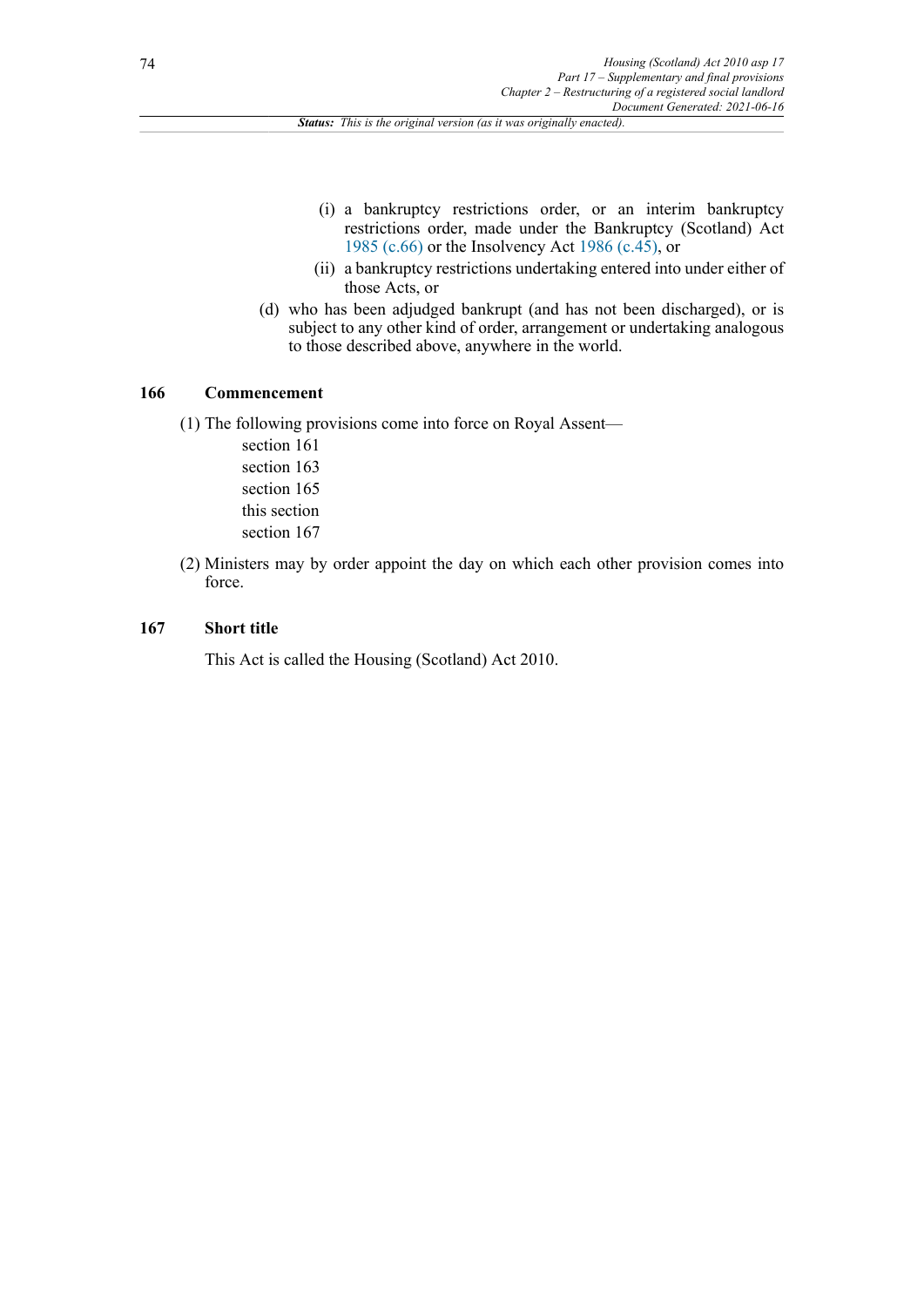(i) a bankruptcy restrictions order, or an interim bankruptcy restrictions order, made under the Bankruptcy (Scotland) Act 1985 (c.66) or the Insolvency Act 1986 (c.45), or

(ii) a bankruptcy restrictions undertaking entered into under either of those Acts, or

(d) who has been adjudged bankrupt (and has not been discharged), or is subject to any other kind of order, arrangement or undertaking analogous to those described above, anywhere in the world.

**166 Commencement**

(1) The following provisions come into force on Royal Assent—

section 161
section 163
section 165
this section
section 167

(2) Ministers may by order appoint the day on which each other provision comes into force.

**167 Short title**

This Act is called the Housing (Scotland) Act 2010.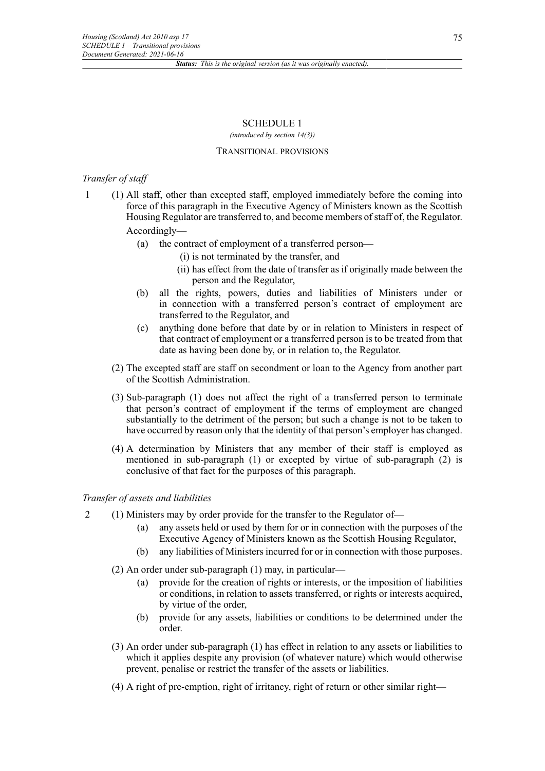## SCHEDULE 1

*(introduced by section 14(3))*

### TRANSITIONAL PROVISIONS

*Transfer of staff*

1 (1) All staff, other than excepted staff, employed immediately before the coming into force of this paragraph in the Executive Agency of Ministers known as the Scottish Housing Regulator are transferred to, and become members of staff of, the Regulator.

Accordingly—

(a) the contract of employment of a transferred person—

(i) is not terminated by the transfer, and

(ii) has effect from the date of transfer as if originally made between the person and the Regulator,

(b) all the rights, powers, duties and liabilities of Ministers under or in connection with a transferred person's contract of employment are transferred to the Regulator, and

(c) anything done before that date by or in relation to Ministers in respect of that contract of employment or a transferred person is to be treated from that date as having been done by, or in relation to, the Regulator.

(2) The excepted staff are staff on secondment or loan to the Agency from another part of the Scottish Administration.

(3) Sub-paragraph (1) does not affect the right of a transferred person to terminate that person's contract of employment if the terms of employment are changed substantially to the detriment of the person; but such a change is not to be taken to have occurred by reason only that the identity of that person's employer has changed.

(4) A determination by Ministers that any member of their staff is employed as mentioned in sub-paragraph (1) or excepted by virtue of sub-paragraph (2) is conclusive of that fact for the purposes of this paragraph.

*Transfer of assets and liabilities*

2 (1) Ministers may by order provide for the transfer to the Regulator of—

(a) any assets held or used by them for or in connection with the purposes of the Executive Agency of Ministers known as the Scottish Housing Regulator,

(b) any liabilities of Ministers incurred for or in connection with those purposes.

(2) An order under sub-paragraph (1) may, in particular—

(a) provide for the creation of rights or interests, or the imposition of liabilities or conditions, in relation to assets transferred, or rights or interests acquired, by virtue of the order,

(b) provide for any assets, liabilities or conditions to be determined under the order.

(3) An order under sub-paragraph (1) has effect in relation to any assets or liabilities to which it applies despite any provision (of whatever nature) which would otherwise prevent, penalise or restrict the transfer of the assets or liabilities.

(4) A right of pre-emption, right of irritancy, right of return or other similar right—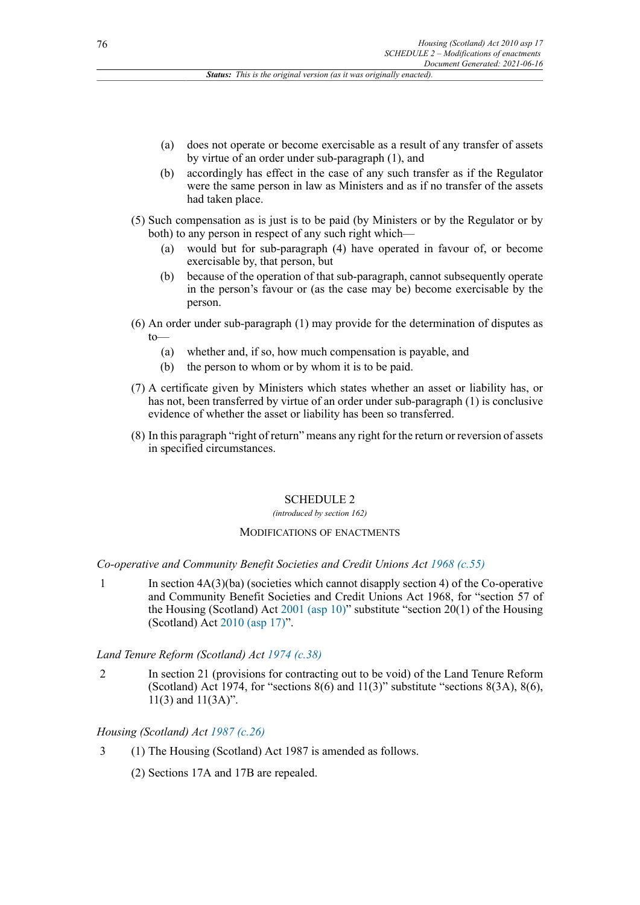(a) does not operate or become exercisable as a result of any transfer of assets by virtue of an order under sub-paragraph (1), and

(b) accordingly has effect in the case of any such transfer as if the Regulator were the same person in law as Ministers and as if no transfer of the assets had taken place.

(5) Such compensation as is just is to be paid (by Ministers or by the Regulator or by both) to any person in respect of any such right which—

(a) would but for sub-paragraph (4) have operated in favour of, or become exercisable by, that person, but

(b) because of the operation of that sub-paragraph, cannot subsequently operate in the person's favour or (as the case may be) become exercisable by the person.

(6) An order under sub-paragraph (1) may provide for the determination of disputes as to—

(a) whether and, if so, how much compensation is payable, and

(b) the person to whom or by whom it is to be paid.

(7) A certificate given by Ministers which states whether an asset or liability has, or has not, been transferred by virtue of an order under sub-paragraph (1) is conclusive evidence of whether the asset or liability has been so transferred.

(8) In this paragraph "right of return" means any right for the return or reversion of assets in specified circumstances.

# SCHEDULE 2

*(introduced by section 162)*

## MODIFICATIONS OF ENACTMENTS

*Co-operative and Community Benefit Societies and Credit Unions Act 1968 (c.55)*

1 In section 4A(3)(ba) (societies which cannot disapply section 4) of the Co-operative and Community Benefit Societies and Credit Unions Act 1968, for "section 57 of the Housing (Scotland) Act 2001 (asp 10)" substitute "section 20(1) of the Housing (Scotland) Act 2010 (asp 17)".

*Land Tenure Reform (Scotland) Act 1974 (c.38)*

2 In section 21 (provisions for contracting out to be void) of the Land Tenure Reform (Scotland) Act 1974, for "sections 8(6) and 11(3)" substitute "sections 8(3A), 8(6), 11(3) and 11(3A)".

*Housing (Scotland) Act 1987 (c.26)*

3 (1) The Housing (Scotland) Act 1987 is amended as follows.

(2) Sections 17A and 17B are repealed.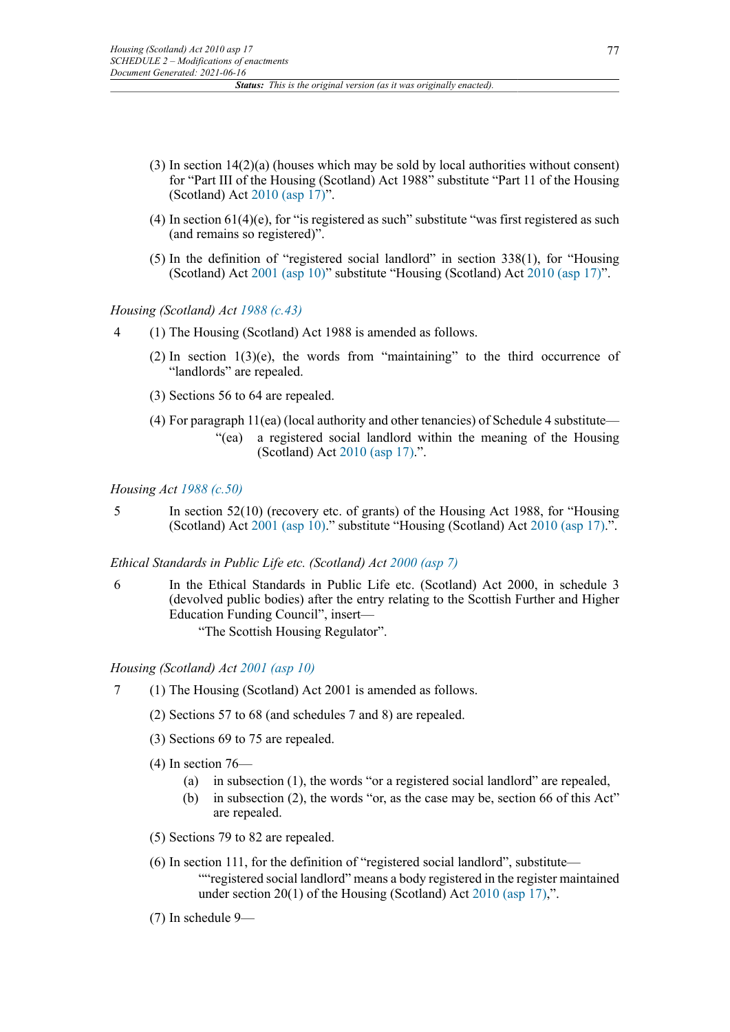(3) In section 14(2)(a) (houses which may be sold by local authorities without consent) for "Part III of the Housing (Scotland) Act 1988" substitute "Part 11 of the Housing (Scotland) Act 2010 (asp 17)".

(4) In section 61(4)(e), for "is registered as such" substitute "was first registered as such (and remains so registered)".

(5) In the definition of "registered social landlord" in section 338(1), for "Housing (Scotland) Act 2001 (asp 10)" substitute "Housing (Scotland) Act 2010 (asp 17)".

*Housing (Scotland) Act 1988 (c.43)*

4 (1) The Housing (Scotland) Act 1988 is amended as follows.

(2) In section 1(3)(e), the words from "maintaining" to the third occurrence of "landlords" are repealed.

(3) Sections 56 to 64 are repealed.

(4) For paragraph 11(ea) (local authority and other tenancies) of Schedule 4 substitute—

"(ea) a registered social landlord within the meaning of the Housing (Scotland) Act 2010 (asp 17).".

*Housing Act 1988 (c.50)*

5 In section 52(10) (recovery etc. of grants) of the Housing Act 1988, for "Housing (Scotland) Act 2001 (asp 10)." substitute "Housing (Scotland) Act 2010 (asp 17).".

*Ethical Standards in Public Life etc. (Scotland) Act 2000 (asp 7)*

6 In the Ethical Standards in Public Life etc. (Scotland) Act 2000, in schedule 3 (devolved public bodies) after the entry relating to the Scottish Further and Higher Education Funding Council", insert—

"The Scottish Housing Regulator".

*Housing (Scotland) Act 2001 (asp 10)*

7 (1) The Housing (Scotland) Act 2001 is amended as follows.

(2) Sections 57 to 68 (and schedules 7 and 8) are repealed.

(3) Sections 69 to 75 are repealed.

(4) In section 76—

(a) in subsection (1), the words "or a registered social landlord" are repealed,

(b) in subsection (2), the words "or, as the case may be, section 66 of this Act" are repealed.

(5) Sections 79 to 82 are repealed.

(6) In section 111, for the definition of "registered social landlord", substitute—

""registered social landlord" means a body registered in the register maintained under section 20(1) of the Housing (Scotland) Act 2010 (asp 17),".

(7) In schedule 9—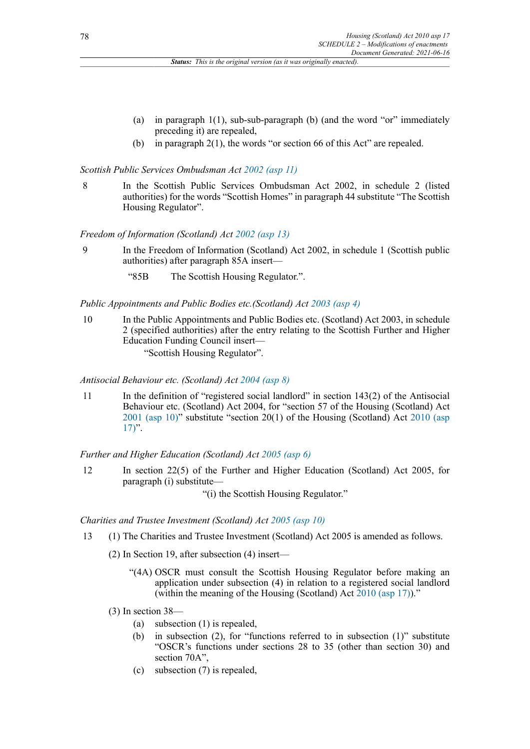(a) in paragraph 1(1), sub-sub-paragraph (b) (and the word "or" immediately preceding it) are repealed,

(b) in paragraph 2(1), the words "or section 66 of this Act" are repealed.

*Scottish Public Services Ombudsman Act 2002 (asp 11)*

8 In the Scottish Public Services Ombudsman Act 2002, in schedule 2 (listed authorities) for the words "Scottish Homes" in paragraph 44 substitute "The Scottish Housing Regulator".

*Freedom of Information (Scotland) Act 2002 (asp 13)*

9 In the Freedom of Information (Scotland) Act 2002, in schedule 1 (Scottish public authorities) after paragraph 85A insert—

"85B The Scottish Housing Regulator.".

*Public Appointments and Public Bodies etc.(Scotland) Act 2003 (asp 4)*

10 In the Public Appointments and Public Bodies etc. (Scotland) Act 2003, in schedule 2 (specified authorities) after the entry relating to the Scottish Further and Higher Education Funding Council insert—

"Scottish Housing Regulator".

*Antisocial Behaviour etc. (Scotland) Act 2004 (asp 8)*

11 In the definition of "registered social landlord" in section 143(2) of the Antisocial Behaviour etc. (Scotland) Act 2004, for "section 57 of the Housing (Scotland) Act 2001 (asp 10)" substitute "section 20(1) of the Housing (Scotland) Act 2010 (asp 17)".

*Further and Higher Education (Scotland) Act 2005 (asp 6)*

12 In section 22(5) of the Further and Higher Education (Scotland) Act 2005, for paragraph (i) substitute—

"(i) the Scottish Housing Regulator."

*Charities and Trustee Investment (Scotland) Act 2005 (asp 10)*

13 (1) The Charities and Trustee Investment (Scotland) Act 2005 is amended as follows.

(2) In Section 19, after subsection (4) insert—

"(4A) OSCR must consult the Scottish Housing Regulator before making an application under subsection (4) in relation to a registered social landlord (within the meaning of the Housing (Scotland) Act 2010 (asp 17))."

(3) In section 38—

(a) subsection (1) is repealed,

(b) in subsection (2), for "functions referred to in subsection (1)" substitute "OSCR's functions under sections 28 to 35 (other than section 30) and section 70A",

(c) subsection (7) is repealed,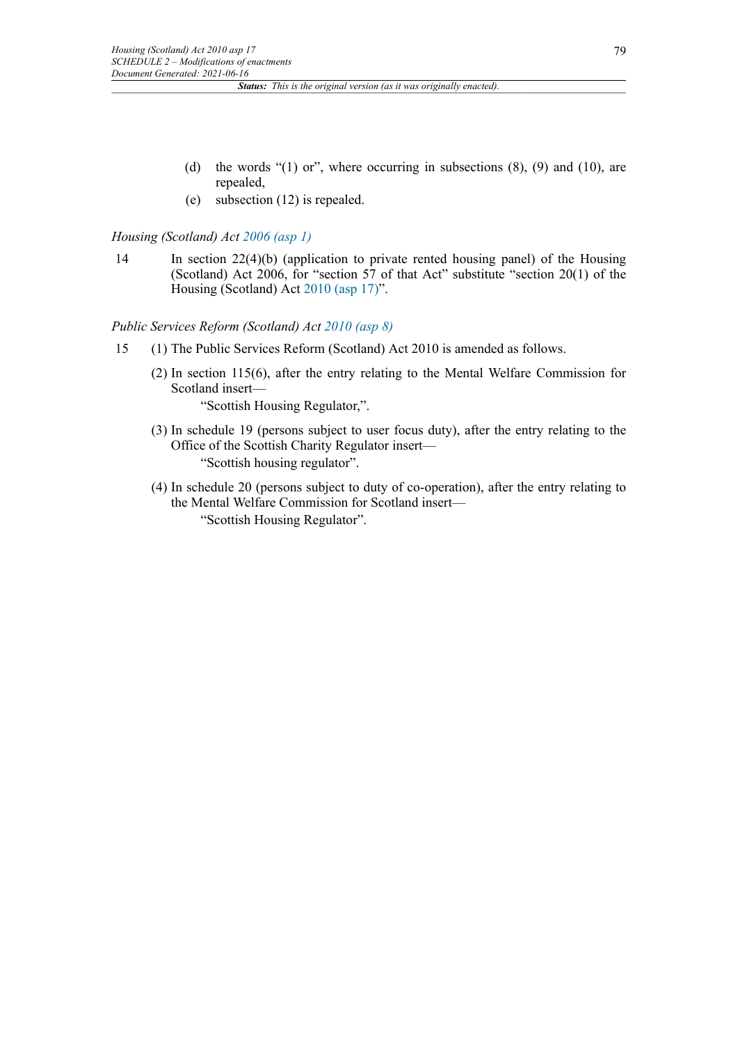(d) the words "(1) or", where occurring in subsections (8), (9) and (10), are repealed,

(e) subsection (12) is repealed.

*Housing (Scotland) Act 2006 (asp 1)*

14 In section 22(4)(b) (application to private rented housing panel) of the Housing (Scotland) Act 2006, for "section 57 of that Act" substitute "section 20(1) of the Housing (Scotland) Act 2010 (asp 17)".

*Public Services Reform (Scotland) Act 2010 (asp 8)*

15 (1) The Public Services Reform (Scotland) Act 2010 is amended as follows.

(2) In section 115(6), after the entry relating to the Mental Welfare Commission for Scotland insert—

"Scottish Housing Regulator,".

(3) In schedule 19 (persons subject to user focus duty), after the entry relating to the Office of the Scottish Charity Regulator insert—

"Scottish housing regulator".

(4) In schedule 20 (persons subject to duty of co-operation), after the entry relating to the Mental Welfare Commission for Scotland insert—

"Scottish Housing Regulator".